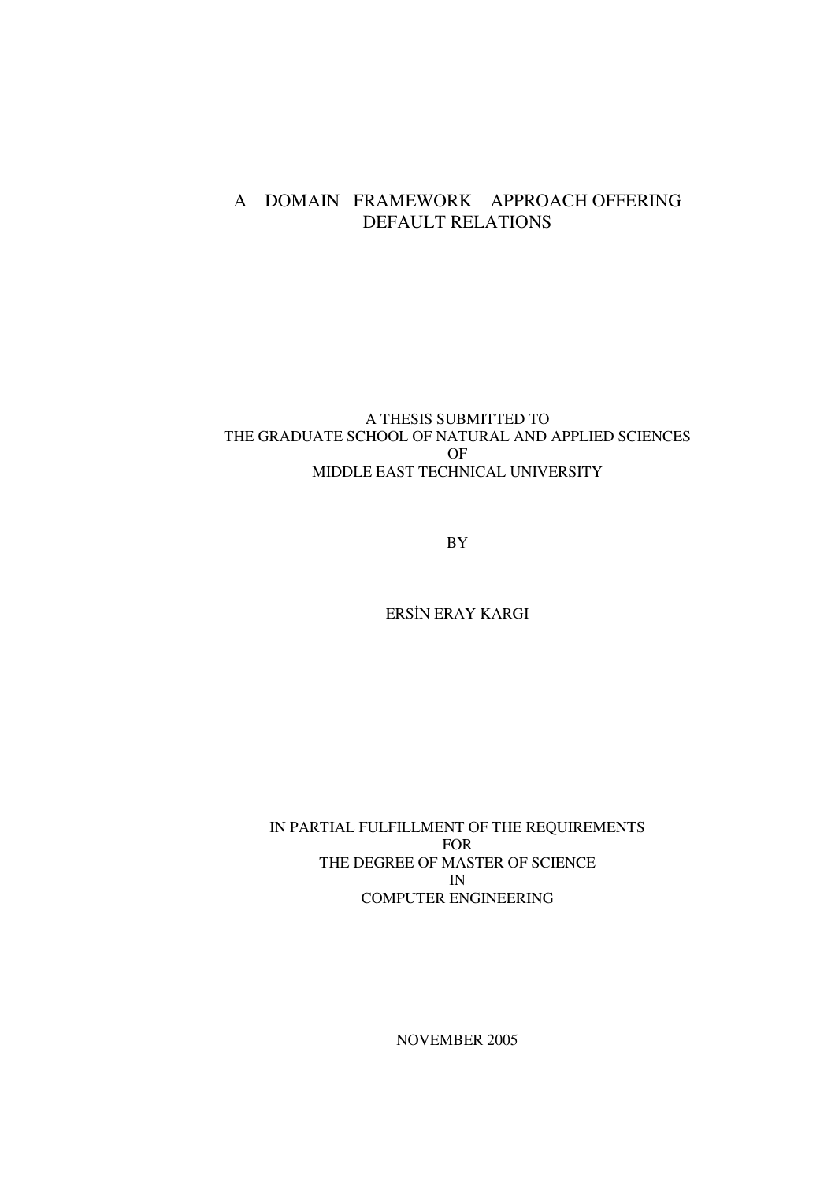# A DOMAIN FRAMEWORK APPROACH OFFERING DEFAULT RELATIONS

A THESIS SUBMITTED TO
THE GRADUATE SCHOOL OF NATURAL AND APPLIED SCIENCES
OF
MIDDLE EAST TECHNICAL UNIVERSITY

BY

ERSİN ERAY KARGI

IN PARTIAL FULFILLMENT OF THE REQUIREMENTS
FOR
THE DEGREE OF MASTER OF SCIENCE
IN
COMPUTER ENGINEERING

NOVEMBER 2005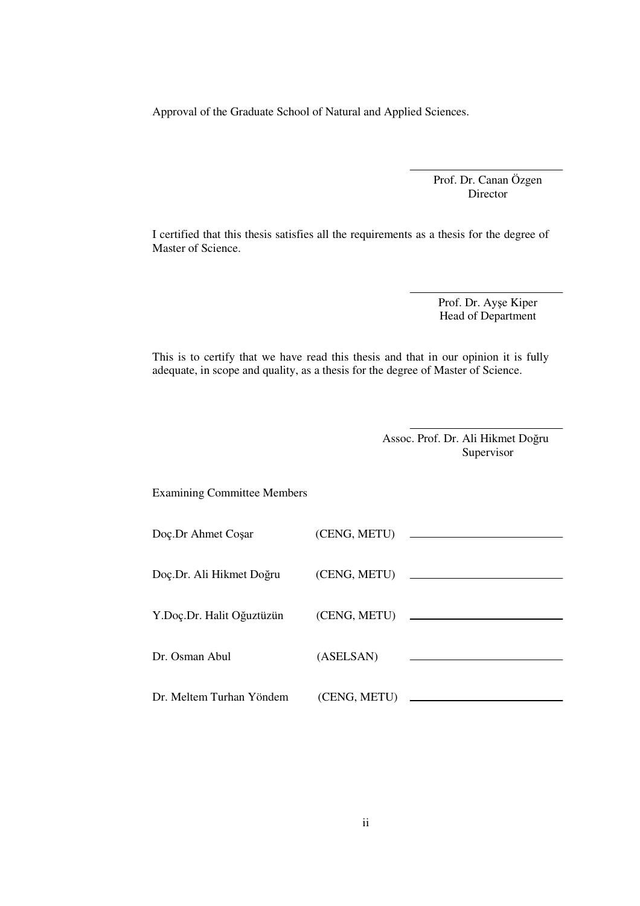Approval of the Graduate School of Natural and Applied Sciences.

Prof. Dr. Canan Özgen
Director

I certified that this thesis satisfies all the requirements as a thesis for the degree of Master of Science.

Prof. Dr. Ayşe Kiper
Head of Department

This is to certify that we have read this thesis and that in our opinion it is fully adequate, in scope and quality, as a thesis for the degree of Master of Science.

Assoc. Prof. Dr. Ali Hikmet Doğru
Supervisor

Examining Committee Members

| | | |
|---|---|---|
| Doç.Dr Ahmet Coşar | (CENG, METU) | ______________________ |
| Doç.Dr. Ali Hikmet Doğru | (CENG, METU) | ______________________ |
| Y.Doç.Dr. Halit Oğuztüzün | (CENG, METU) | ______________________ |
| Dr. Osman Abul | (ASELSAN) | ______________________ |
| Dr. Meltem Turhan Yöndem | (CENG, METU) | ______________________ |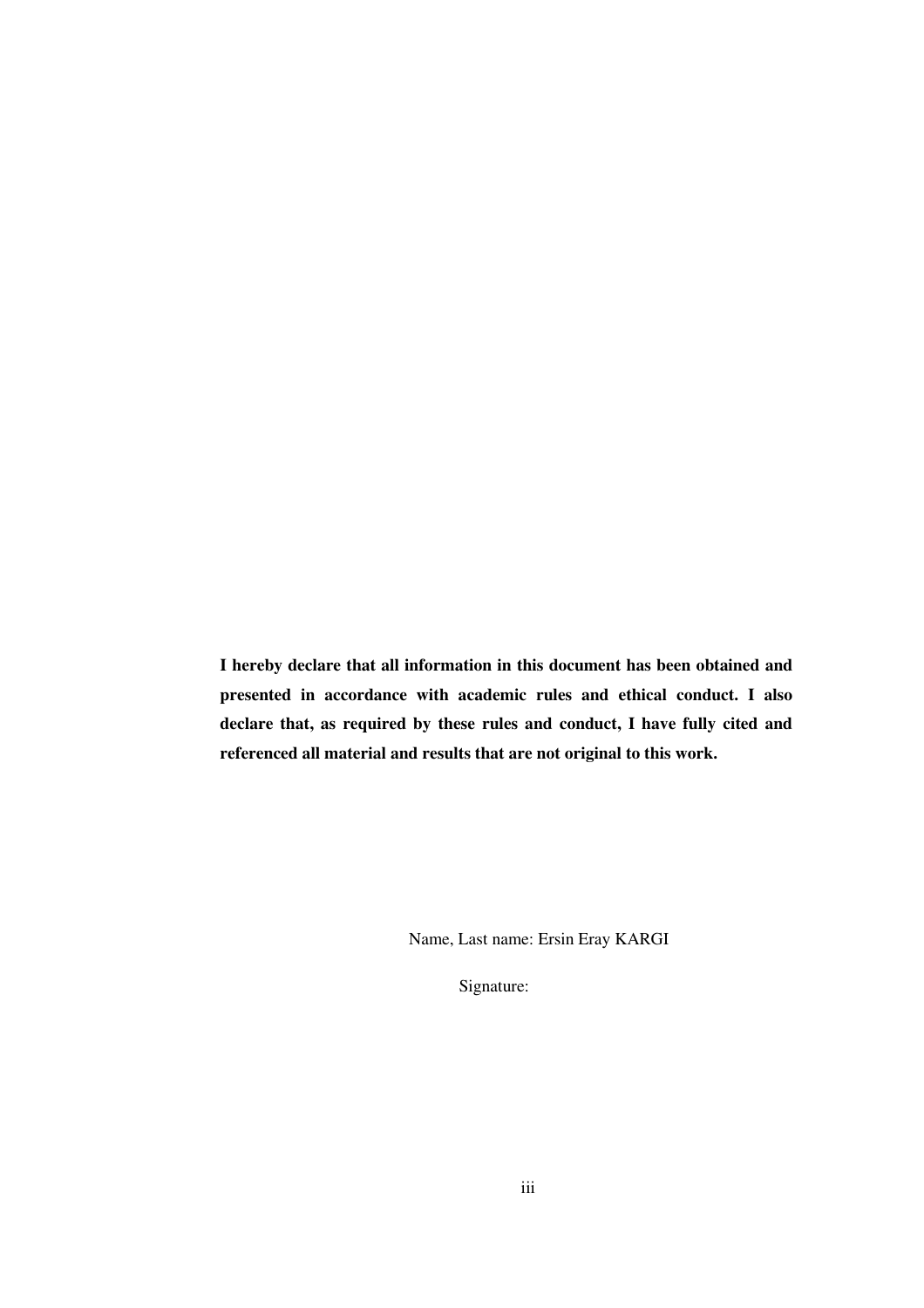**I hereby declare that all information in this document has been obtained and presented in accordance with academic rules and ethical conduct. I also declare that, as required by these rules and conduct, I have fully cited and referenced all material and results that are not original to this work.**

Name, Last name: Ersin Eray KARGI

Signature: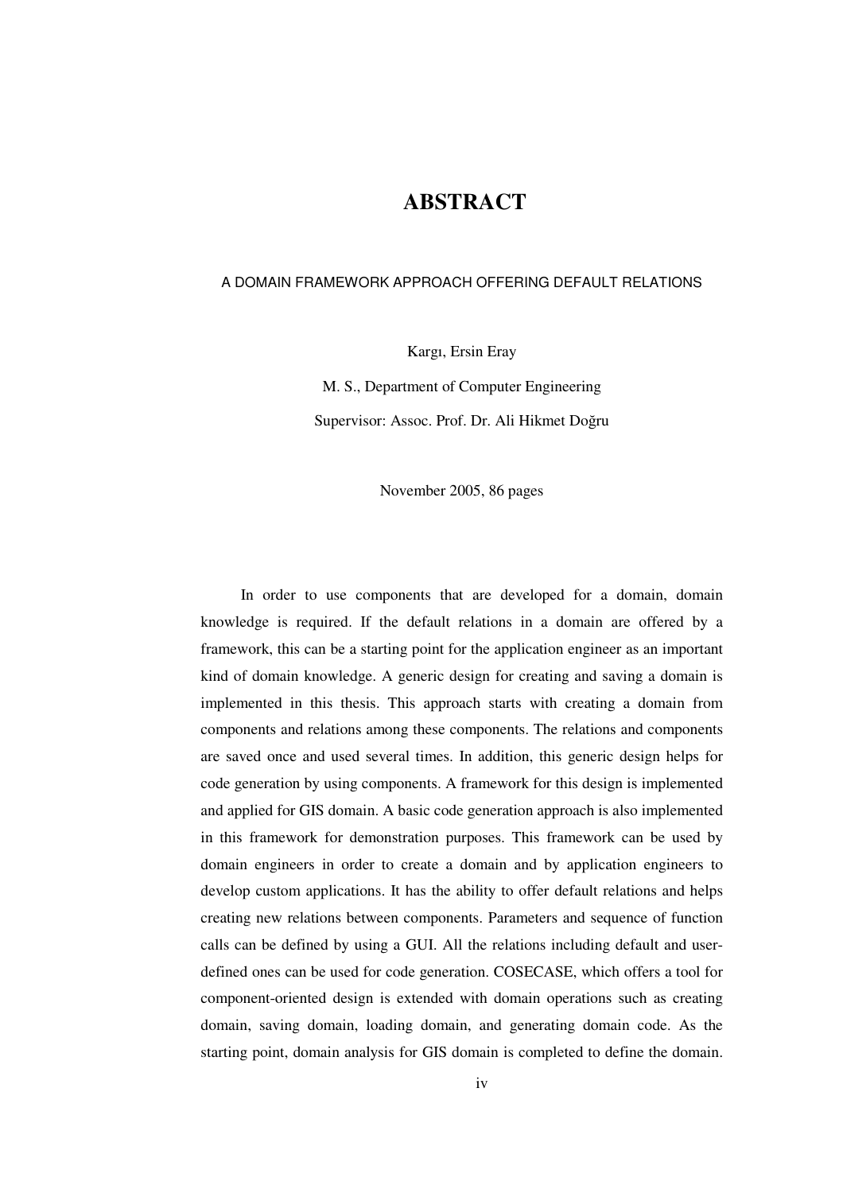# ABSTRACT

A DOMAIN FRAMEWORK APPROACH OFFERING DEFAULT RELATIONS

Kargı, Ersin Eray

M. S., Department of Computer Engineering

Supervisor: Assoc. Prof. Dr. Ali Hikmet Doğru

November 2005, 86 pages

In order to use components that are developed for a domain, domain knowledge is required. If the default relations in a domain are offered by a framework, this can be a starting point for the application engineer as an important kind of domain knowledge. A generic design for creating and saving a domain is implemented in this thesis. This approach starts with creating a domain from components and relations among these components. The relations and components are saved once and used several times. In addition, this generic design helps for code generation by using components. A framework for this design is implemented and applied for GIS domain. A basic code generation approach is also implemented in this framework for demonstration purposes. This framework can be used by domain engineers in order to create a domain and by application engineers to develop custom applications. It has the ability to offer default relations and helps creating new relations between components. Parameters and sequence of function calls can be defined by using a GUI. All the relations including default and user-defined ones can be used for code generation. COSECASE, which offers a tool for component-oriented design is extended with domain operations such as creating domain, saving domain, loading domain, and generating domain code. As the starting point, domain analysis for GIS domain is completed to define the domain.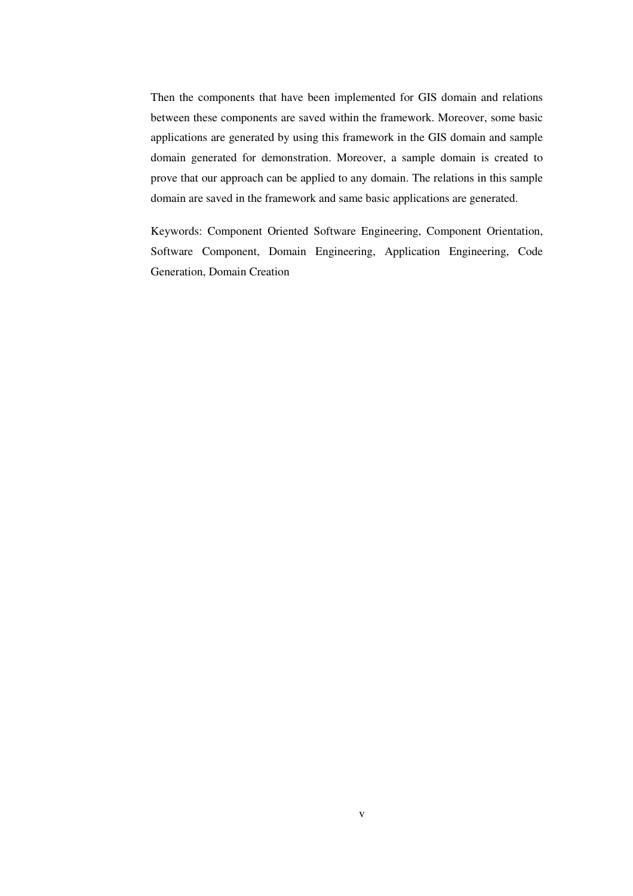Then the components that have been implemented for GIS domain and relations between these components are saved within the framework. Moreover, some basic applications are generated by using this framework in the GIS domain and sample domain generated for demonstration. Moreover, a sample domain is created to prove that our approach can be applied to any domain. The relations in this sample domain are saved in the framework and same basic applications are generated.

Keywords: Component Oriented Software Engineering, Component Orientation, Software Component, Domain Engineering, Application Engineering, Code Generation, Domain Creation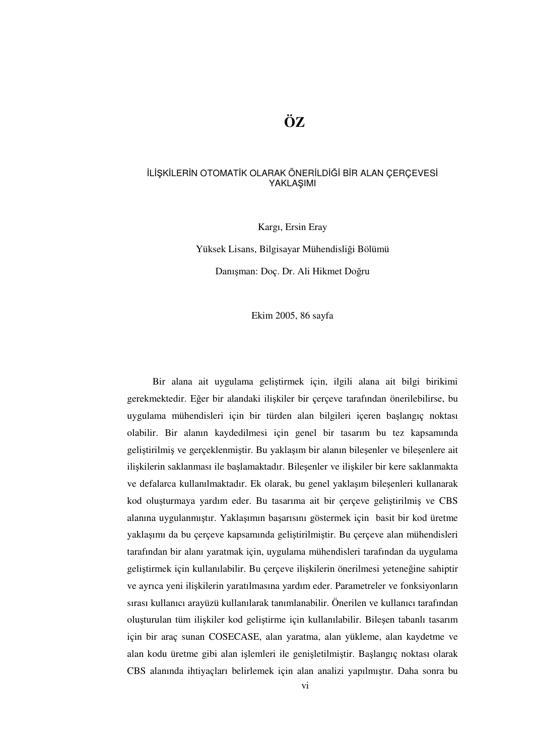# ÖZ

İLİŞKİLERİN OTOMATİK OLARAK ÖNERİLDİĞİ BİR ALAN ÇERÇEVESİ YAKLAŞIMI

Kargı, Ersin Eray

Yüksek Lisans, Bilgisayar Mühendisliği Bölümü

Danışman: Doç. Dr. Ali Hikmet Doğru

Ekim 2005, 86 sayfa

Bir alana ait uygulama geliştirmek için, ilgili alana ait bilgi birikimi gerekmektedir. Eğer bir alandaki ilişkiler bir çerçeve tarafından önerilebilirse, bu uygulama mühendisleri için bir türden alan bilgileri içeren başlangıç noktası olabilir. Bir alanın kaydedilmesi için genel bir tasarım bu tez kapsamında geliştirilmiş ve gerçeklenmiştir. Bu yaklaşım bir alanın bileşenler ve bileşenlere ait ilişkilerin saklanması ile başlamaktadır. Bileşenler ve ilişkiler bir kere saklanmakta ve defalarca kullanılmaktadır. Ek olarak, bu genel yaklaşım bileşenleri kullanarak kod oluşturmaya yardım eder. Bu tasarıma ait bir çerçeve geliştirilmiş ve CBS alanına uygulanmıştır. Yaklaşımın başarısını göstermek için basit bir kod üretme yaklaşımı da bu çerçeve kapsamında geliştirilmiştir. Bu çerçeve alan mühendisleri tarafından bir alanı yaratmak için, uygulama mühendisleri tarafından da uygulama geliştirmek için kullanılabilir. Bu çerçeve ilişkilerin önerilmesi yeteneğine sahiptir ve ayrıca yeni ilişkilerin yaratılmasına yardım eder. Parametreler ve fonksiyonların sırası kullanıcı arayüzü kullanılarak tanımlanabilir. Önerilen ve kullanıcı tarafından oluşturulan tüm ilişkiler kod geliştirme için kullanılabilir. Bileşen tabanlı tasarım için bir araç sunan COSECASE, alan yaratma, alan yükleme, alan kaydetme ve alan kodu üretme gibi alan işlemleri ile genişletilmiştir. Başlangıç noktası olarak CBS alanında ihtiyaçları belirlemek için alan analizi yapılmıştır. Daha sonra bu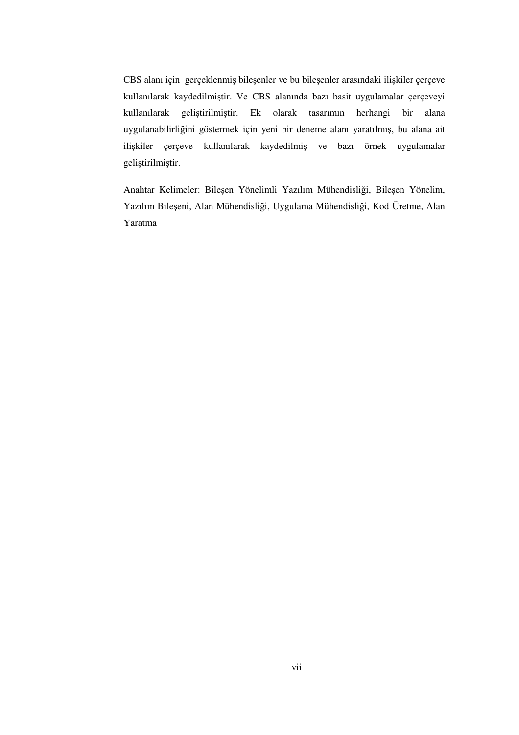CBS alanı için gerçeklenmiş bileşenler ve bu bileşenler arasındaki ilişkiler çerçeve kullanılarak kaydedilmiştir. Ve CBS alanında bazı basit uygulamalar çerçeveyi kullanılarak geliştirilmiştir. Ek olarak tasarımın herhangi bir alana uygulanabilirliğini göstermek için yeni bir deneme alanı yaratılmış, bu alana ait ilişkiler çerçeve kullanılarak kaydedilmiş ve bazı örnek uygulamalar geliştirilmiştir.

Anahtar Kelimeler: Bileşen Yönelimli Yazılım Mühendisliği, Bileşen Yönelim, Yazılım Bileşeni, Alan Mühendisliği, Uygulama Mühendisliği, Kod Üretme, Alan Yaratma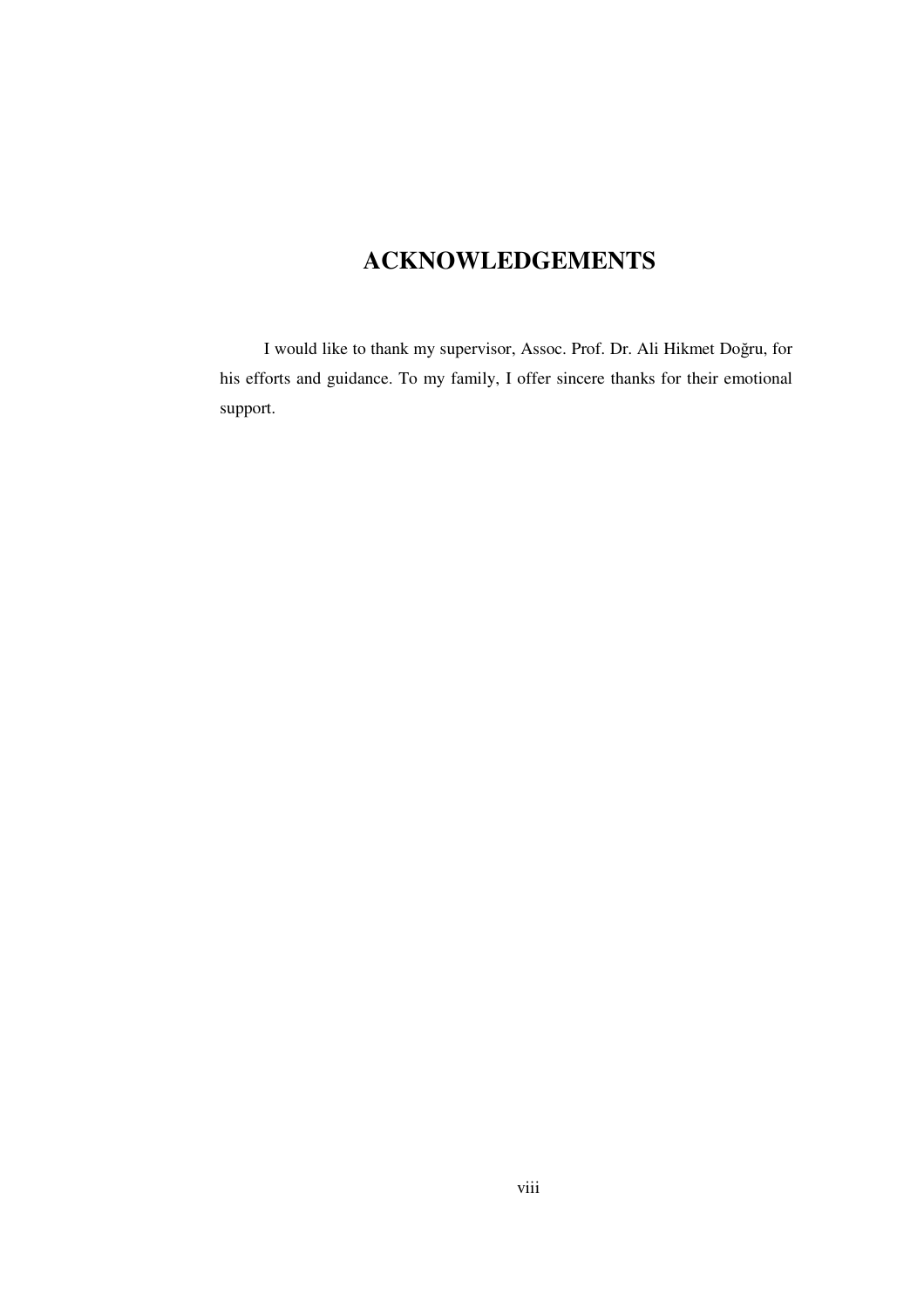# ACKNOWLEDGEMENTS

I would like to thank my supervisor, Assoc. Prof. Dr. Ali Hikmet Doğru, for his efforts and guidance. To my family, I offer sincere thanks for their emotional support.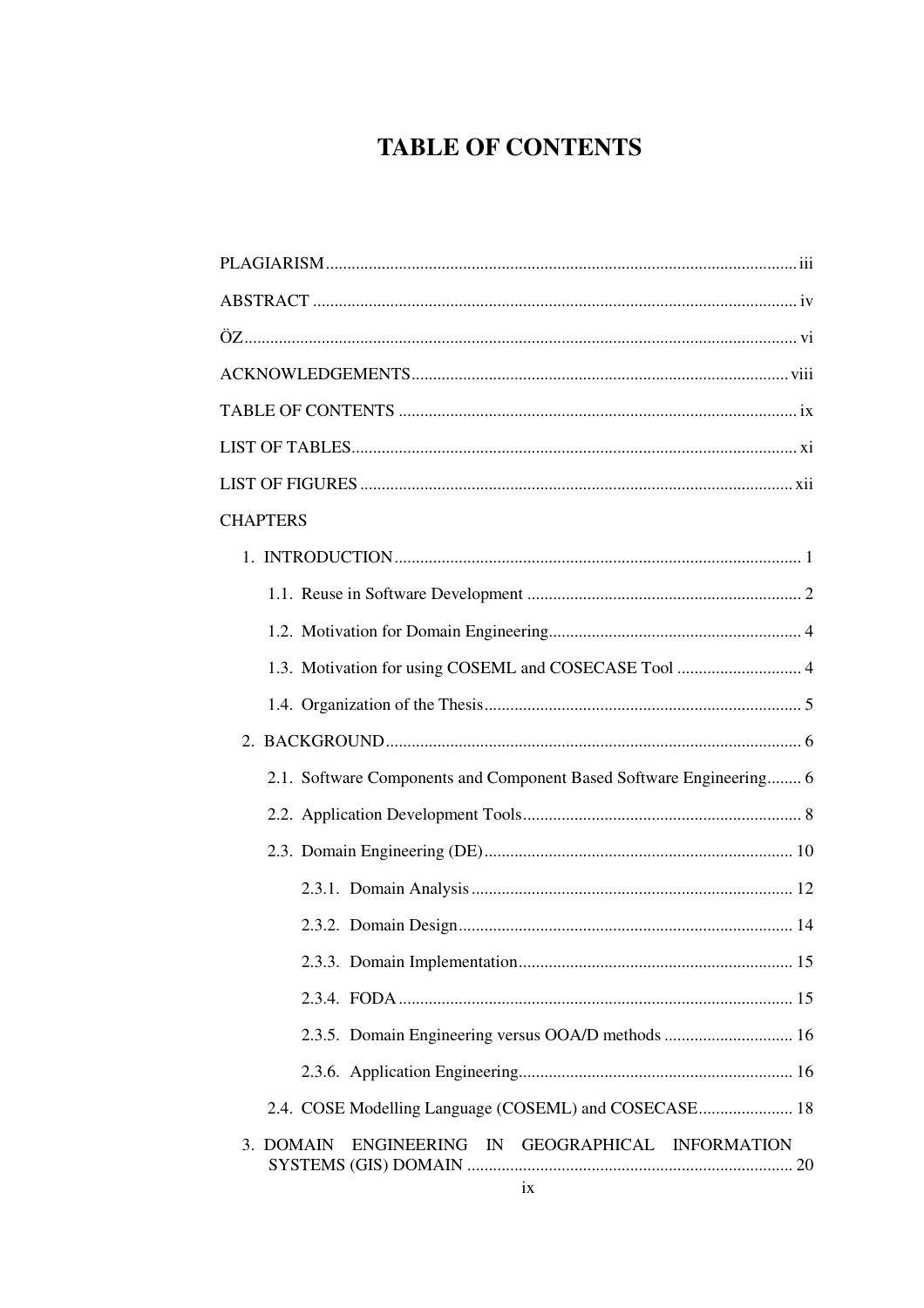# TABLE OF CONTENTS

PLAGIARISM .......... iii

ABSTRACT .......... iv

ÖZ .......... vi

ACKNOWLEDGEMENTS .......... viii

TABLE OF CONTENTS .......... ix

LIST OF TABLES .......... xi

LIST OF FIGURES .......... xii

CHAPTERS

1. INTRODUCTION .......... 1
   - 1.1. Reuse in Software Development .......... 2
   - 1.2. Motivation for Domain Engineering .......... 4
   - 1.3. Motivation for using COSEML and COSECASE Tool .......... 4
   - 1.4. Organization of the Thesis .......... 5
2. BACKGROUND .......... 6
   - 2.1. Software Components and Component Based Software Engineering .......... 6
   - 2.2. Application Development Tools .......... 8
   - 2.3. Domain Engineering (DE) .......... 10
     - 2.3.1. Domain Analysis .......... 12
     - 2.3.2. Domain Design .......... 14
     - 2.3.3. Domain Implementation .......... 15
     - 2.3.4. FODA .......... 15
     - 2.3.5. Domain Engineering versus OOA/D methods .......... 16
     - 2.3.6. Application Engineering .......... 16
   - 2.4. COSE Modelling Language (COSEML) and COSECASE .......... 18
3. DOMAIN ENGINEERING IN GEOGRAPHICAL INFORMATION SYSTEMS (GIS) DOMAIN .......... 20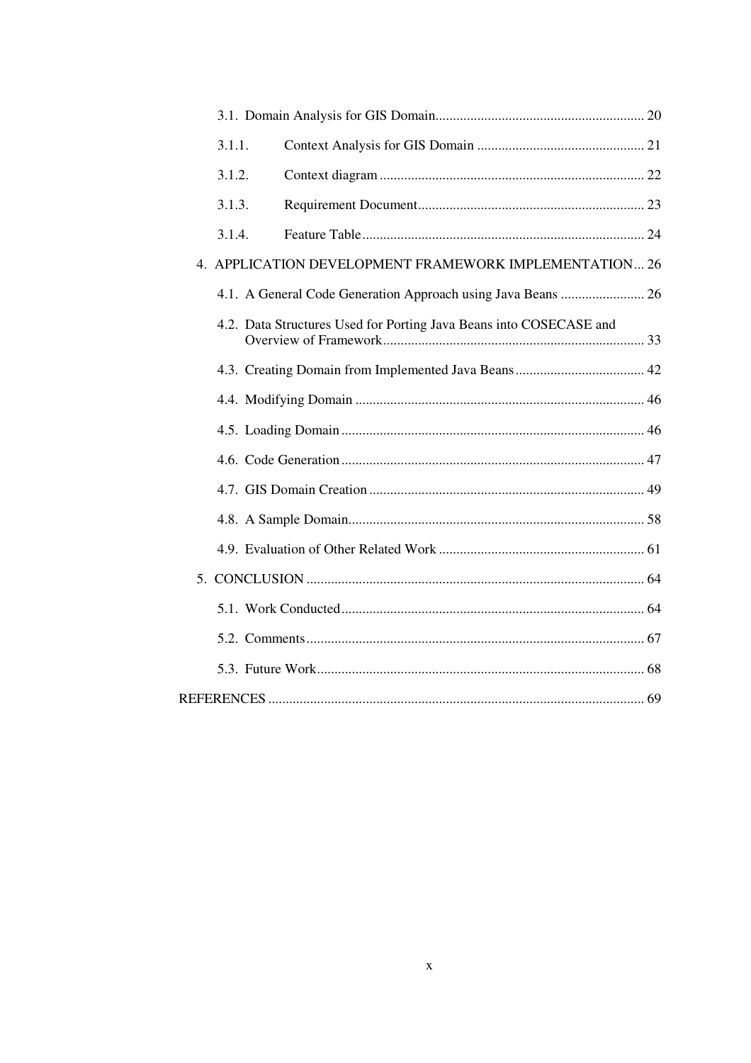3.1. Domain Analysis for GIS Domain ............................................................ 20

3.1.1. Context Analysis for GIS Domain ................................................ 21

3.1.2. Context diagram ............................................................................ 22

3.1.3. Requirement Document................................................................. 23

3.1.4. Feature Table ................................................................................. 24

4. APPLICATION DEVELOPMENT FRAMEWORK IMPLEMENTATION... 26

4.1. A General Code Generation Approach using Java Beans ........................ 26

4.2. Data Structures Used for Porting Java Beans into COSECASE and Overview of Framework ........................................................................... 33

4.3. Creating Domain from Implemented Java Beans ..................................... 42

4.4. Modifying Domain ................................................................................... 46

4.5. Loading Domain ....................................................................................... 46

4.6. Code Generation ....................................................................................... 47

4.7. GIS Domain Creation ............................................................................... 49

4.8. A Sample Domain..................................................................................... 58

4.9. Evaluation of Other Related Work ........................................................... 61

5. CONCLUSION ................................................................................................. 64

5.1. Work Conducted ....................................................................................... 64

5.2. Comments ................................................................................................. 67

5.3. Future Work.............................................................................................. 68

REFERENCES ........................................................................................................... 69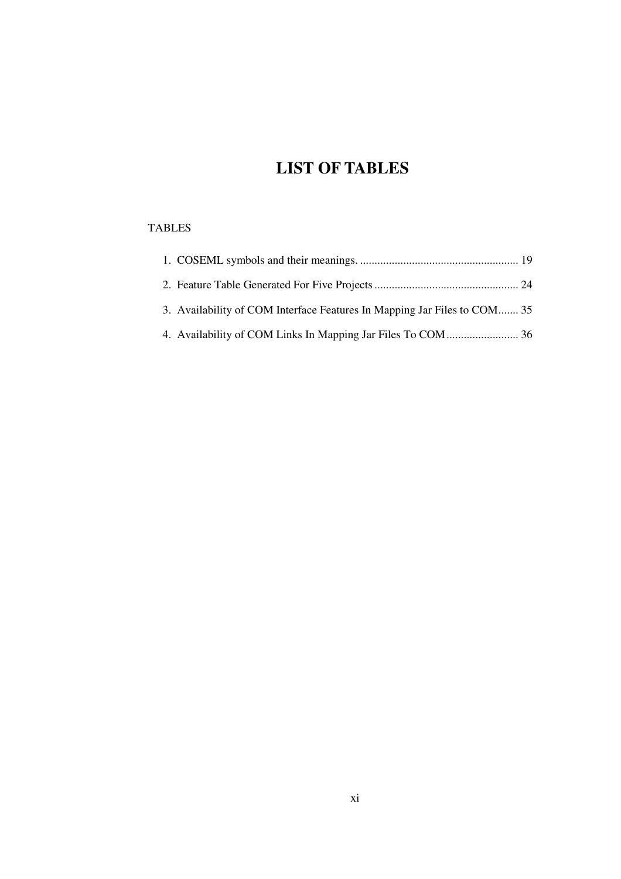# LIST OF TABLES

TABLES

1. COSEML symbols and their meanings. ....................................................... 19
2. Feature Table Generated For Five Projects .................................................. 24
3. Availability of COM Interface Features In Mapping Jar Files to COM....... 35
4. Availability of COM Links In Mapping Jar Files To COM......................... 36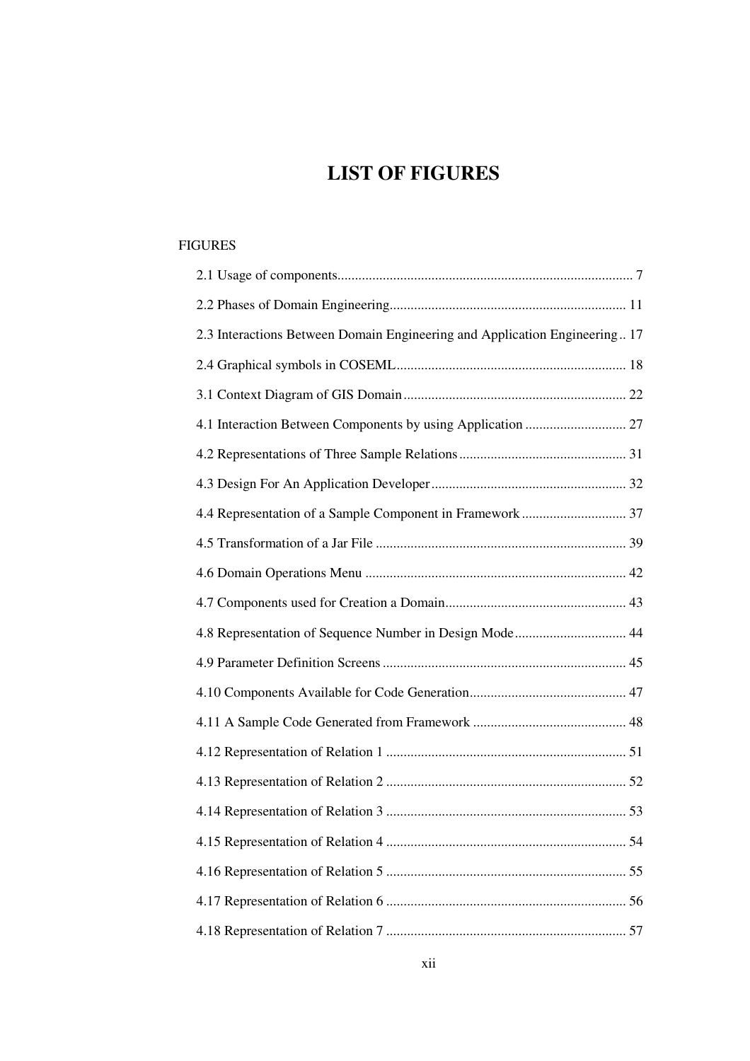# LIST OF FIGURES

FIGURES

2.1 Usage of components.................................................................................... 7

2.2 Phases of Domain Engineering................................................................... 11

2.3 Interactions Between Domain Engineering and Application Engineering .. 17

2.4 Graphical symbols in COSEML................................................................. 18

3.1 Context Diagram of GIS Domain ................................................................ 22

4.1 Interaction Between Components by using Application ............................. 27

4.2 Representations of Three Sample Relations ................................................ 31

4.3 Design For An Application Developer ........................................................ 32

4.4 Representation of a Sample Component in Framework .............................. 37

4.5 Transformation of a Jar File ........................................................................ 39

4.6 Domain Operations Menu ........................................................................... 42

4.7 Components used for Creation a Domain.................................................... 43

4.8 Representation of Sequence Number in Design Mode................................ 44

4.9 Parameter Definition Screens ...................................................................... 45

4.10 Components Available for Code Generation............................................. 47

4.11 A Sample Code Generated from Framework ............................................ 48

4.12 Representation of Relation 1 ..................................................................... 51

4.13 Representation of Relation 2 ..................................................................... 52

4.14 Representation of Relation 3 ..................................................................... 53

4.15 Representation of Relation 4 ..................................................................... 54

4.16 Representation of Relation 5 ..................................................................... 55

4.17 Representation of Relation 6 ..................................................................... 56

4.18 Representation of Relation 7 ..................................................................... 57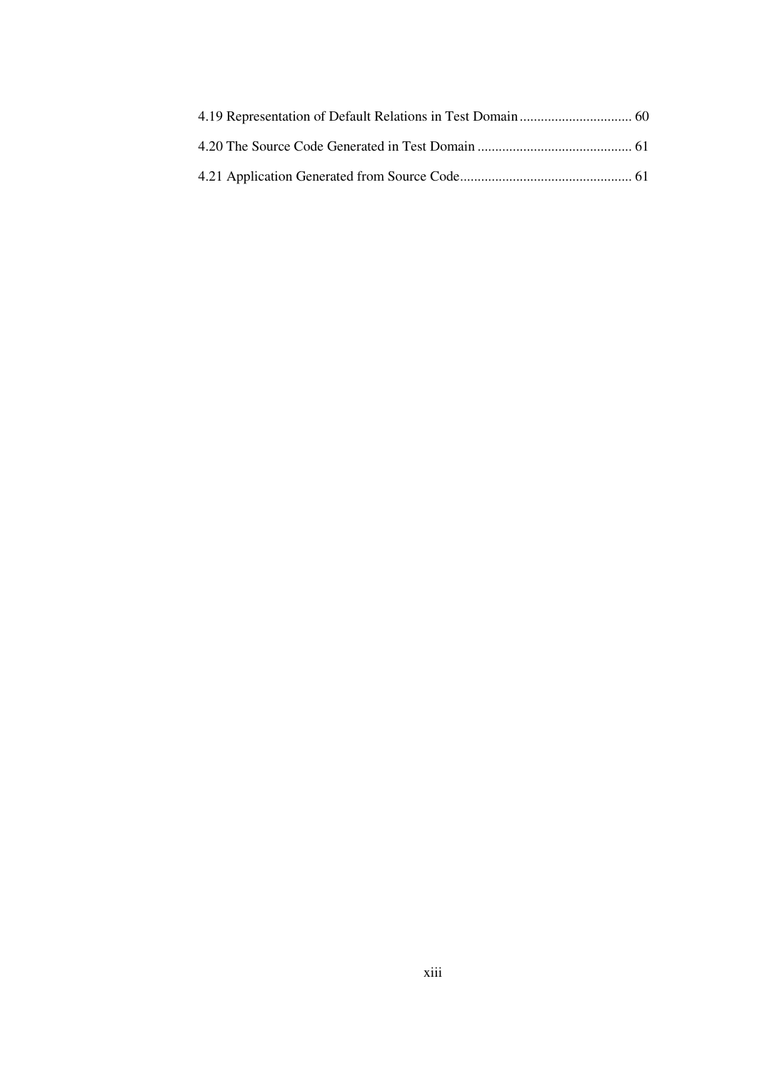4.19 Representation of Default Relations in Test Domain ................................ 60

4.20 The Source Code Generated in Test Domain ............................................ 61

4.21 Application Generated from Source Code................................................. 61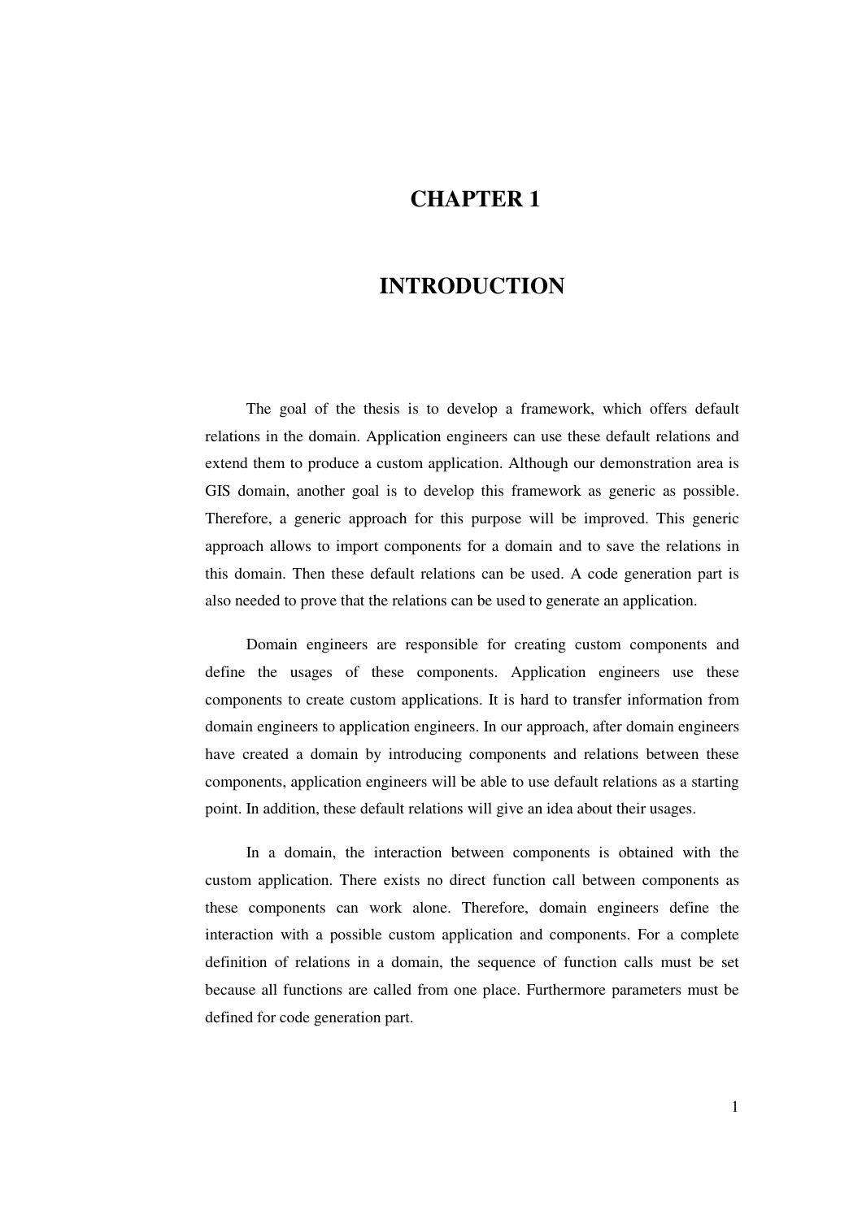# CHAPTER 1

# INTRODUCTION

The goal of the thesis is to develop a framework, which offers default relations in the domain. Application engineers can use these default relations and extend them to produce a custom application. Although our demonstration area is GIS domain, another goal is to develop this framework as generic as possible. Therefore, a generic approach for this purpose will be improved. This generic approach allows to import components for a domain and to save the relations in this domain. Then these default relations can be used. A code generation part is also needed to prove that the relations can be used to generate an application.

Domain engineers are responsible for creating custom components and define the usages of these components. Application engineers use these components to create custom applications. It is hard to transfer information from domain engineers to application engineers. In our approach, after domain engineers have created a domain by introducing components and relations between these components, application engineers will be able to use default relations as a starting point. In addition, these default relations will give an idea about their usages.

In a domain, the interaction between components is obtained with the custom application. There exists no direct function call between components as these components can work alone. Therefore, domain engineers define the interaction with a possible custom application and components. For a complete definition of relations in a domain, the sequence of function calls must be set because all functions are called from one place. Furthermore parameters must be defined for code generation part.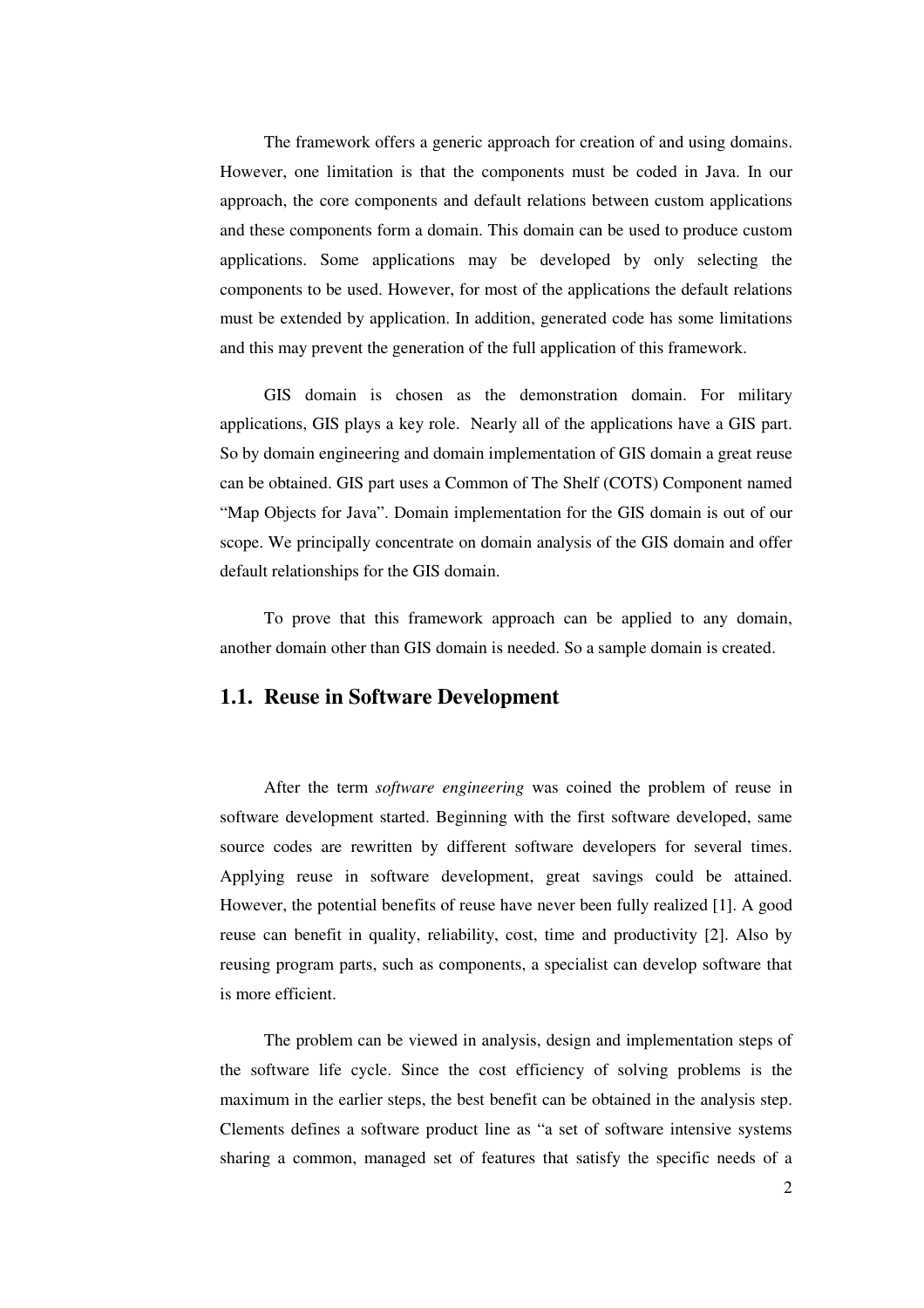The framework offers a generic approach for creation of and using domains. However, one limitation is that the components must be coded in Java. In our approach, the core components and default relations between custom applications and these components form a domain. This domain can be used to produce custom applications. Some applications may be developed by only selecting the components to be used. However, for most of the applications the default relations must be extended by application. In addition, generated code has some limitations and this may prevent the generation of the full application of this framework.

GIS domain is chosen as the demonstration domain. For military applications, GIS plays a key role. Nearly all of the applications have a GIS part. So by domain engineering and domain implementation of GIS domain a great reuse can be obtained. GIS part uses a Common of The Shelf (COTS) Component named "Map Objects for Java". Domain implementation for the GIS domain is out of our scope. We principally concentrate on domain analysis of the GIS domain and offer default relationships for the GIS domain.

To prove that this framework approach can be applied to any domain, another domain other than GIS domain is needed. So a sample domain is created.

## 1.1. Reuse in Software Development

After the term *software engineering* was coined the problem of reuse in software development started. Beginning with the first software developed, same source codes are rewritten by different software developers for several times. Applying reuse in software development, great savings could be attained. However, the potential benefits of reuse have never been fully realized [1]. A good reuse can benefit in quality, reliability, cost, time and productivity [2]. Also by reusing program parts, such as components, a specialist can develop software that is more efficient.

The problem can be viewed in analysis, design and implementation steps of the software life cycle. Since the cost efficiency of solving problems is the maximum in the earlier steps, the best benefit can be obtained in the analysis step. Clements defines a software product line as "a set of software intensive systems sharing a common, managed set of features that satisfy the specific needs of a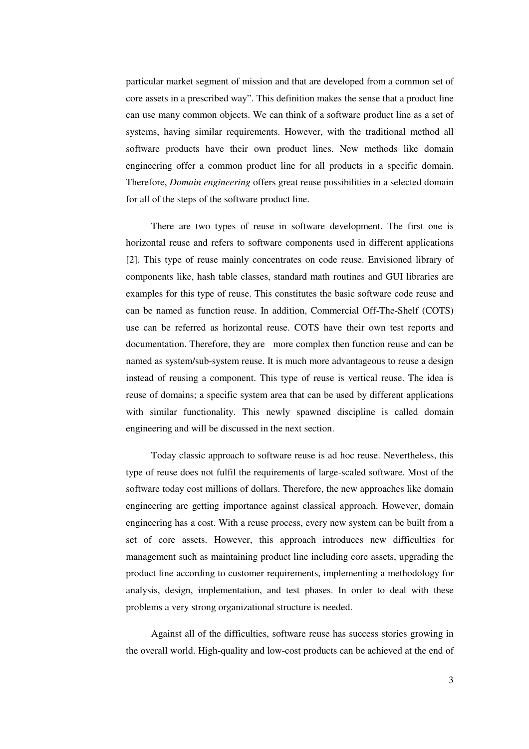particular market segment of mission and that are developed from a common set of core assets in a prescribed way". This definition makes the sense that a product line can use many common objects. We can think of a software product line as a set of systems, having similar requirements. However, with the traditional method all software products have their own product lines. New methods like domain engineering offer a common product line for all products in a specific domain. Therefore, *Domain engineering* offers great reuse possibilities in a selected domain for all of the steps of the software product line.

There are two types of reuse in software development. The first one is horizontal reuse and refers to software components used in different applications [2]. This type of reuse mainly concentrates on code reuse. Envisioned library of components like, hash table classes, standard math routines and GUI libraries are examples for this type of reuse. This constitutes the basic software code reuse and can be named as function reuse. In addition, Commercial Off-The-Shelf (COTS) use can be referred as horizontal reuse. COTS have their own test reports and documentation. Therefore, they are more complex then function reuse and can be named as system/sub-system reuse. It is much more advantageous to reuse a design instead of reusing a component. This type of reuse is vertical reuse. The idea is reuse of domains; a specific system area that can be used by different applications with similar functionality. This newly spawned discipline is called domain engineering and will be discussed in the next section.

Today classic approach to software reuse is ad hoc reuse. Nevertheless, this type of reuse does not fulfil the requirements of large-scaled software. Most of the software today cost millions of dollars. Therefore, the new approaches like domain engineering are getting importance against classical approach. However, domain engineering has a cost. With a reuse process, every new system can be built from a set of core assets. However, this approach introduces new difficulties for management such as maintaining product line including core assets, upgrading the product line according to customer requirements, implementing a methodology for analysis, design, implementation, and test phases. In order to deal with these problems a very strong organizational structure is needed.

Against all of the difficulties, software reuse has success stories growing in the overall world. High-quality and low-cost products can be achieved at the end of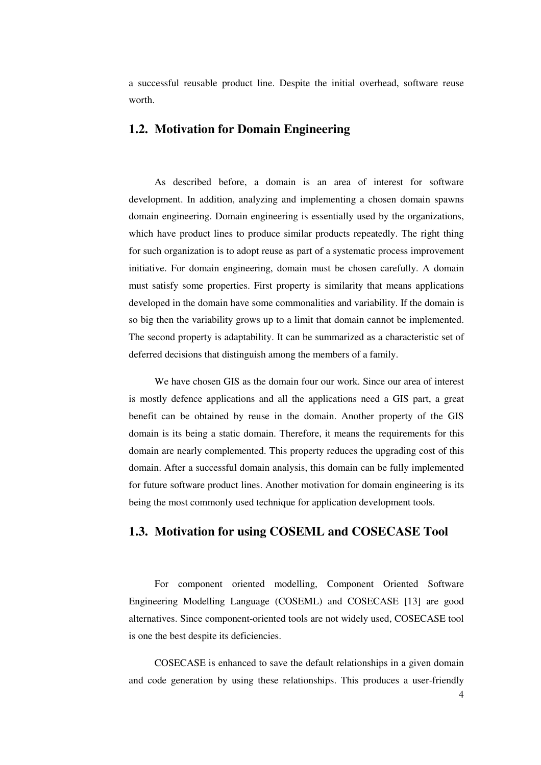a successful reusable product line. Despite the initial overhead, software reuse worth.

## 1.2. Motivation for Domain Engineering

As described before, a domain is an area of interest for software development. In addition, analyzing and implementing a chosen domain spawns domain engineering. Domain engineering is essentially used by the organizations, which have product lines to produce similar products repeatedly. The right thing for such organization is to adopt reuse as part of a systematic process improvement initiative. For domain engineering, domain must be chosen carefully. A domain must satisfy some properties. First property is similarity that means applications developed in the domain have some commonalities and variability. If the domain is so big then the variability grows up to a limit that domain cannot be implemented. The second property is adaptability. It can be summarized as a characteristic set of deferred decisions that distinguish among the members of a family.

We have chosen GIS as the domain four our work. Since our area of interest is mostly defence applications and all the applications need a GIS part, a great benefit can be obtained by reuse in the domain. Another property of the GIS domain is its being a static domain. Therefore, it means the requirements for this domain are nearly complemented. This property reduces the upgrading cost of this domain. After a successful domain analysis, this domain can be fully implemented for future software product lines. Another motivation for domain engineering is its being the most commonly used technique for application development tools.

## 1.3. Motivation for using COSEML and COSECASE Tool

For component oriented modelling, Component Oriented Software Engineering Modelling Language (COSEML) and COSECASE [13] are good alternatives. Since component-oriented tools are not widely used, COSECASE tool is one the best despite its deficiencies.

COSECASE is enhanced to save the default relationships in a given domain and code generation by using these relationships. This produces a user-friendly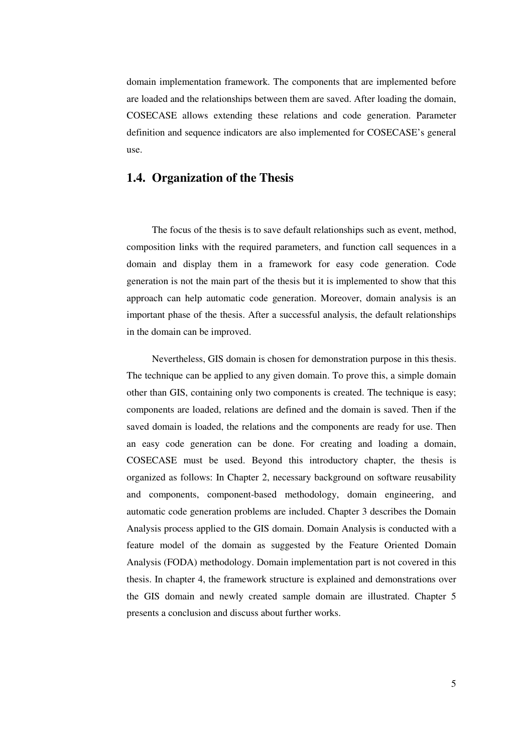domain implementation framework. The components that are implemented before are loaded and the relationships between them are saved. After loading the domain, COSECASE allows extending these relations and code generation. Parameter definition and sequence indicators are also implemented for COSECASE's general use.

## 1.4. Organization of the Thesis

The focus of the thesis is to save default relationships such as event, method, composition links with the required parameters, and function call sequences in a domain and display them in a framework for easy code generation. Code generation is not the main part of the thesis but it is implemented to show that this approach can help automatic code generation. Moreover, domain analysis is an important phase of the thesis. After a successful analysis, the default relationships in the domain can be improved.

Nevertheless, GIS domain is chosen for demonstration purpose in this thesis. The technique can be applied to any given domain. To prove this, a simple domain other than GIS, containing only two components is created. The technique is easy; components are loaded, relations are defined and the domain is saved. Then if the saved domain is loaded, the relations and the components are ready for use. Then an easy code generation can be done. For creating and loading a domain, COSECASE must be used. Beyond this introductory chapter, the thesis is organized as follows: In Chapter 2, necessary background on software reusability and components, component-based methodology, domain engineering, and automatic code generation problems are included. Chapter 3 describes the Domain Analysis process applied to the GIS domain. Domain Analysis is conducted with a feature model of the domain as suggested by the Feature Oriented Domain Analysis (FODA) methodology. Domain implementation part is not covered in this thesis. In chapter 4, the framework structure is explained and demonstrations over the GIS domain and newly created sample domain are illustrated. Chapter 5 presents a conclusion and discuss about further works.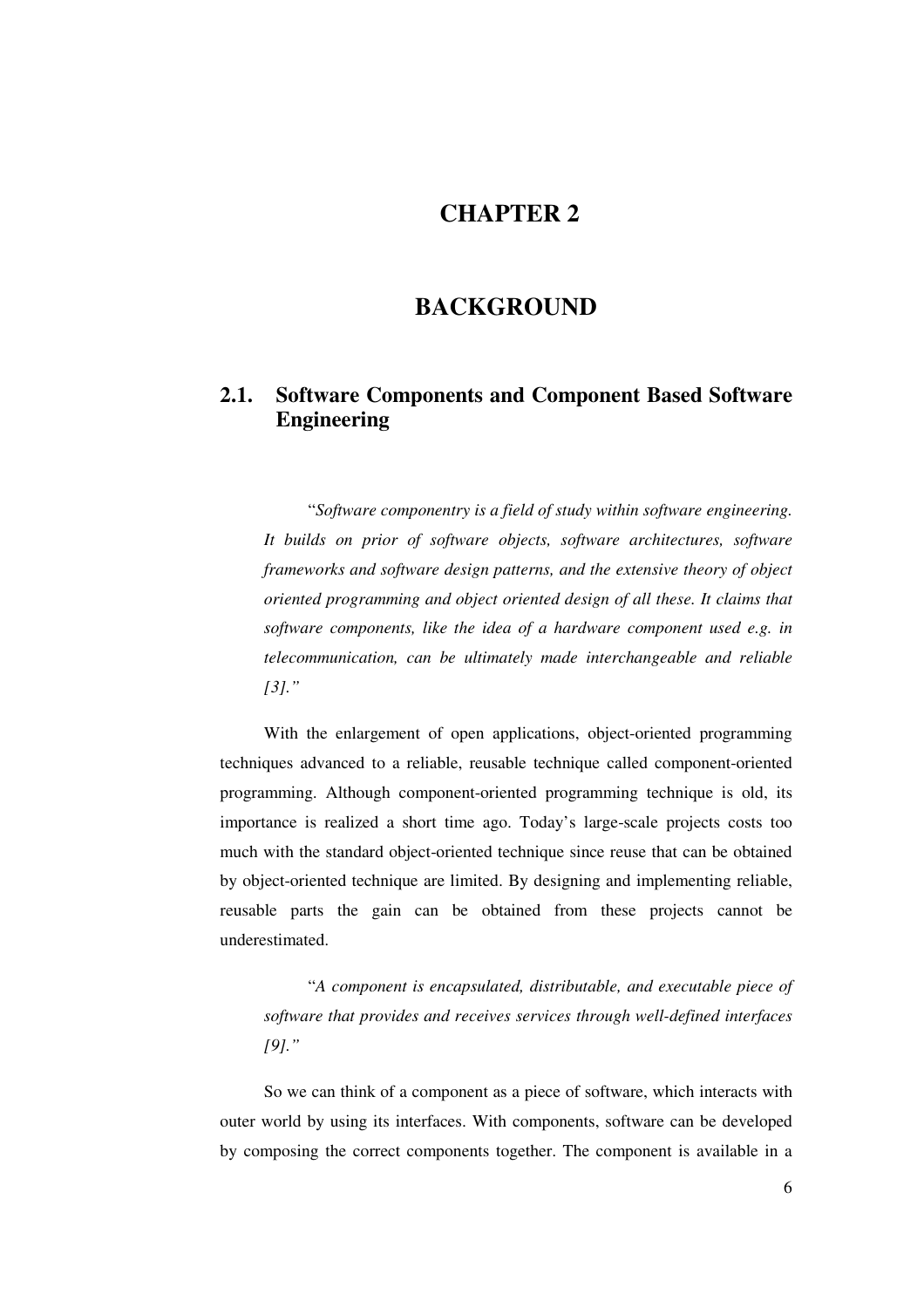# CHAPTER 2

# BACKGROUND

## 2.1. Software Components and Component Based Software Engineering

"*Software componentry is a field of study within software engineering. It builds on prior of software objects, software architectures, software frameworks and software design patterns, and the extensive theory of object oriented programming and object oriented design of all these. It claims that software components, like the idea of a hardware component used e.g. in telecommunication, can be ultimately made interchangeable and reliable [3].*"

With the enlargement of open applications, object-oriented programming techniques advanced to a reliable, reusable technique called component-oriented programming. Although component-oriented programming technique is old, its importance is realized a short time ago. Today's large-scale projects costs too much with the standard object-oriented technique since reuse that can be obtained by object-oriented technique are limited. By designing and implementing reliable, reusable parts the gain can be obtained from these projects cannot be underestimated.

"*A component is encapsulated, distributable, and executable piece of software that provides and receives services through well-defined interfaces [9].*"

So we can think of a component as a piece of software, which interacts with outer world by using its interfaces. With components, software can be developed by composing the correct components together. The component is available in a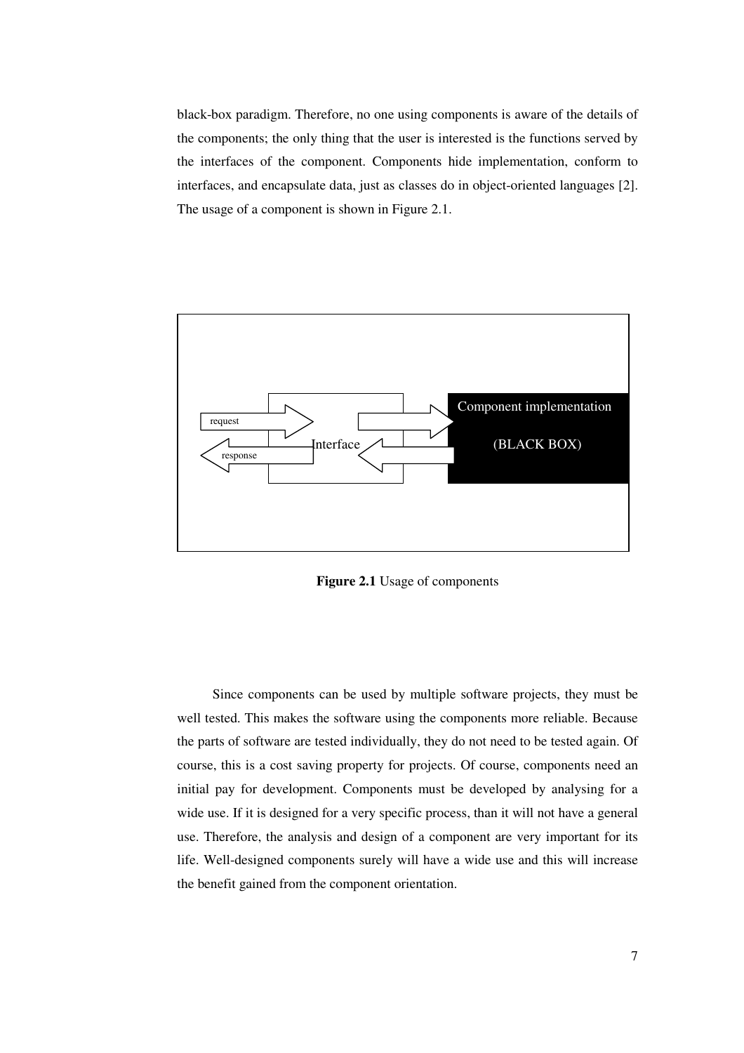black-box paradigm. Therefore, no one using components is aware of the details of the components; the only thing that the user is interested is the functions served by the interfaces of the component. Components hide implementation, conform to interfaces, and encapsulate data, just as classes do in object-oriented languages [2]. The usage of a component is shown in Figure 2.1.

**Figure 2.1** Usage of components

Since components can be used by multiple software projects, they must be well tested. This makes the software using the components more reliable. Because the parts of software are tested individually, they do not need to be tested again. Of course, this is a cost saving property for projects. Of course, components need an initial pay for development. Components must be developed by analysing for a wide use. If it is designed for a very specific process, than it will not have a general use. Therefore, the analysis and design of a component are very important for its life. Well-designed components surely will have a wide use and this will increase the benefit gained from the component orientation.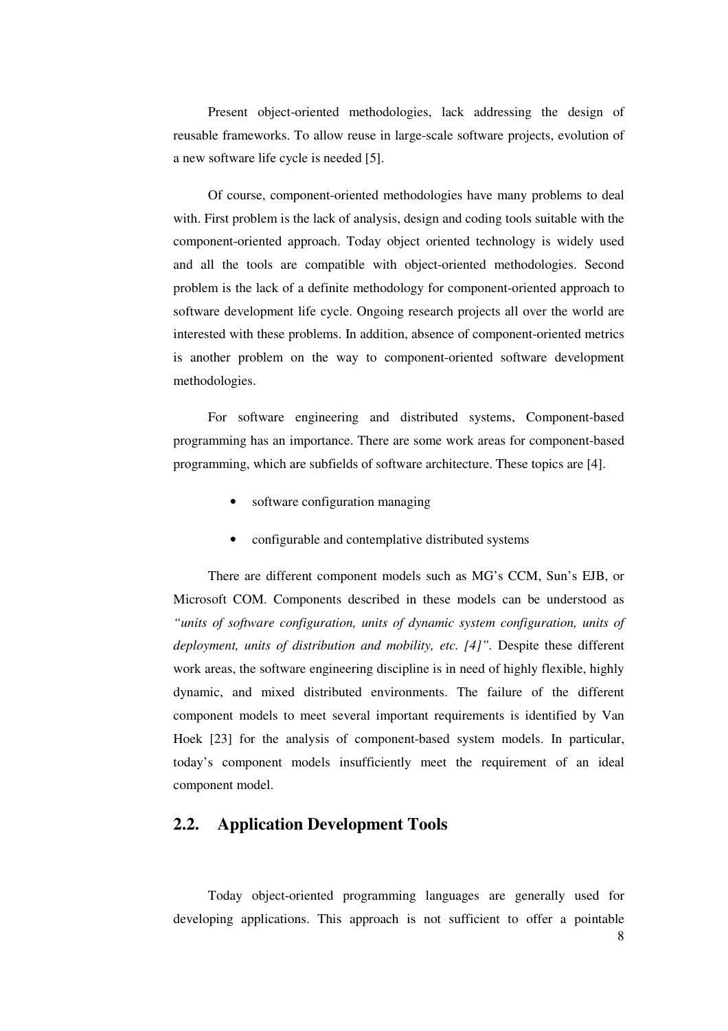Present object-oriented methodologies, lack addressing the design of reusable frameworks. To allow reuse in large-scale software projects, evolution of a new software life cycle is needed [5].

Of course, component-oriented methodologies have many problems to deal with. First problem is the lack of analysis, design and coding tools suitable with the component-oriented approach. Today object oriented technology is widely used and all the tools are compatible with object-oriented methodologies. Second problem is the lack of a definite methodology for component-oriented approach to software development life cycle. Ongoing research projects all over the world are interested with these problems. In addition, absence of component-oriented metrics is another problem on the way to component-oriented software development methodologies.

For software engineering and distributed systems, Component-based programming has an importance. There are some work areas for component-based programming, which are subfields of software architecture. These topics are [4].

- software configuration managing
- configurable and contemplative distributed systems

There are different component models such as MG's CCM, Sun's EJB, or Microsoft COM. Components described in these models can be understood as *"units of software configuration, units of dynamic system configuration, units of deployment, units of distribution and mobility, etc. [4]"*. Despite these different work areas, the software engineering discipline is in need of highly flexible, highly dynamic, and mixed distributed environments. The failure of the different component models to meet several important requirements is identified by Van Hoek [23] for the analysis of component-based system models. In particular, today's component models insufficiently meet the requirement of an ideal component model.

## 2.2. Application Development Tools

Today object-oriented programming languages are generally used for developing applications. This approach is not sufficient to offer a pointable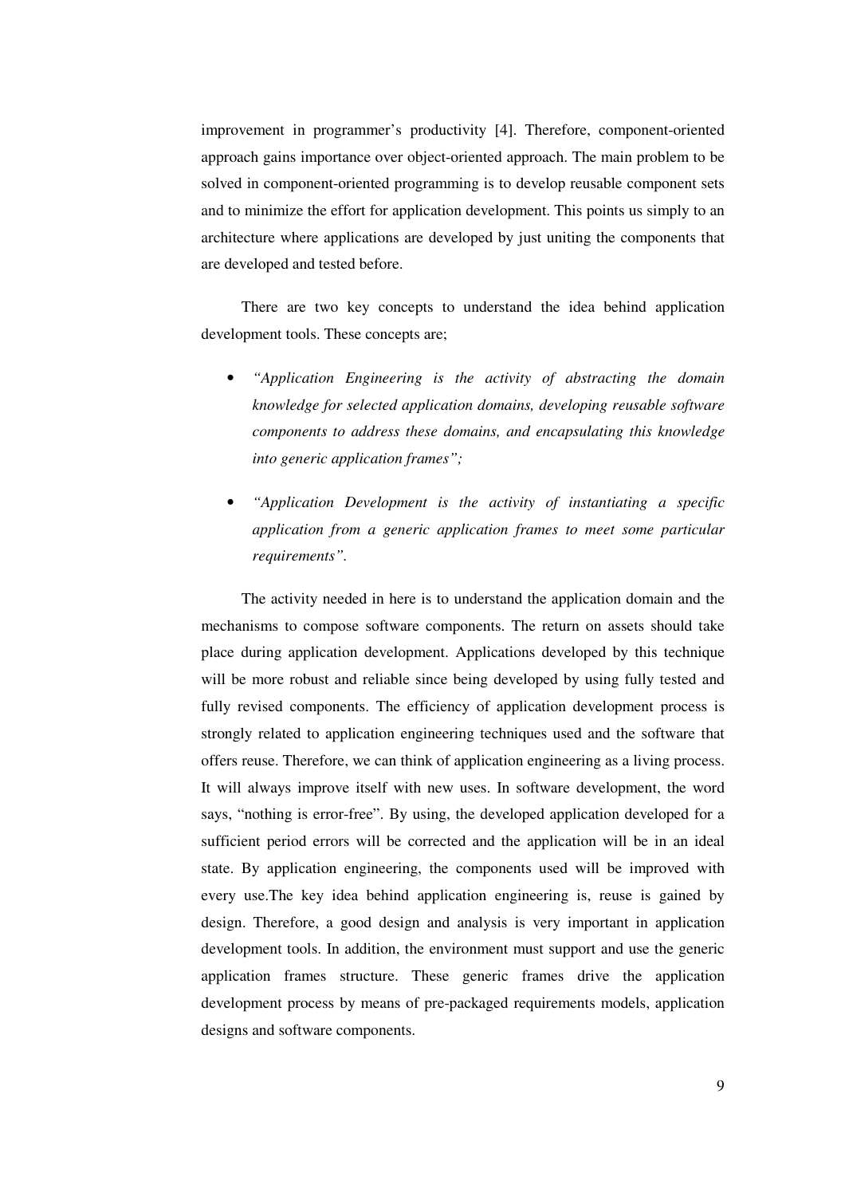improvement in programmer's productivity [4]. Therefore, component-oriented approach gains importance over object-oriented approach. The main problem to be solved in component-oriented programming is to develop reusable component sets and to minimize the effort for application development. This points us simply to an architecture where applications are developed by just uniting the components that are developed and tested before.

There are two key concepts to understand the idea behind application development tools. These concepts are;

- *"Application Engineering is the activity of abstracting the domain knowledge for selected application domains, developing reusable software components to address these domains, and encapsulating this knowledge into generic application frames";*
- *"Application Development is the activity of instantiating a specific application from a generic application frames to meet some particular requirements".*

The activity needed in here is to understand the application domain and the mechanisms to compose software components. The return on assets should take place during application development. Applications developed by this technique will be more robust and reliable since being developed by using fully tested and fully revised components. The efficiency of application development process is strongly related to application engineering techniques used and the software that offers reuse. Therefore, we can think of application engineering as a living process. It will always improve itself with new uses. In software development, the word says, "nothing is error-free". By using, the developed application developed for a sufficient period errors will be corrected and the application will be in an ideal state. By application engineering, the components used will be improved with every use.The key idea behind application engineering is, reuse is gained by design. Therefore, a good design and analysis is very important in application development tools. In addition, the environment must support and use the generic application frames structure. These generic frames drive the application development process by means of pre-packaged requirements models, application designs and software components.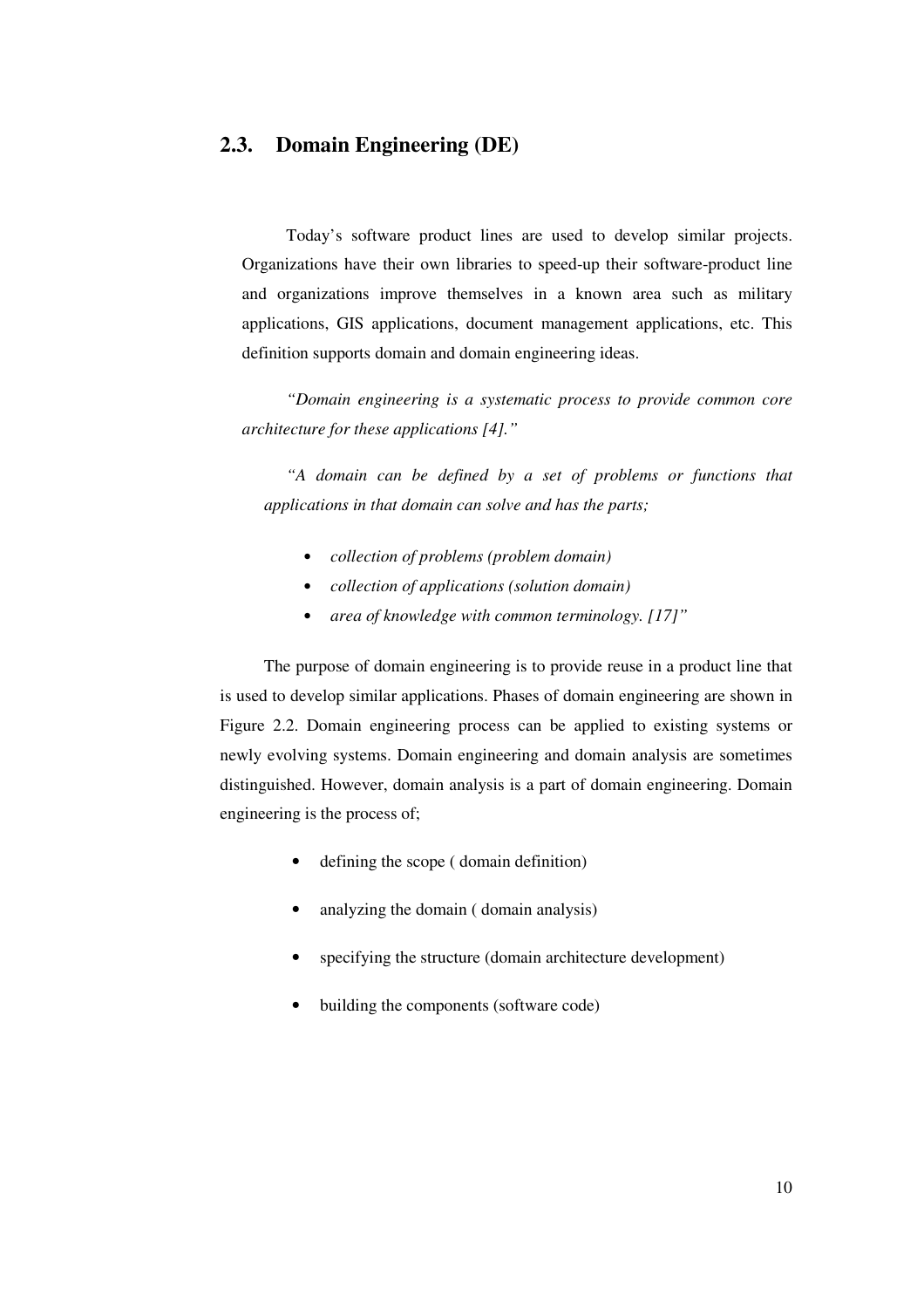## 2.3. Domain Engineering (DE)

Today's software product lines are used to develop similar projects. Organizations have their own libraries to speed-up their software-product line and organizations improve themselves in a known area such as military applications, GIS applications, document management applications, etc. This definition supports domain and domain engineering ideas.

*"Domain engineering is a systematic process to provide common core architecture for these applications [4]."*

*"A domain can be defined by a set of problems or functions that applications in that domain can solve and has the parts;*

- *collection of problems (problem domain)*
- *collection of applications (solution domain)*
- *area of knowledge with common terminology. [17]"*

The purpose of domain engineering is to provide reuse in a product line that is used to develop similar applications. Phases of domain engineering are shown in Figure 2.2. Domain engineering process can be applied to existing systems or newly evolving systems. Domain engineering and domain analysis are sometimes distinguished. However, domain analysis is a part of domain engineering. Domain engineering is the process of;

- defining the scope ( domain definition)
- analyzing the domain ( domain analysis)
- specifying the structure (domain architecture development)
- building the components (software code)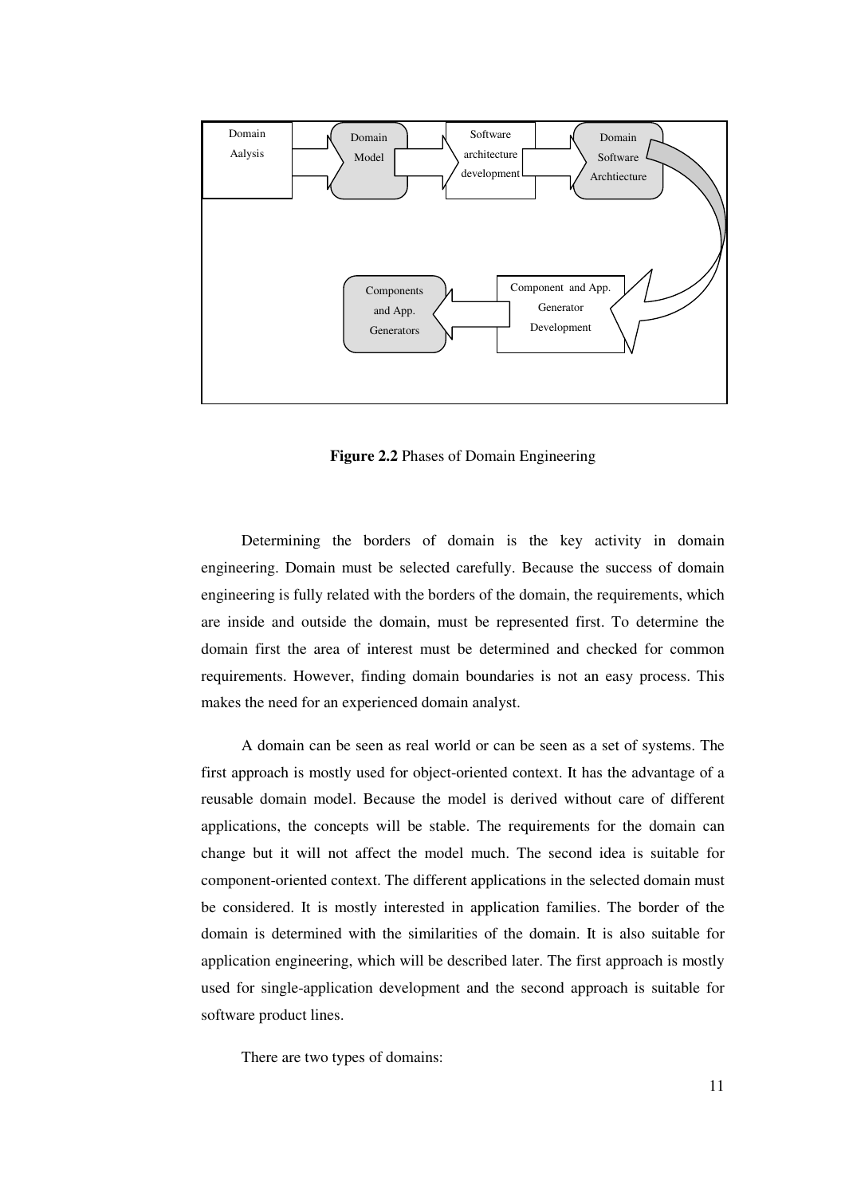Domain Aalysis → Domain Model → Software architecture development → Domain Software Archtiecture → Component and App. Generator Development → Components and App. Generators

**Figure 2.2** Phases of Domain Engineering

Determining the borders of domain is the key activity in domain engineering. Domain must be selected carefully. Because the success of domain engineering is fully related with the borders of the domain, the requirements, which are inside and outside the domain, must be represented first. To determine the domain first the area of interest must be determined and checked for common requirements. However, finding domain boundaries is not an easy process. This makes the need for an experienced domain analyst.

A domain can be seen as real world or can be seen as a set of systems. The first approach is mostly used for object-oriented context. It has the advantage of a reusable domain model. Because the model is derived without care of different applications, the concepts will be stable. The requirements for the domain can change but it will not affect the model much. The second idea is suitable for component-oriented context. The different applications in the selected domain must be considered. It is mostly interested in application families. The border of the domain is determined with the similarities of the domain. It is also suitable for application engineering, which will be described later. The first approach is mostly used for single-application development and the second approach is suitable for software product lines.

There are two types of domains: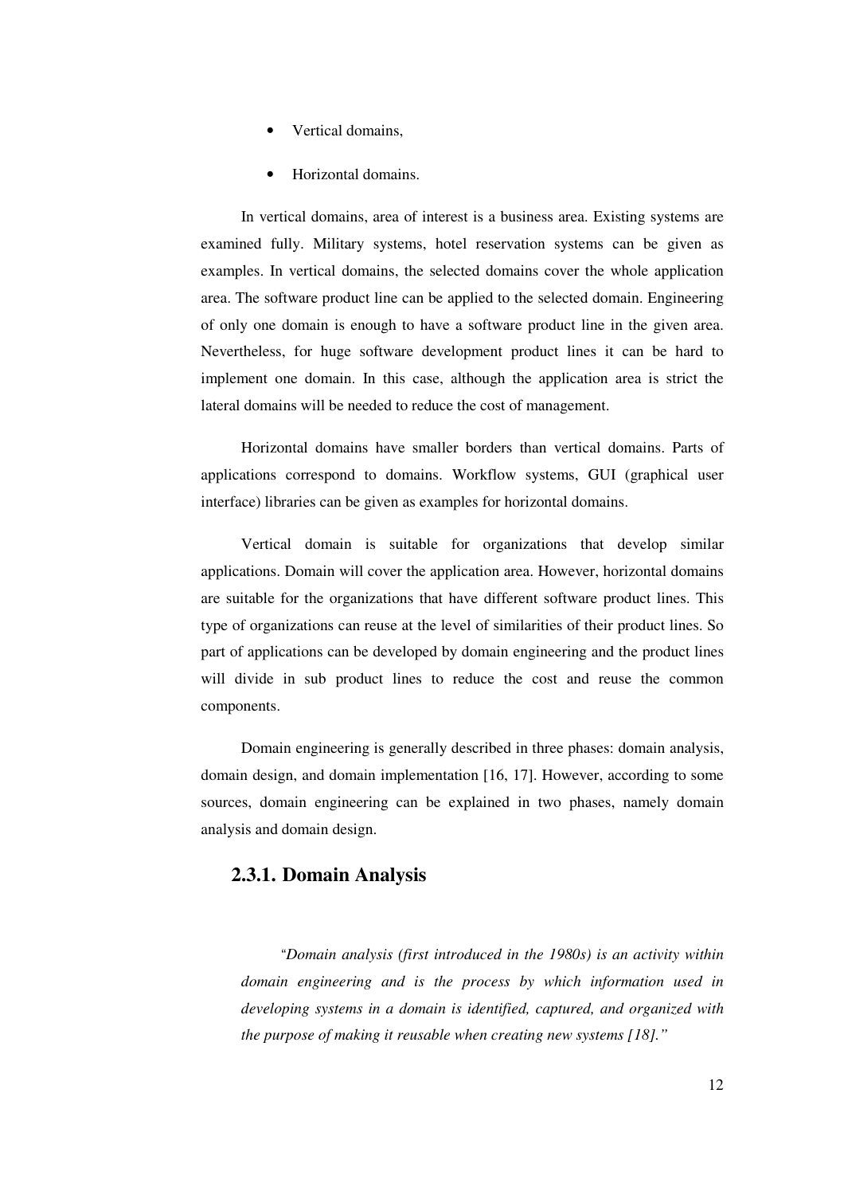- Vertical domains,
- Horizontal domains.

In vertical domains, area of interest is a business area. Existing systems are examined fully. Military systems, hotel reservation systems can be given as examples. In vertical domains, the selected domains cover the whole application area. The software product line can be applied to the selected domain. Engineering of only one domain is enough to have a software product line in the given area. Nevertheless, for huge software development product lines it can be hard to implement one domain. In this case, although the application area is strict the lateral domains will be needed to reduce the cost of management.

Horizontal domains have smaller borders than vertical domains. Parts of applications correspond to domains. Workflow systems, GUI (graphical user interface) libraries can be given as examples for horizontal domains.

Vertical domain is suitable for organizations that develop similar applications. Domain will cover the application area. However, horizontal domains are suitable for the organizations that have different software product lines. This type of organizations can reuse at the level of similarities of their product lines. So part of applications can be developed by domain engineering and the product lines will divide in sub product lines to reduce the cost and reuse the common components.

Domain engineering is generally described in three phases: domain analysis, domain design, and domain implementation [16, 17]. However, according to some sources, domain engineering can be explained in two phases, namely domain analysis and domain design.

### 2.3.1. Domain Analysis

*"Domain analysis (first introduced in the 1980s) is an activity within domain engineering and is the process by which information used in developing systems in a domain is identified, captured, and organized with the purpose of making it reusable when creating new systems [18]."*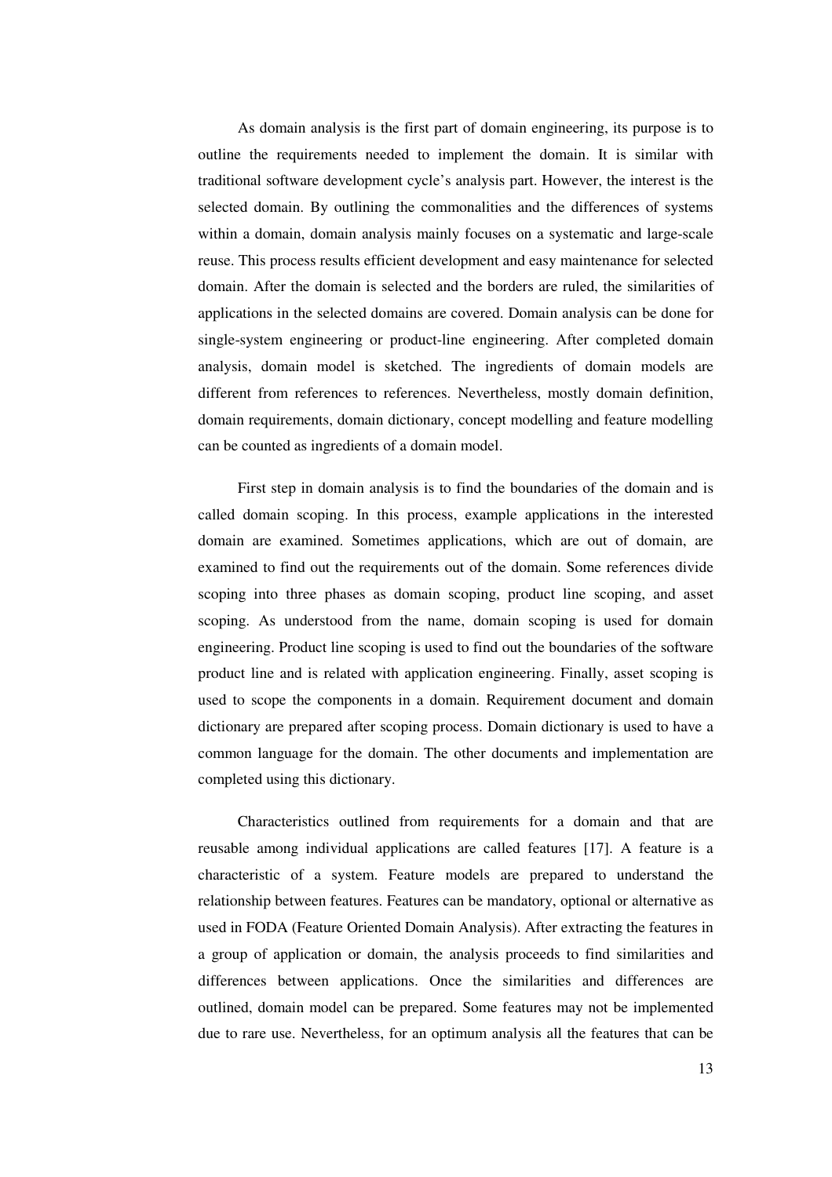As domain analysis is the first part of domain engineering, its purpose is to outline the requirements needed to implement the domain. It is similar with traditional software development cycle's analysis part. However, the interest is the selected domain. By outlining the commonalities and the differences of systems within a domain, domain analysis mainly focuses on a systematic and large-scale reuse. This process results efficient development and easy maintenance for selected domain. After the domain is selected and the borders are ruled, the similarities of applications in the selected domains are covered. Domain analysis can be done for single-system engineering or product-line engineering. After completed domain analysis, domain model is sketched. The ingredients of domain models are different from references to references. Nevertheless, mostly domain definition, domain requirements, domain dictionary, concept modelling and feature modelling can be counted as ingredients of a domain model.

First step in domain analysis is to find the boundaries of the domain and is called domain scoping. In this process, example applications in the interested domain are examined. Sometimes applications, which are out of domain, are examined to find out the requirements out of the domain. Some references divide scoping into three phases as domain scoping, product line scoping, and asset scoping. As understood from the name, domain scoping is used for domain engineering. Product line scoping is used to find out the boundaries of the software product line and is related with application engineering. Finally, asset scoping is used to scope the components in a domain. Requirement document and domain dictionary are prepared after scoping process. Domain dictionary is used to have a common language for the domain. The other documents and implementation are completed using this dictionary.

Characteristics outlined from requirements for a domain and that are reusable among individual applications are called features [17]. A feature is a characteristic of a system. Feature models are prepared to understand the relationship between features. Features can be mandatory, optional or alternative as used in FODA (Feature Oriented Domain Analysis). After extracting the features in a group of application or domain, the analysis proceeds to find similarities and differences between applications. Once the similarities and differences are outlined, domain model can be prepared. Some features may not be implemented due to rare use. Nevertheless, for an optimum analysis all the features that can be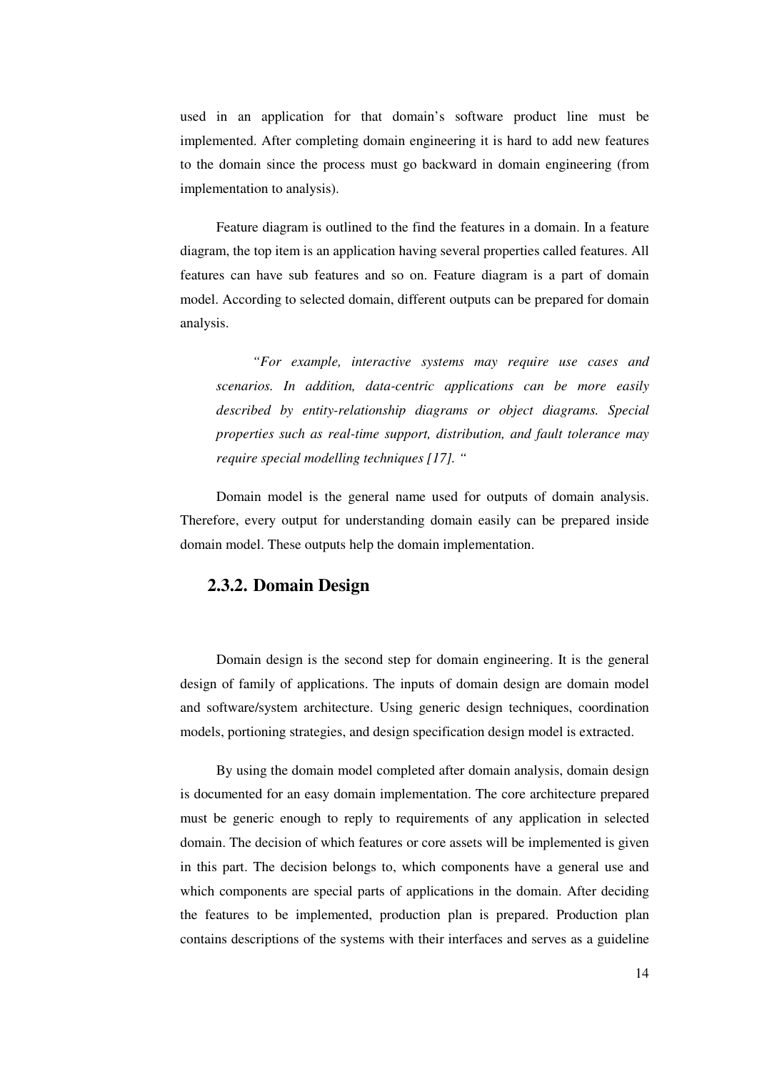used in an application for that domain's software product line must be implemented. After completing domain engineering it is hard to add new features to the domain since the process must go backward in domain engineering (from implementation to analysis).

Feature diagram is outlined to the find the features in a domain. In a feature diagram, the top item is an application having several properties called features. All features can have sub features and so on. Feature diagram is a part of domain model. According to selected domain, different outputs can be prepared for domain analysis.

> *"For example, interactive systems may require use cases and scenarios. In addition, data-centric applications can be more easily described by entity-relationship diagrams or object diagrams. Special properties such as real-time support, distribution, and fault tolerance may require special modelling techniques [17]. "*

Domain model is the general name used for outputs of domain analysis. Therefore, every output for understanding domain easily can be prepared inside domain model. These outputs help the domain implementation.

### 2.3.2. Domain Design

Domain design is the second step for domain engineering. It is the general design of family of applications. The inputs of domain design are domain model and software/system architecture. Using generic design techniques, coordination models, portioning strategies, and design specification design model is extracted.

By using the domain model completed after domain analysis, domain design is documented for an easy domain implementation. The core architecture prepared must be generic enough to reply to requirements of any application in selected domain. The decision of which features or core assets will be implemented is given in this part. The decision belongs to, which components have a general use and which components are special parts of applications in the domain. After deciding the features to be implemented, production plan is prepared. Production plan contains descriptions of the systems with their interfaces and serves as a guideline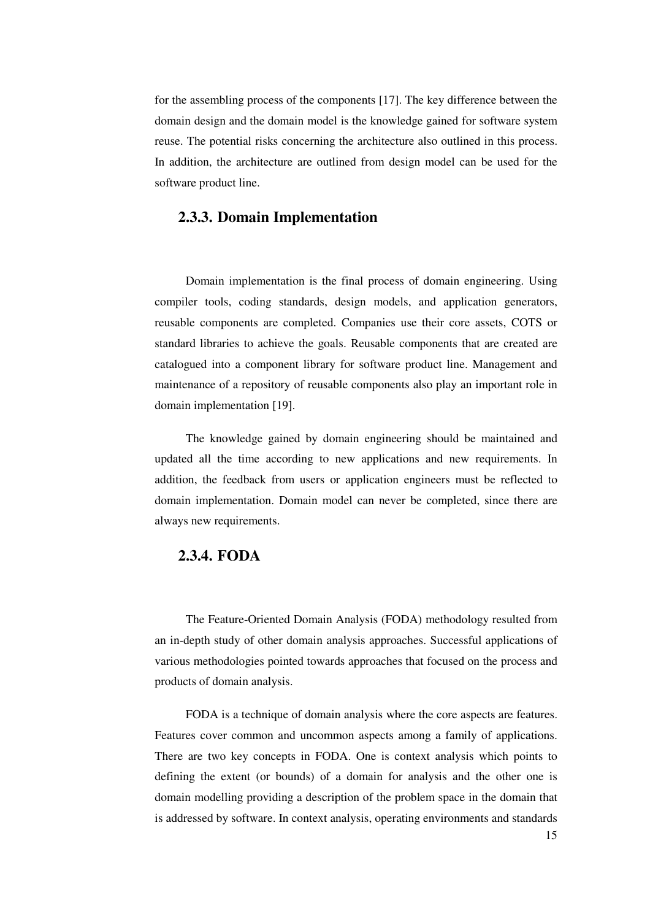for the assembling process of the components [17]. The key difference between the domain design and the domain model is the knowledge gained for software system reuse. The potential risks concerning the architecture also outlined in this process. In addition, the architecture are outlined from design model can be used for the software product line.

### 2.3.3. Domain Implementation

Domain implementation is the final process of domain engineering. Using compiler tools, coding standards, design models, and application generators, reusable components are completed. Companies use their core assets, COTS or standard libraries to achieve the goals. Reusable components that are created are catalogued into a component library for software product line. Management and maintenance of a repository of reusable components also play an important role in domain implementation [19].

The knowledge gained by domain engineering should be maintained and updated all the time according to new applications and new requirements. In addition, the feedback from users or application engineers must be reflected to domain implementation. Domain model can never be completed, since there are always new requirements.

### 2.3.4. FODA

The Feature-Oriented Domain Analysis (FODA) methodology resulted from an in-depth study of other domain analysis approaches. Successful applications of various methodologies pointed towards approaches that focused on the process and products of domain analysis.

FODA is a technique of domain analysis where the core aspects are features. Features cover common and uncommon aspects among a family of applications. There are two key concepts in FODA. One is context analysis which points to defining the extent (or bounds) of a domain for analysis and the other one is domain modelling providing a description of the problem space in the domain that is addressed by software. In context analysis, operating environments and standards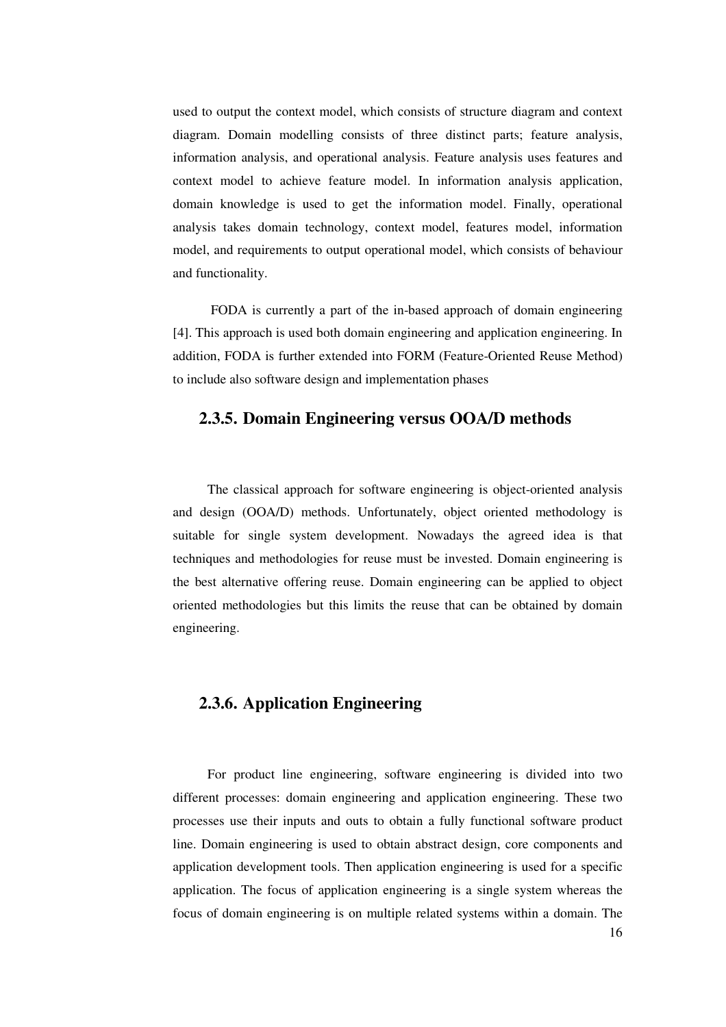used to output the context model, which consists of structure diagram and context diagram. Domain modelling consists of three distinct parts; feature analysis, information analysis, and operational analysis. Feature analysis uses features and context model to achieve feature model. In information analysis application, domain knowledge is used to get the information model. Finally, operational analysis takes domain technology, context model, features model, information model, and requirements to output operational model, which consists of behaviour and functionality.

FODA is currently a part of the in-based approach of domain engineering [4]. This approach is used both domain engineering and application engineering. In addition, FODA is further extended into FORM (Feature-Oriented Reuse Method) to include also software design and implementation phases

### 2.3.5. Domain Engineering versus OOA/D methods

The classical approach for software engineering is object-oriented analysis and design (OOA/D) methods. Unfortunately, object oriented methodology is suitable for single system development. Nowadays the agreed idea is that techniques and methodologies for reuse must be invested. Domain engineering is the best alternative offering reuse. Domain engineering can be applied to object oriented methodologies but this limits the reuse that can be obtained by domain engineering.

### 2.3.6. Application Engineering

For product line engineering, software engineering is divided into two different processes: domain engineering and application engineering. These two processes use their inputs and outs to obtain a fully functional software product line. Domain engineering is used to obtain abstract design, core components and application development tools. Then application engineering is used for a specific application. The focus of application engineering is a single system whereas the focus of domain engineering is on multiple related systems within a domain. The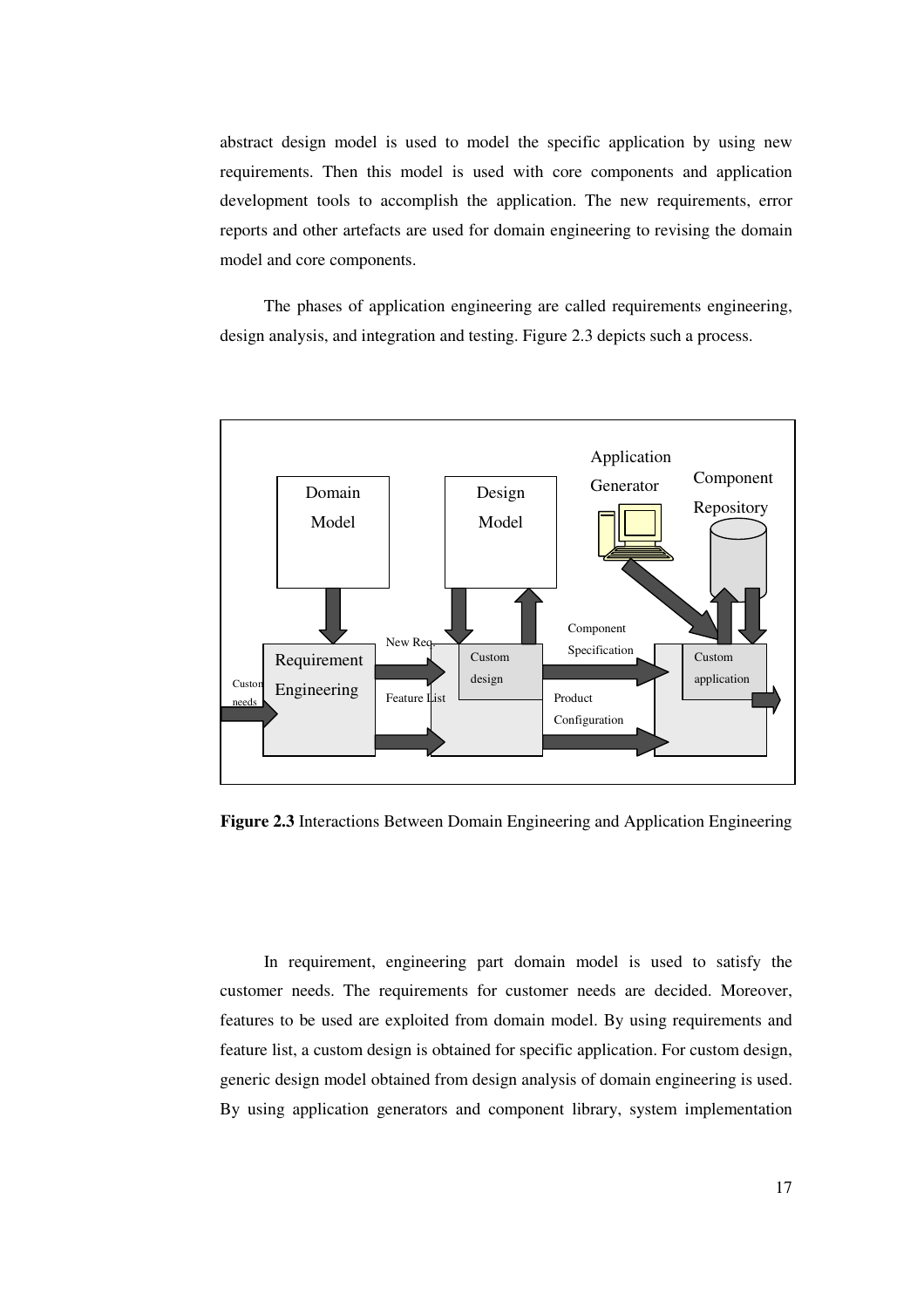abstract design model is used to model the specific application by using new requirements. Then this model is used with core components and application development tools to accomplish the application. The new requirements, error reports and other artefacts are used for domain engineering to revising the domain model and core components.

The phases of application engineering are called requirements engineering, design analysis, and integration and testing. Figure 2.3 depicts such a process.

**Figure 2.3** Interactions Between Domain Engineering and Application Engineering

In requirement, engineering part domain model is used to satisfy the customer needs. The requirements for customer needs are decided. Moreover, features to be used are exploited from domain model. By using requirements and feature list, a custom design is obtained for specific application. For custom design, generic design model obtained from design analysis of domain engineering is used. By using application generators and component library, system implementation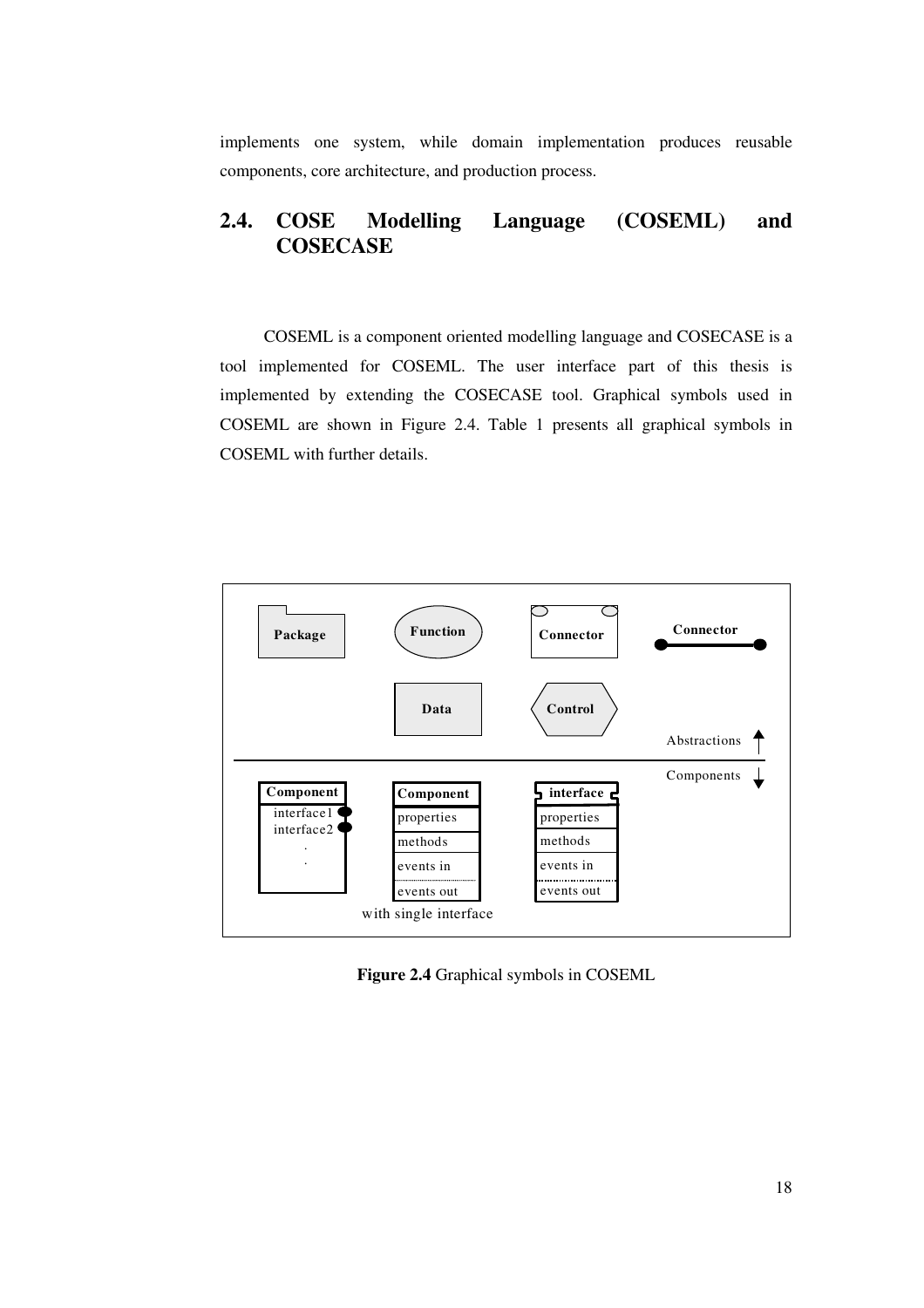implements one system, while domain implementation produces reusable components, core architecture, and production process.

## 2.4. COSE Modelling Language (COSEML) and COSECASE

COSEML is a component oriented modelling language and COSECASE is a tool implemented for COSEML. The user interface part of this thesis is implemented by extending the COSECASE tool. Graphical symbols used in COSEML are shown in Figure 2.4. Table 1 presents all graphical symbols in COSEML with further details.

**Figure 2.4** Graphical symbols in COSEML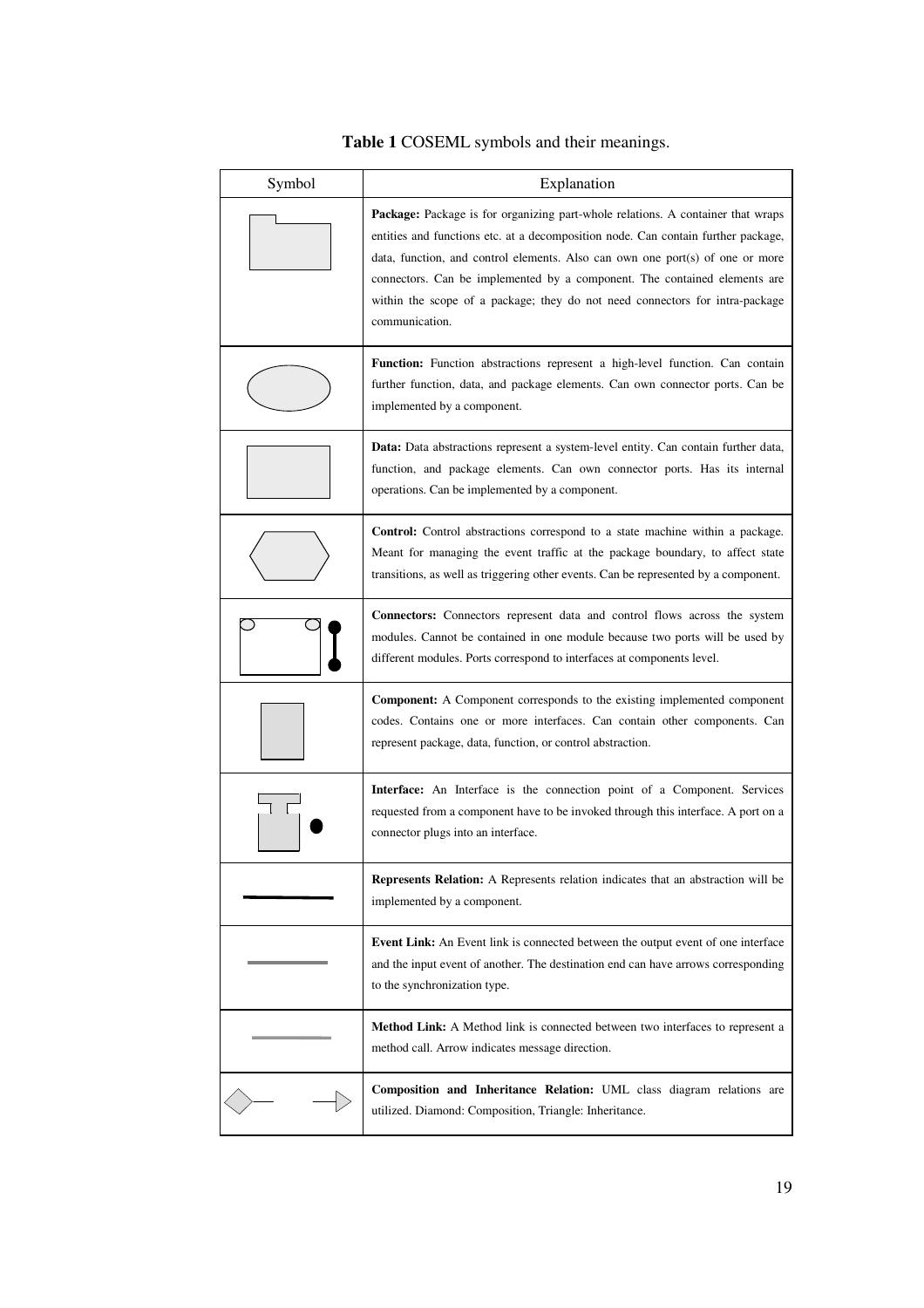**Table 1** COSEML symbols and their meanings.

| Symbol | Explanation |
|---|---|
| | **Package:** Package is for organizing part-whole relations. A container that wraps entities and functions etc. at a decomposition node. Can contain further package, data, function, and control elements. Also can own one port(s) of one or more connectors. Can be implemented by a component. The contained elements are within the scope of a package; they do not need connectors for intra-package communication. |
| | **Function:** Function abstractions represent a high-level function. Can contain further function, data, and package elements. Can own connector ports. Can be implemented by a component. |
| | **Data:** Data abstractions represent a system-level entity. Can contain further data, function, and package elements. Can own connector ports. Has its internal operations. Can be implemented by a component. |
| | **Control:** Control abstractions correspond to a state machine within a package. Meant for managing the event traffic at the package boundary, to affect state transitions, as well as triggering other events. Can be represented by a component. |
| | **Connectors:** Connectors represent data and control flows across the system modules. Cannot be contained in one module because two ports will be used by different modules. Ports correspond to interfaces at components level. |
| | **Component:** A Component corresponds to the existing implemented component codes. Contains one or more interfaces. Can contain other components. Can represent package, data, function, or control abstraction. |
| | **Interface:** An Interface is the connection point of a Component. Services requested from a component have to be invoked through this interface. A port on a connector plugs into an interface. |
| | **Represents Relation:** A Represents relation indicates that an abstraction will be implemented by a component. |
| | **Event Link:** An Event link is connected between the output event of one interface and the input event of another. The destination end can have arrows corresponding to the synchronization type. |
| | **Method Link:** A Method link is connected between two interfaces to represent a method call. Arrow indicates message direction. |
| | **Composition and Inheritance Relation:** UML class diagram relations are utilized. Diamond: Composition, Triangle: Inheritance. |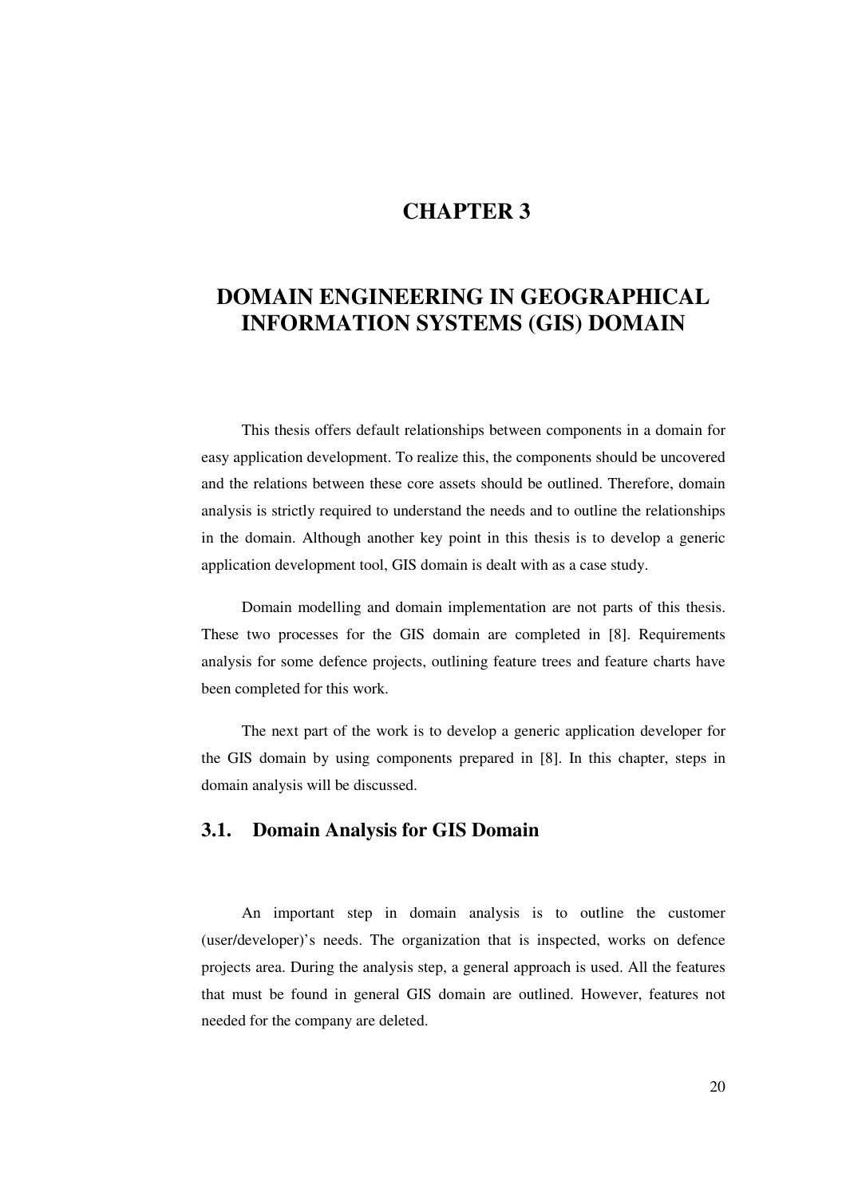# CHAPTER 3

# DOMAIN ENGINEERING IN GEOGRAPHICAL INFORMATION SYSTEMS (GIS) DOMAIN

This thesis offers default relationships between components in a domain for easy application development. To realize this, the components should be uncovered and the relations between these core assets should be outlined. Therefore, domain analysis is strictly required to understand the needs and to outline the relationships in the domain. Although another key point in this thesis is to develop a generic application development tool, GIS domain is dealt with as a case study.

Domain modelling and domain implementation are not parts of this thesis. These two processes for the GIS domain are completed in [8]. Requirements analysis for some defence projects, outlining feature trees and feature charts have been completed for this work.

The next part of the work is to develop a generic application developer for the GIS domain by using components prepared in [8]. In this chapter, steps in domain analysis will be discussed.

## 3.1. Domain Analysis for GIS Domain

An important step in domain analysis is to outline the customer (user/developer)'s needs. The organization that is inspected, works on defence projects area. During the analysis step, a general approach is used. All the features that must be found in general GIS domain are outlined. However, features not needed for the company are deleted.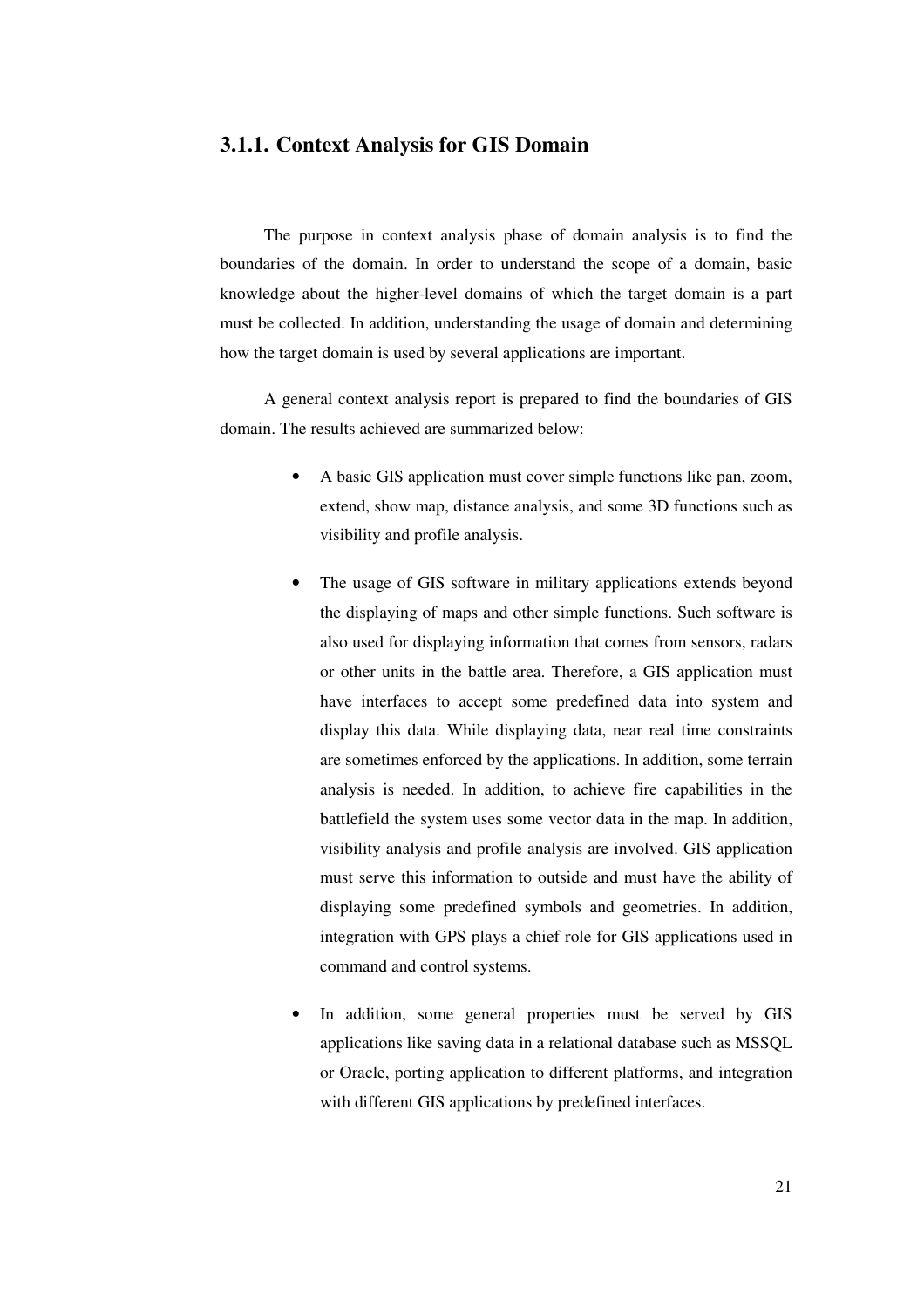### 3.1.1. Context Analysis for GIS Domain

The purpose in context analysis phase of domain analysis is to find the boundaries of the domain. In order to understand the scope of a domain, basic knowledge about the higher-level domains of which the target domain is a part must be collected. In addition, understanding the usage of domain and determining how the target domain is used by several applications are important.

A general context analysis report is prepared to find the boundaries of GIS domain. The results achieved are summarized below:

- A basic GIS application must cover simple functions like pan, zoom, extend, show map, distance analysis, and some 3D functions such as visibility and profile analysis.
- The usage of GIS software in military applications extends beyond the displaying of maps and other simple functions. Such software is also used for displaying information that comes from sensors, radars or other units in the battle area. Therefore, a GIS application must have interfaces to accept some predefined data into system and display this data. While displaying data, near real time constraints are sometimes enforced by the applications. In addition, some terrain analysis is needed. In addition, to achieve fire capabilities in the battlefield the system uses some vector data in the map. In addition, visibility analysis and profile analysis are involved. GIS application must serve this information to outside and must have the ability of displaying some predefined symbols and geometries. In addition, integration with GPS plays a chief role for GIS applications used in command and control systems.
- In addition, some general properties must be served by GIS applications like saving data in a relational database such as MSSQL or Oracle, porting application to different platforms, and integration with different GIS applications by predefined interfaces.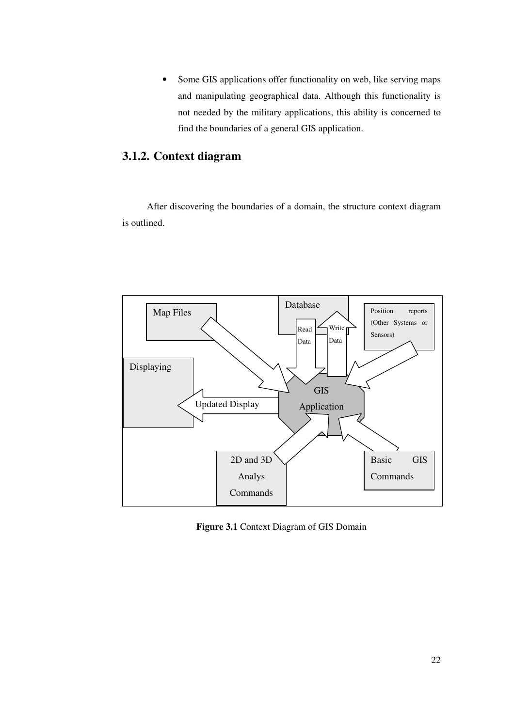- Some GIS applications offer functionality on web, like serving maps and manipulating geographical data. Although this functionality is not needed by the military applications, this ability is concerned to find the boundaries of a general GIS application.

### 3.1.2. Context diagram

After discovering the boundaries of a domain, the structure context diagram is outlined.

Map Files

Database

Read Data

Write Data

Position reports (Other Systems or Sensors)

Displaying

Updated Display

GIS Application

2D and 3D Analys Commands

Basic GIS Commands

**Figure 3.1** Context Diagram of GIS Domain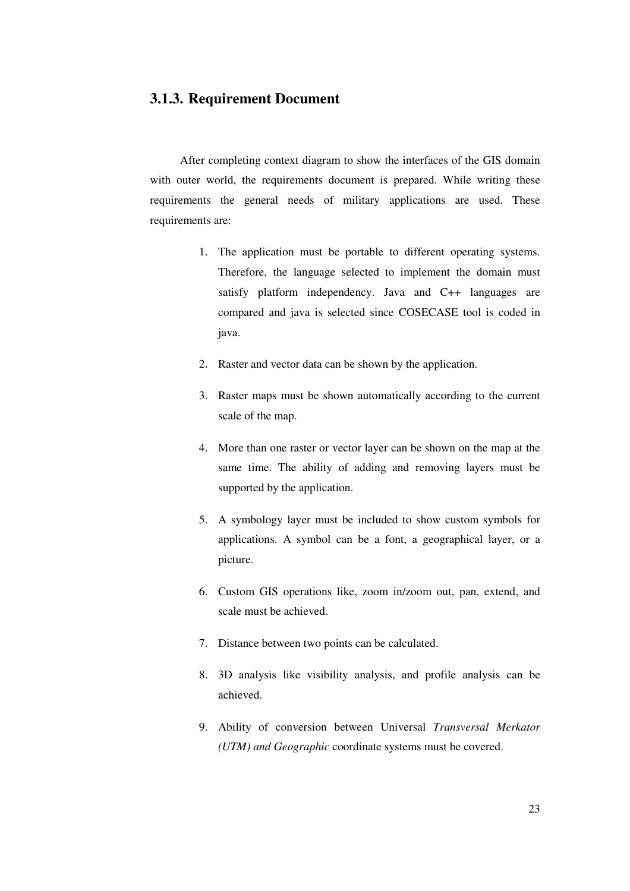### 3.1.3. Requirement Document

After completing context diagram to show the interfaces of the GIS domain with outer world, the requirements document is prepared. While writing these requirements the general needs of military applications are used. These requirements are:

1. The application must be portable to different operating systems. Therefore, the language selected to implement the domain must satisfy platform independency. Java and C++ languages are compared and java is selected since COSECASE tool is coded in java.
2. Raster and vector data can be shown by the application.
3. Raster maps must be shown automatically according to the current scale of the map.
4. More than one raster or vector layer can be shown on the map at the same time. The ability of adding and removing layers must be supported by the application.
5. A symbology layer must be included to show custom symbols for applications. A symbol can be a font, a geographical layer, or a picture.
6. Custom GIS operations like, zoom in/zoom out, pan, extend, and scale must be achieved.
7. Distance between two points can be calculated.
8. 3D analysis like visibility analysis, and profile analysis can be achieved.
9. Ability of conversion between Universal *Transversal Merkator (UTM) and Geographic* coordinate systems must be covered.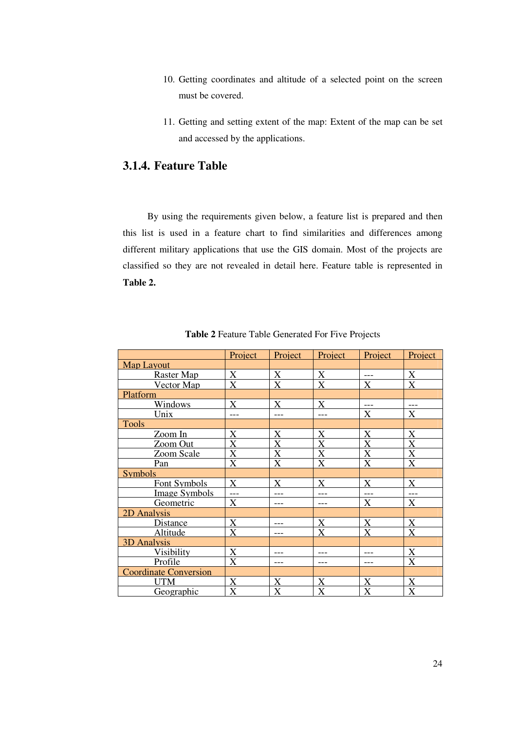10. Getting coordinates and altitude of a selected point on the screen must be covered.

11. Getting and setting extent of the map: Extent of the map can be set and accessed by the applications.

### 3.1.4. Feature Table

By using the requirements given below, a feature list is prepared and then this list is used in a feature chart to find similarities and differences among different military applications that use the GIS domain. Most of the projects are classified so they are not revealed in detail here. Feature table is represented in **Table 2.**

**Table 2** Feature Table Generated For Five Projects

| | Project | Project | Project | Project | Project |
|---|---|---|---|---|---|
| Map Layout | | | | | |
| Raster Map | X | X | X | --- | X |
| Vector Map | X | X | X | X | X |
| Platform | | | | | |
| Windows | X | X | X | --- | --- |
| Unix | --- | --- | --- | X | X |
| Tools | | | | | |
| Zoom In | X | X | X | X | X |
| Zoom Out | X | X | X | X | X |
| Zoom Scale | X | X | X | X | X |
| Pan | X | X | X | X | X |
| Symbols | | | | | |
| Font Symbols | X | X | X | X | X |
| Image Symbols | --- | --- | --- | --- | --- |
| Geometric | X | --- | --- | X | X |
| 2D Analysis | | | | | |
| Distance | X | --- | X | X | X |
| Altitude | X | --- | X | X | X |
| 3D Analysis | | | | | |
| Visibility | X | --- | --- | --- | X |
| Profile | X | --- | --- | --- | X |
| Coordinate Conversion | | | | | |
| UTM | X | X | X | X | X |
| Geographic | X | X | X | X | X |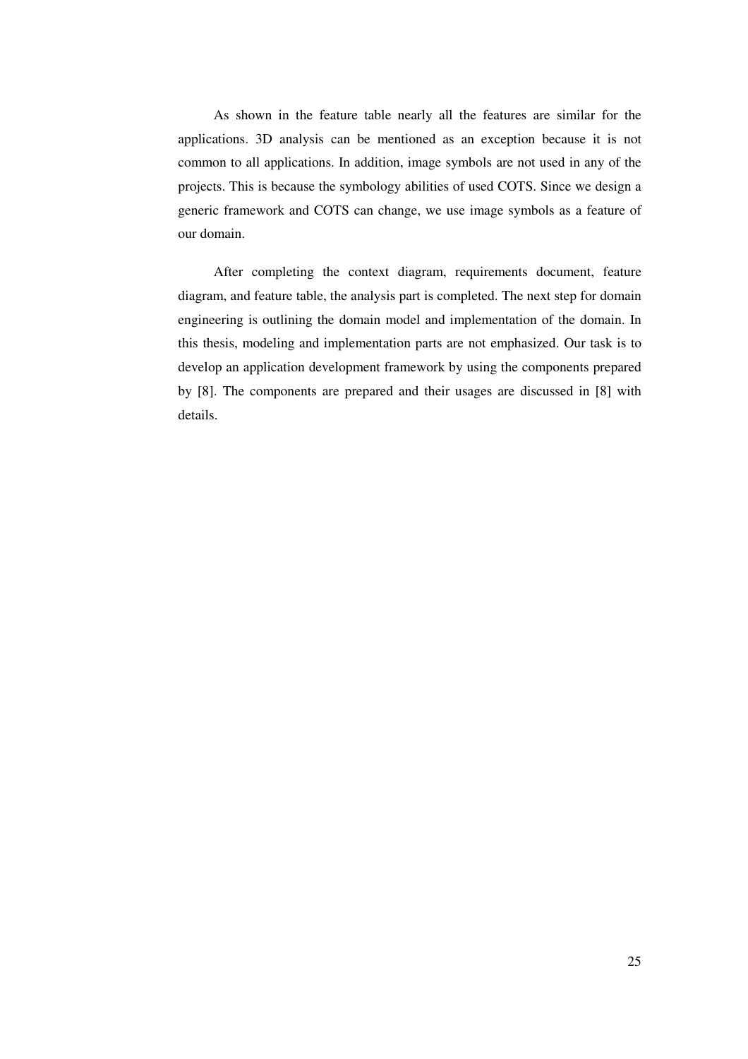As shown in the feature table nearly all the features are similar for the applications. 3D analysis can be mentioned as an exception because it is not common to all applications. In addition, image symbols are not used in any of the projects. This is because the symbology abilities of used COTS. Since we design a generic framework and COTS can change, we use image symbols as a feature of our domain.

After completing the context diagram, requirements document, feature diagram, and feature table, the analysis part is completed. The next step for domain engineering is outlining the domain model and implementation of the domain. In this thesis, modeling and implementation parts are not emphasized. Our task is to develop an application development framework by using the components prepared by [8]. The components are prepared and their usages are discussed in [8] with details.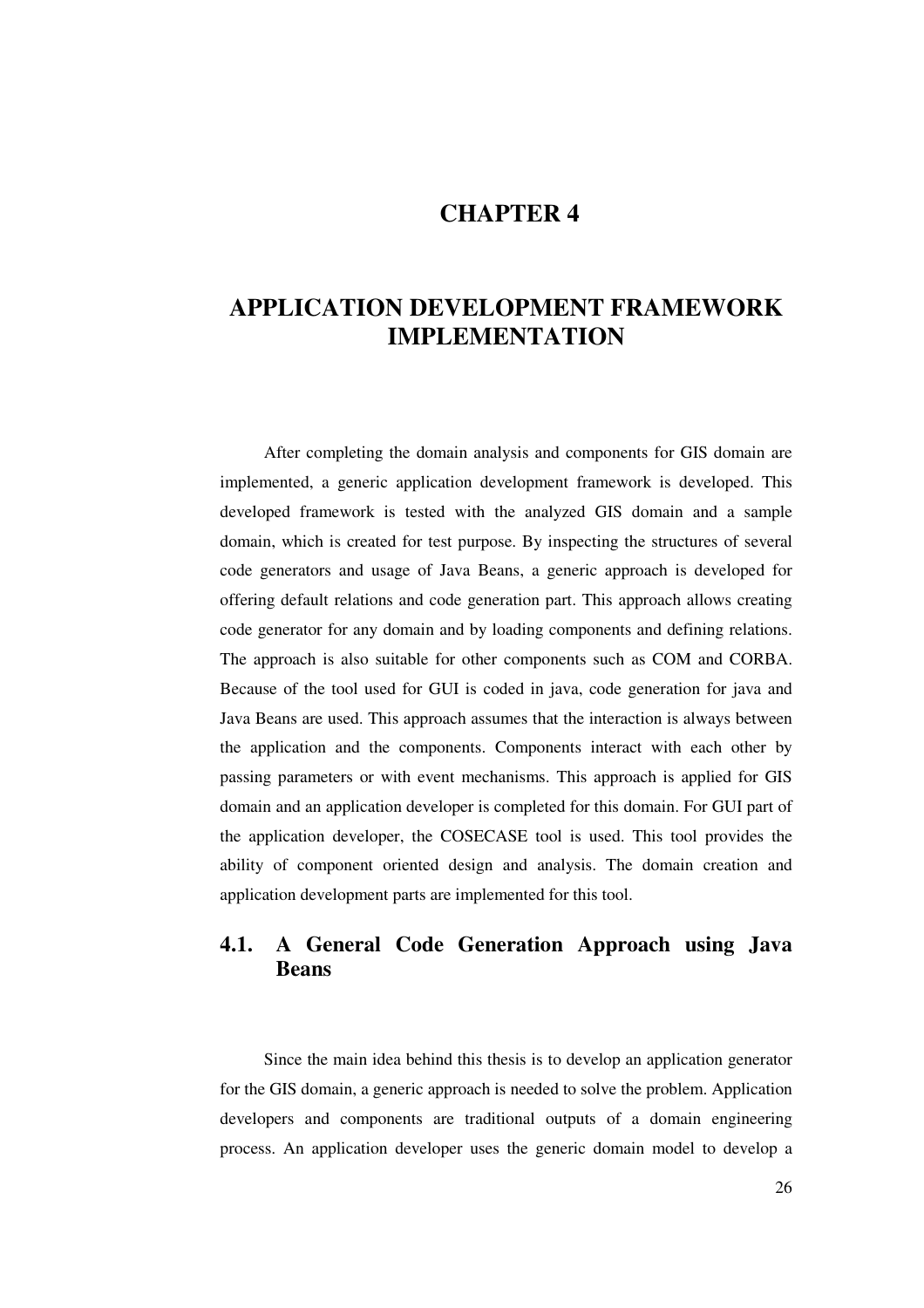# CHAPTER 4

# APPLICATION DEVELOPMENT FRAMEWORK IMPLEMENTATION

After completing the domain analysis and components for GIS domain are implemented, a generic application development framework is developed. This developed framework is tested with the analyzed GIS domain and a sample domain, which is created for test purpose. By inspecting the structures of several code generators and usage of Java Beans, a generic approach is developed for offering default relations and code generation part. This approach allows creating code generator for any domain and by loading components and defining relations. The approach is also suitable for other components such as COM and CORBA. Because of the tool used for GUI is coded in java, code generation for java and Java Beans are used. This approach assumes that the interaction is always between the application and the components. Components interact with each other by passing parameters or with event mechanisms. This approach is applied for GIS domain and an application developer is completed for this domain. For GUI part of the application developer, the COSECASE tool is used. This tool provides the ability of component oriented design and analysis. The domain creation and application development parts are implemented for this tool.

## 4.1. A General Code Generation Approach using Java Beans

Since the main idea behind this thesis is to develop an application generator for the GIS domain, a generic approach is needed to solve the problem. Application developers and components are traditional outputs of a domain engineering process. An application developer uses the generic domain model to develop a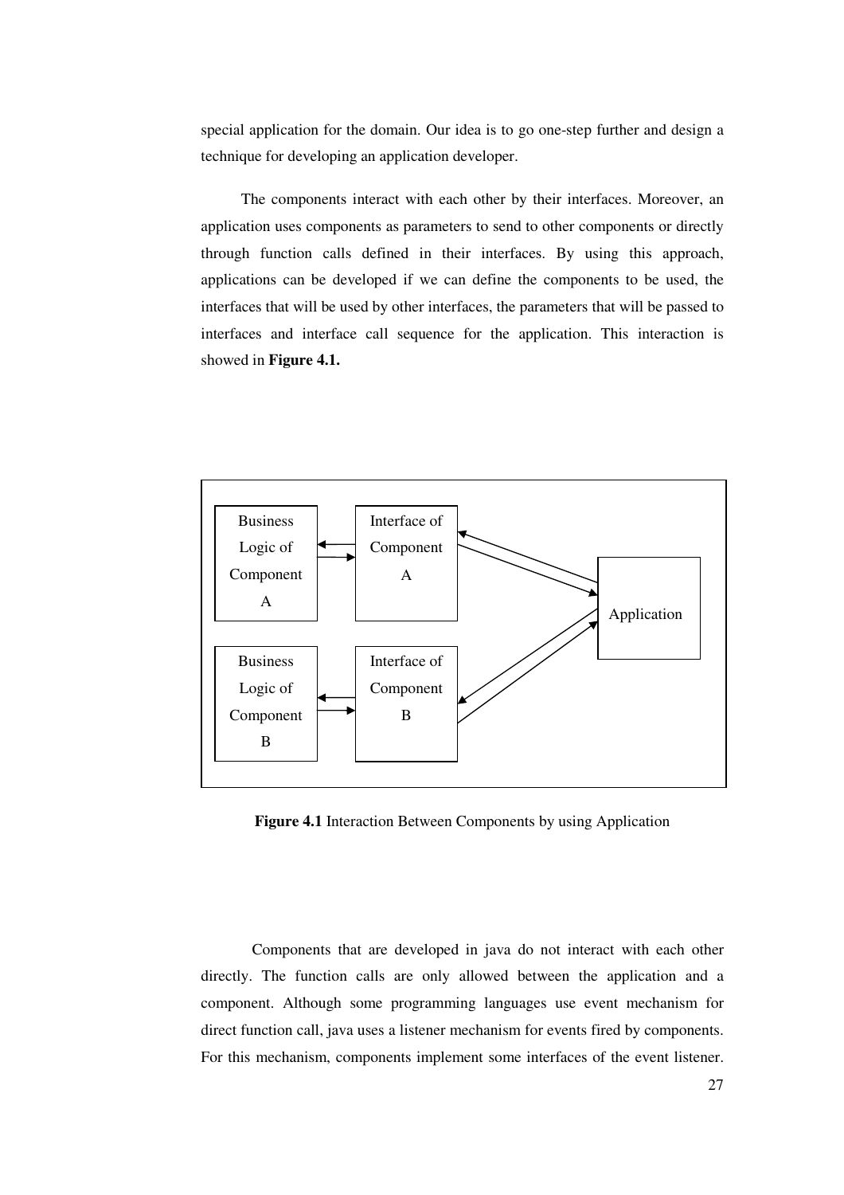special application for the domain. Our idea is to go one-step further and design a technique for developing an application developer.

The components interact with each other by their interfaces. Moreover, an application uses components as parameters to send to other components or directly through function calls defined in their interfaces. By using this approach, applications can be developed if we can define the components to be used, the interfaces that will be used by other interfaces, the parameters that will be passed to interfaces and interface call sequence for the application. This interaction is showed in **Figure 4.1.**

Business Logic of Component A

Interface of Component A

Business Logic of Component B

Interface of Component B

Application

**Figure 4.1** Interaction Between Components by using Application

Components that are developed in java do not interact with each other directly. The function calls are only allowed between the application and a component. Although some programming languages use event mechanism for direct function call, java uses a listener mechanism for events fired by components. For this mechanism, components implement some interfaces of the event listener.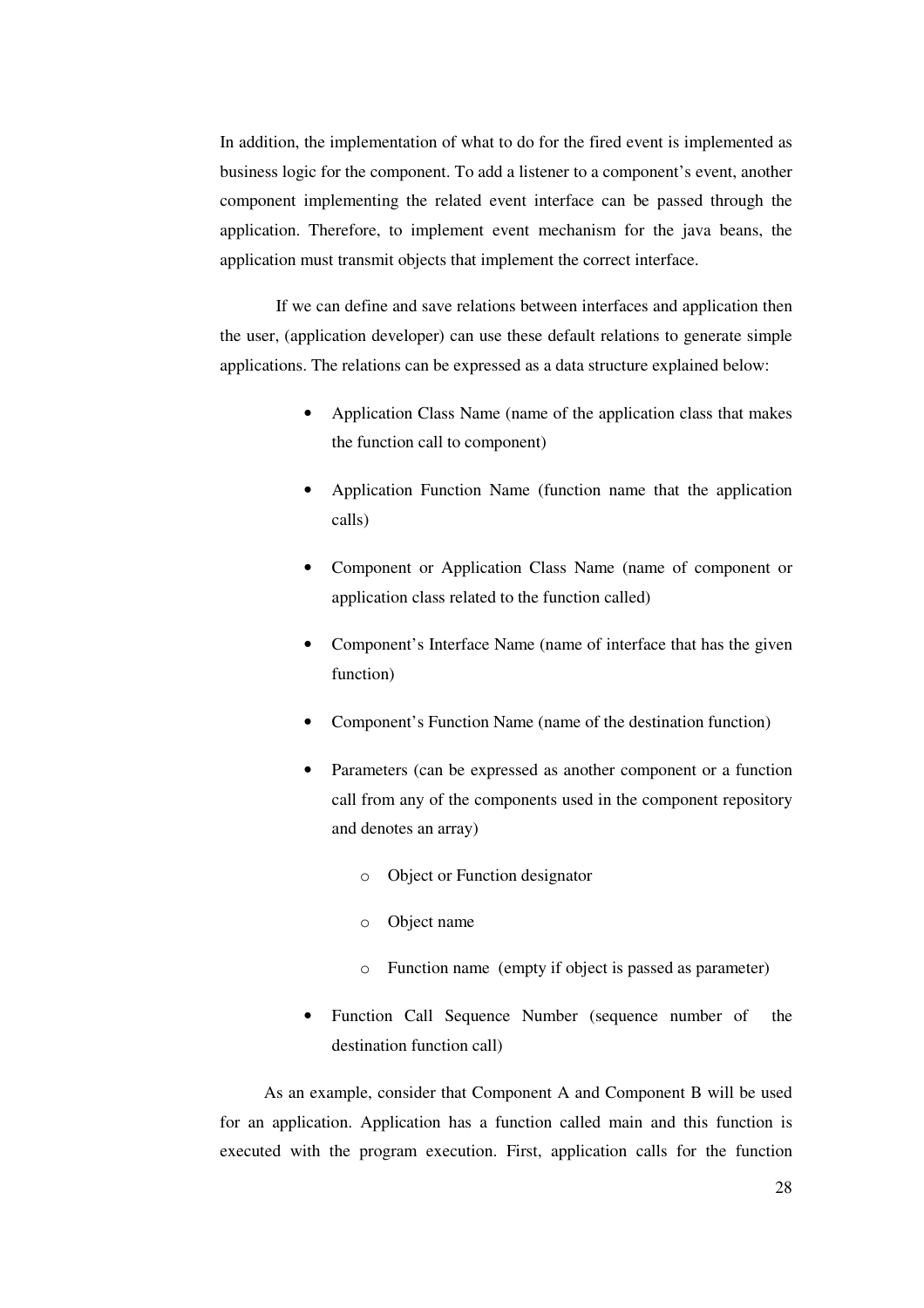In addition, the implementation of what to do for the fired event is implemented as business logic for the component. To add a listener to a component's event, another component implementing the related event interface can be passed through the application. Therefore, to implement event mechanism for the java beans, the application must transmit objects that implement the correct interface.

If we can define and save relations between interfaces and application then the user, (application developer) can use these default relations to generate simple applications. The relations can be expressed as a data structure explained below:

- Application Class Name (name of the application class that makes the function call to component)
- Application Function Name (function name that the application calls)
- Component or Application Class Name (name of component or application class related to the function called)
- Component's Interface Name (name of interface that has the given function)
- Component's Function Name (name of the destination function)
- Parameters (can be expressed as another component or a function call from any of the components used in the component repository and denotes an array)
    - Object or Function designator
    - Object name
    - Function name (empty if object is passed as parameter)
- Function Call Sequence Number (sequence number of the destination function call)

As an example, consider that Component A and Component B will be used for an application. Application has a function called main and this function is executed with the program execution. First, application calls for the function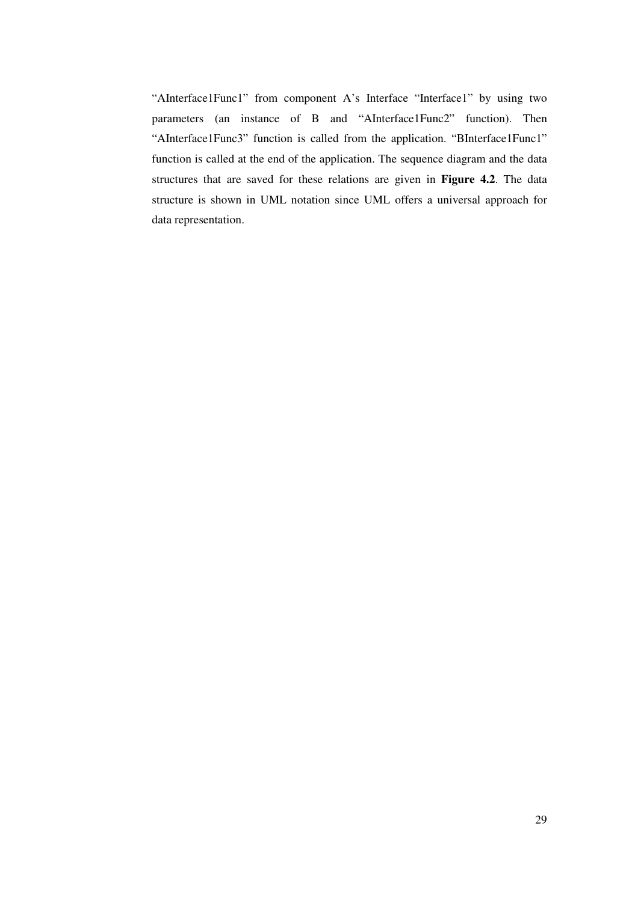"AInterface1Func1" from component A's Interface "Interface1" by using two parameters (an instance of B and "AInterface1Func2" function). Then "AInterface1Func3" function is called from the application. "BInterface1Func1" function is called at the end of the application. The sequence diagram and the data structures that are saved for these relations are given in **Figure 4.2**. The data structure is shown in UML notation since UML offers a universal approach for data representation.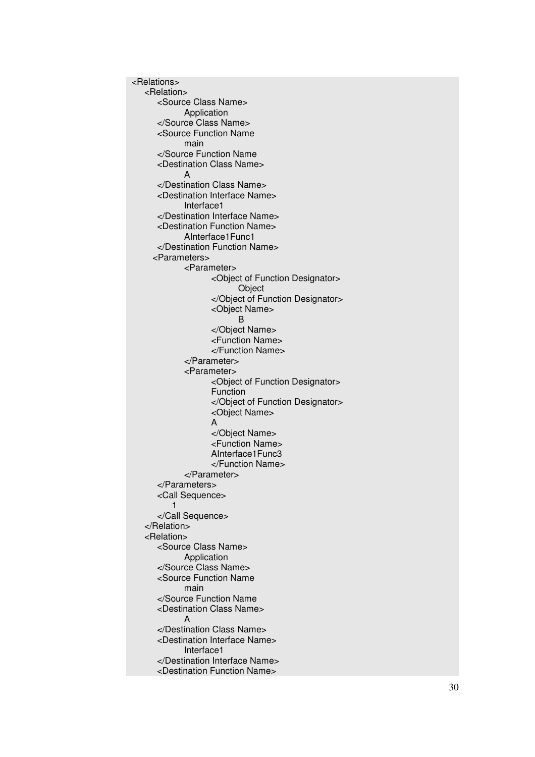```
<Relations>
    <Relation>
        <Source Class Name>
                Application
        </Source Class Name>
        <Source Function Name
                main
        </Source Function Name
        <Destination Class Name>
                A
        </Destination Class Name>
        <Destination Interface Name>
                Interface1
        </Destination Interface Name>
        <Destination Function Name>
                AInterface1Func1
        </Destination Function Name>
      <Parameters>
                <Parameter>
                        <Object of Function Designator>
                                Object
                        </Object of Function Designator>
                        <Object Name>
                                B
                        </Object Name>
                        <Function Name>
                        </Function Name>
                </Parameter>
                <Parameter>
                        <Object of Function Designator>
                        Function
                        </Object of Function Designator>
                        <Object Name>
                        A
                        </Object Name>
                        <Function Name>
                        AInterface1Func3
                        </Function Name>
                </Parameter>
        </Parameters>
        <Call Sequence>
            1
        </Call Sequence>
    </Relation>
    <Relation>
        <Source Class Name>
                Application
        </Source Class Name>
        <Source Function Name
                main
        </Source Function Name
        <Destination Class Name>
                A
        </Destination Class Name>
        <Destination Interface Name>
                Interface1
        </Destination Interface Name>
        <Destination Function Name>
```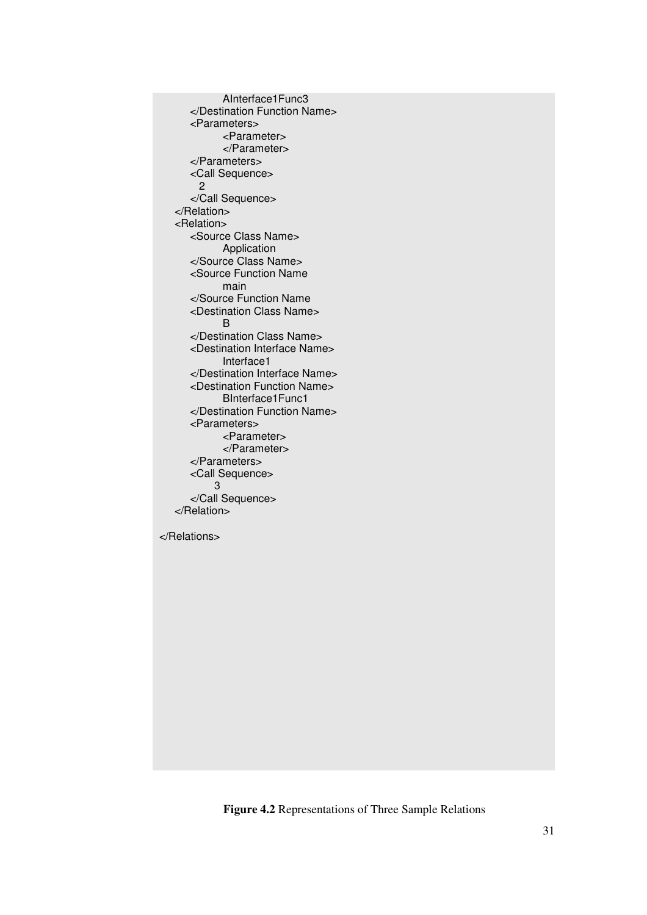```
            AInterface1Func3
        </Destination Function Name>
        <Parameters>
            <Parameter>
            </Parameter>
        </Parameters>
        <Call Sequence>
          2
        </Call Sequence>
    </Relation>
    <Relation>
        <Source Class Name>
            Application
        </Source Class Name>
        <Source Function Name
            main
        </Source Function Name
        <Destination Class Name>
            B
        </Destination Class Name>
        <Destination Interface Name>
            Interface1
        </Destination Interface Name>
        <Destination Function Name>
            BInterface1Func1
        </Destination Function Name>
        <Parameters>
            <Parameter>
            </Parameter>
        </Parameters>
        <Call Sequence>
            3
        </Call Sequence>
    </Relation>

</Relations>
```

**Figure 4.2** Representations of Three Sample Relations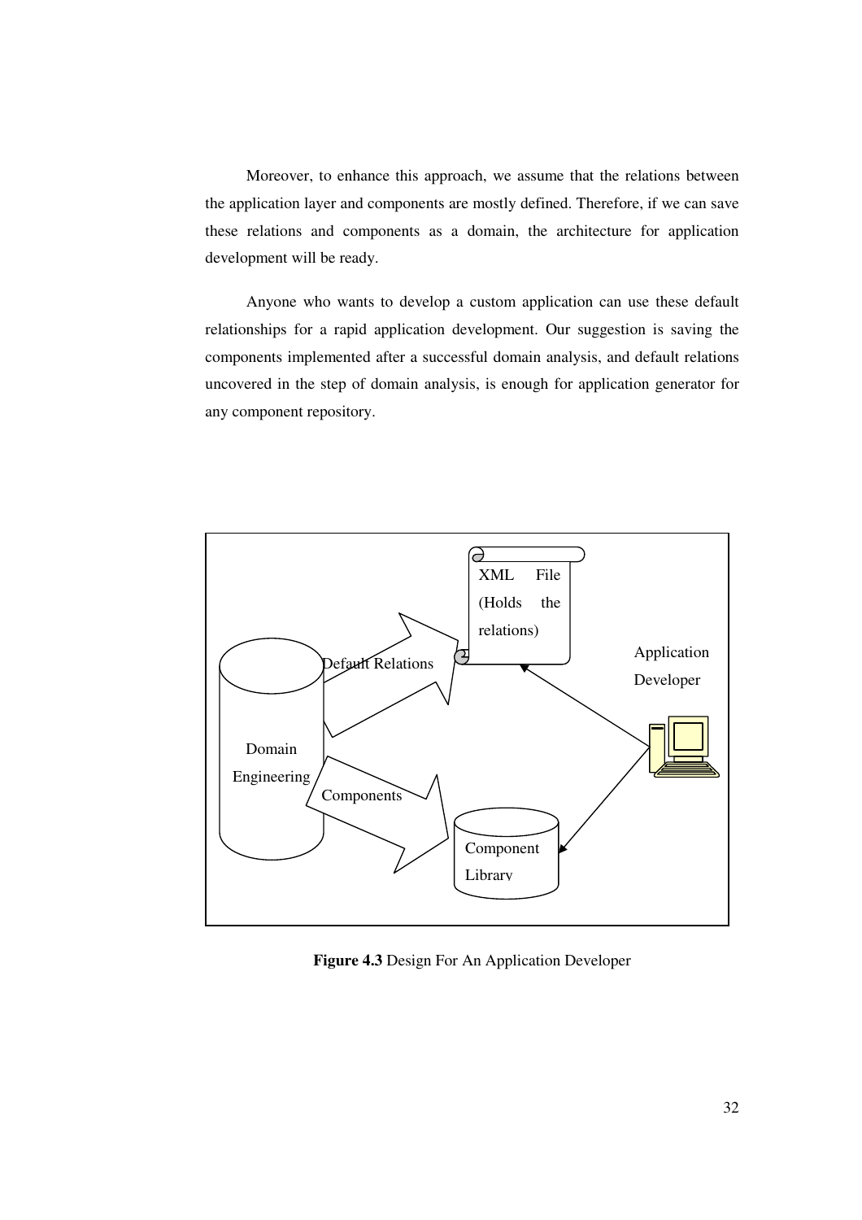Moreover, to enhance this approach, we assume that the relations between the application layer and components are mostly defined. Therefore, if we can save these relations and components as a domain, the architecture for application development will be ready.

Anyone who wants to develop a custom application can use these default relationships for a rapid application development. Our suggestion is saving the components implemented after a successful domain analysis, and default relations uncovered in the step of domain analysis, is enough for application generator for any component repository.

**Figure 4.3** Design For An Application Developer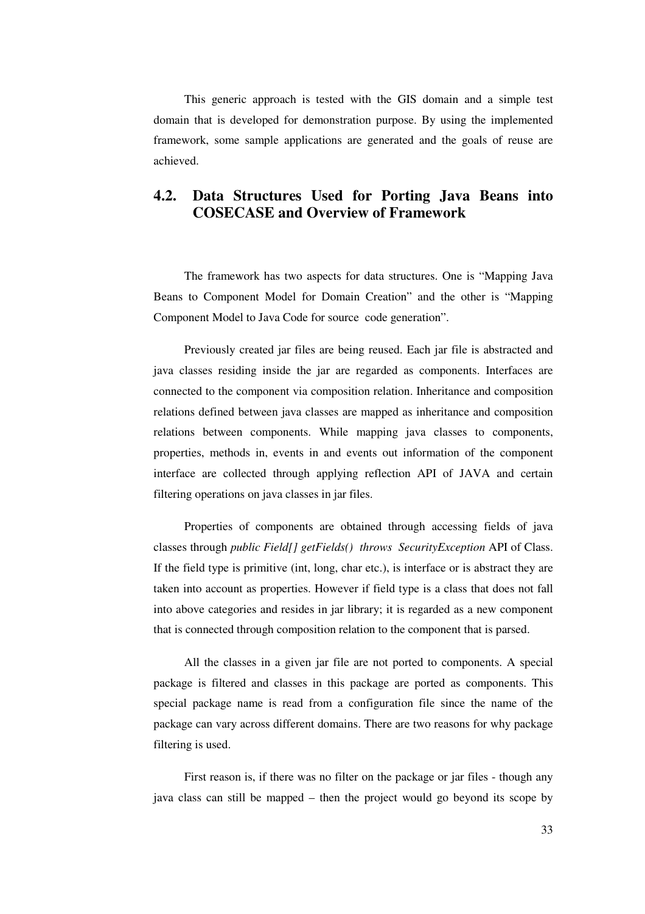This generic approach is tested with the GIS domain and a simple test domain that is developed for demonstration purpose. By using the implemented framework, some sample applications are generated and the goals of reuse are achieved.

## 4.2. Data Structures Used for Porting Java Beans into COSECASE and Overview of Framework

The framework has two aspects for data structures. One is "Mapping Java Beans to Component Model for Domain Creation" and the other is "Mapping Component Model to Java Code for source code generation".

Previously created jar files are being reused. Each jar file is abstracted and java classes residing inside the jar are regarded as components. Interfaces are connected to the component via composition relation. Inheritance and composition relations defined between java classes are mapped as inheritance and composition relations between components. While mapping java classes to components, properties, methods in, events in and events out information of the component interface are collected through applying reflection API of JAVA and certain filtering operations on java classes in jar files.

Properties of components are obtained through accessing fields of java classes through *public Field[] getFields() throws SecurityException* API of Class. If the field type is primitive (int, long, char etc.), is interface or is abstract they are taken into account as properties. However if field type is a class that does not fall into above categories and resides in jar library; it is regarded as a new component that is connected through composition relation to the component that is parsed.

All the classes in a given jar file are not ported to components. A special package is filtered and classes in this package are ported as components. This special package name is read from a configuration file since the name of the package can vary across different domains. There are two reasons for why package filtering is used.

First reason is, if there was no filter on the package or jar files - though any java class can still be mapped – then the project would go beyond its scope by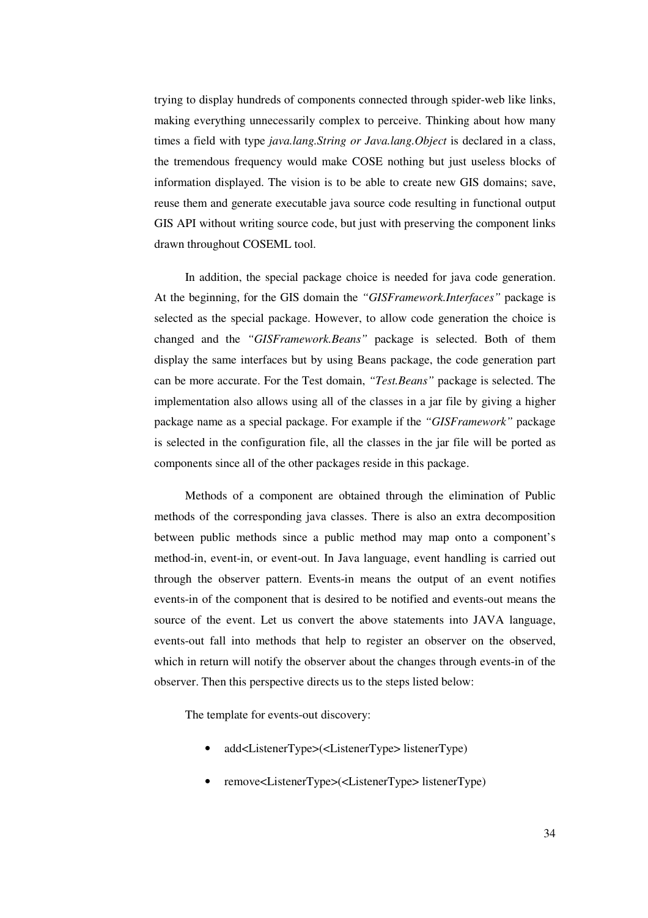trying to display hundreds of components connected through spider-web like links, making everything unnecessarily complex to perceive. Thinking about how many times a field with type *java.lang.String or Java.lang.Object* is declared in a class, the tremendous frequency would make COSE nothing but just useless blocks of information displayed. The vision is to be able to create new GIS domains; save, reuse them and generate executable java source code resulting in functional output GIS API without writing source code, but just with preserving the component links drawn throughout COSEML tool.

In addition, the special package choice is needed for java code generation. At the beginning, for the GIS domain the *"GISFramework.Interfaces"* package is selected as the special package. However, to allow code generation the choice is changed and the *"GISFramework.Beans"* package is selected. Both of them display the same interfaces but by using Beans package, the code generation part can be more accurate. For the Test domain, *"Test.Beans"* package is selected. The implementation also allows using all of the classes in a jar file by giving a higher package name as a special package. For example if the *"GISFramework"* package is selected in the configuration file, all the classes in the jar file will be ported as components since all of the other packages reside in this package.

Methods of a component are obtained through the elimination of Public methods of the corresponding java classes. There is also an extra decomposition between public methods since a public method may map onto a component's method-in, event-in, or event-out. In Java language, event handling is carried out through the observer pattern. Events-in means the output of an event notifies events-in of the component that is desired to be notified and events-out means the source of the event. Let us convert the above statements into JAVA language, events-out fall into methods that help to register an observer on the observed, which in return will notify the observer about the changes through events-in of the observer. Then this perspective directs us to the steps listed below:

The template for events-out discovery:

- add<ListenerType>(<ListenerType> listenerType)
- remove<ListenerType>(<ListenerType> listenerType)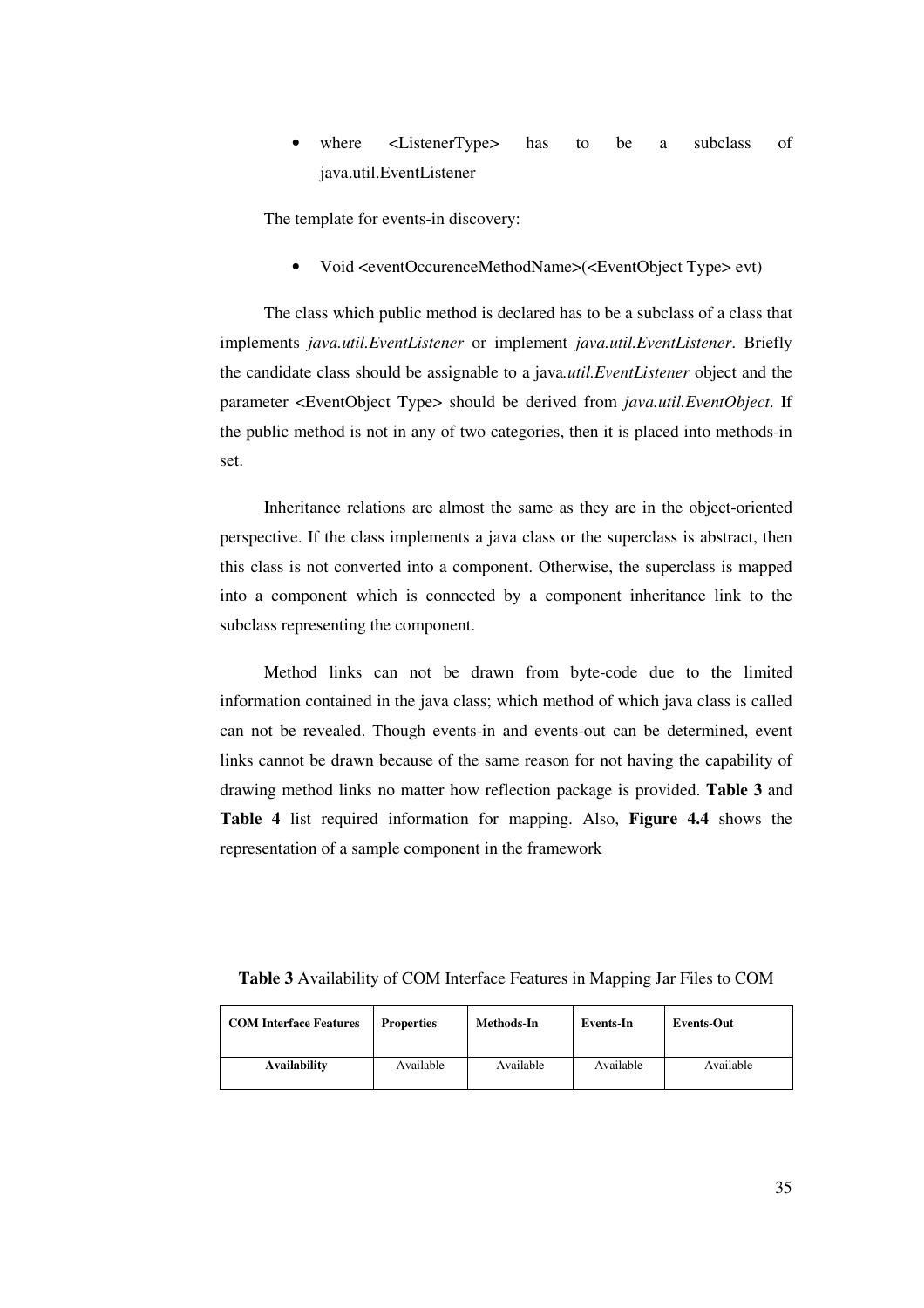- where <ListenerType> has to be a subclass of java.util.EventListener

The template for events-in discovery:

- Void <eventOccurenceMethodName>(<EventObject Type> evt)

The class which public method is declared has to be a subclass of a class that implements *java.util.EventListener* or implement *java.util.EventListener*. Briefly the candidate class should be assignable to a java*.util.EventListener* object and the parameter <EventObject Type> should be derived from *java.util.EventObject*. If the public method is not in any of two categories, then it is placed into methods-in set.

Inheritance relations are almost the same as they are in the object-oriented perspective. If the class implements a java class or the superclass is abstract, then this class is not converted into a component. Otherwise, the superclass is mapped into a component which is connected by a component inheritance link to the subclass representing the component.

Method links can not be drawn from byte-code due to the limited information contained in the java class; which method of which java class is called can not be revealed. Though events-in and events-out can be determined, event links cannot be drawn because of the same reason for not having the capability of drawing method links no matter how reflection package is provided. **Table 3** and **Table 4** list required information for mapping. Also, **Figure 4.4** shows the representation of a sample component in the framework

**Table 3** Availability of COM Interface Features in Mapping Jar Files to COM

| COM Interface Features | Properties | Methods-In | Events-In | Events-Out |
|---|---|---|---|---|
| **Availability** | Available | Available | Available | Available |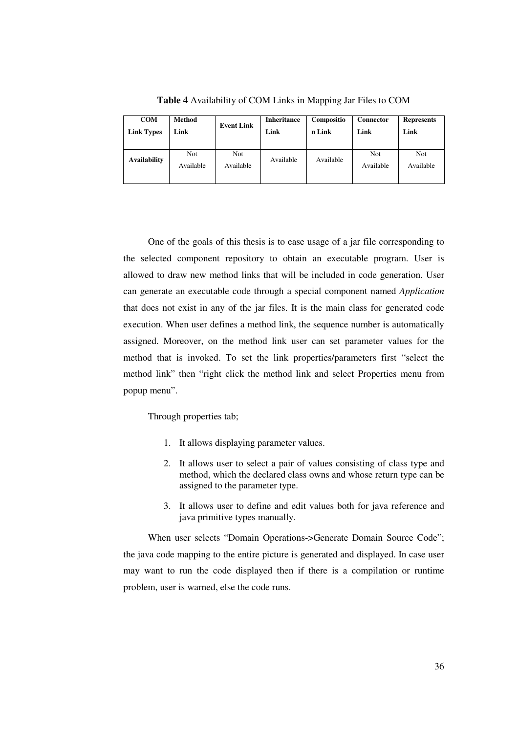**Table 4** Availability of COM Links in Mapping Jar Files to COM

| **COM Link Types** | **Method Link** | **Event Link** | **Inheritance Link** | **Composition Link** | **Connector Link** | **Represents Link** |
|---|---|---|---|---|---|---|
| **Availability** | Not Available | Not Available | Available | Available | Not Available | Not Available |

One of the goals of this thesis is to ease usage of a jar file corresponding to the selected component repository to obtain an executable program. User is allowed to draw new method links that will be included in code generation. User can generate an executable code through a special component named *Application* that does not exist in any of the jar files. It is the main class for generated code execution. When user defines a method link, the sequence number is automatically assigned. Moreover, on the method link user can set parameter values for the method that is invoked. To set the link properties/parameters first "select the method link" then "right click the method link and select Properties menu from popup menu".

Through properties tab;

1. It allows displaying parameter values.
2. It allows user to select a pair of values consisting of class type and method, which the declared class owns and whose return type can be assigned to the parameter type.
3. It allows user to define and edit values both for java reference and java primitive types manually.

When user selects "Domain Operations->Generate Domain Source Code"; the java code mapping to the entire picture is generated and displayed. In case user may want to run the code displayed then if there is a compilation or runtime problem, user is warned, else the code runs.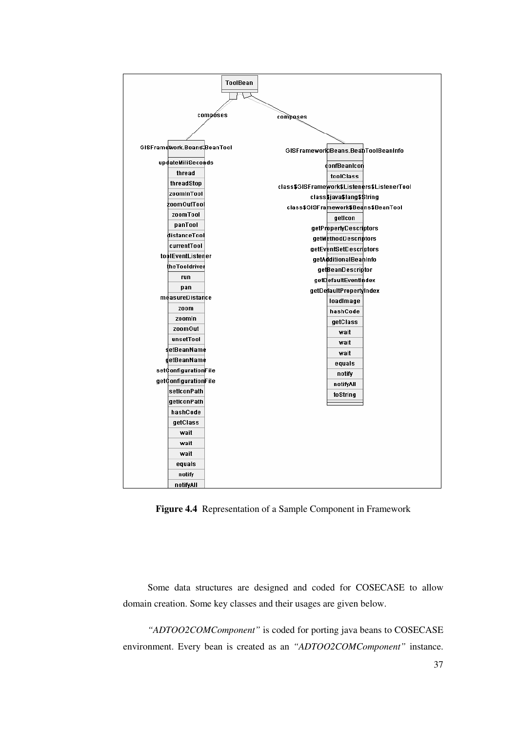**Figure 4.4** Representation of a Sample Component in Framework

Some data structures are designed and coded for COSECASE to allow domain creation. Some key classes and their usages are given below.

*"ADTOO2COMComponent"* is coded for porting java beans to COSECASE environment. Every bean is created as an *"ADTOO2COMComponent"* instance.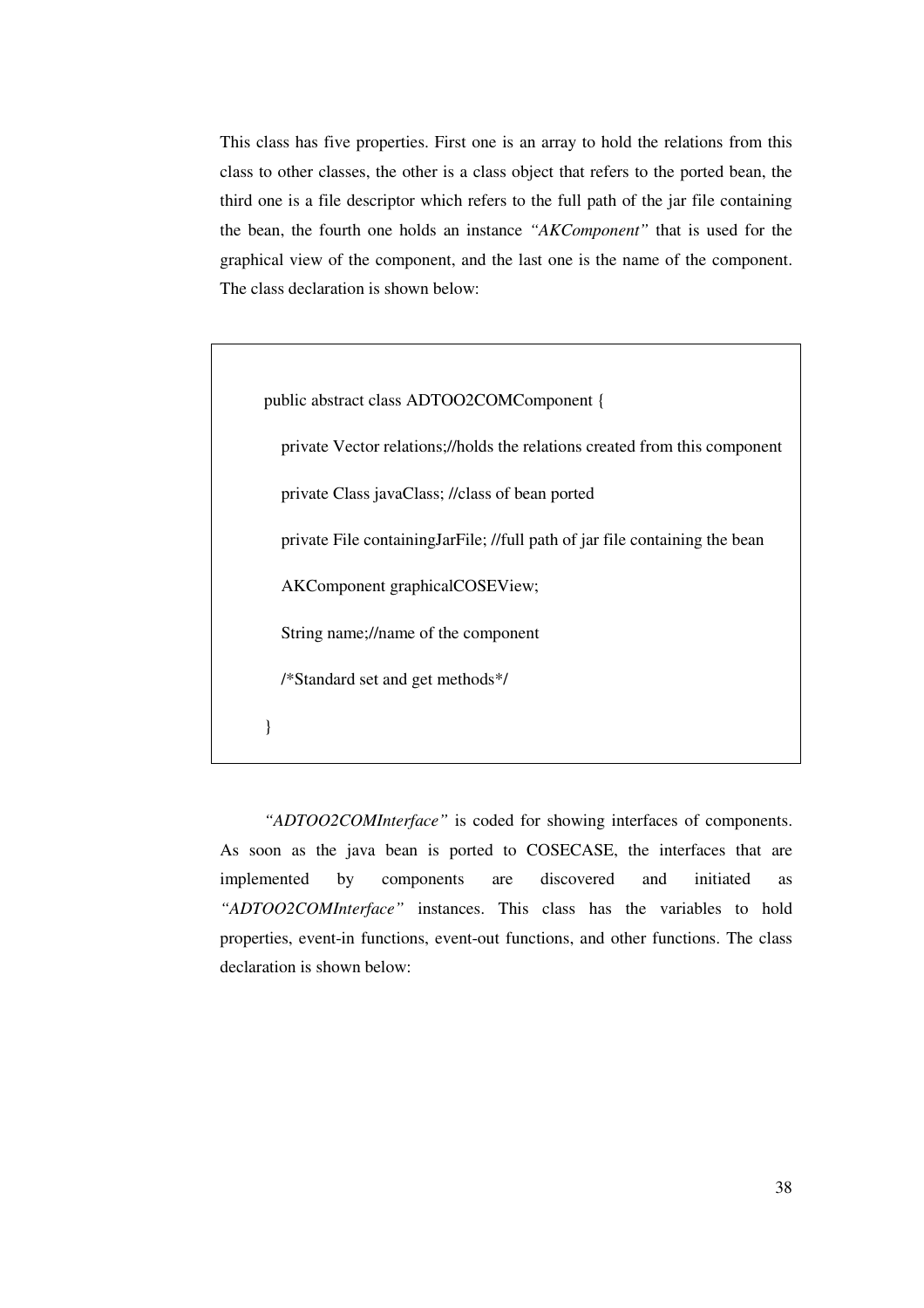This class has five properties. First one is an array to hold the relations from this class to other classes, the other is a class object that refers to the ported bean, the third one is a file descriptor which refers to the full path of the jar file containing the bean, the fourth one holds an instance *"AKComponent"* that is used for the graphical view of the component, and the last one is the name of the component. The class declaration is shown below:

```
public abstract class ADTOO2COMComponent {

    private Vector relations;//holds the relations created from this component

    private Class javaClass; //class of bean ported

    private File containingJarFile; //full path of jar file containing the bean

    AKComponent graphicalCOSEView;

    String name;//name of the component

    /*Standard set and get methods*/

}
```

*"ADTOO2COMInterface"* is coded for showing interfaces of components. As soon as the java bean is ported to COSECASE, the interfaces that are implemented by components are discovered and initiated as *"ADTOO2COMInterface"* instances. This class has the variables to hold properties, event-in functions, event-out functions, and other functions. The class declaration is shown below: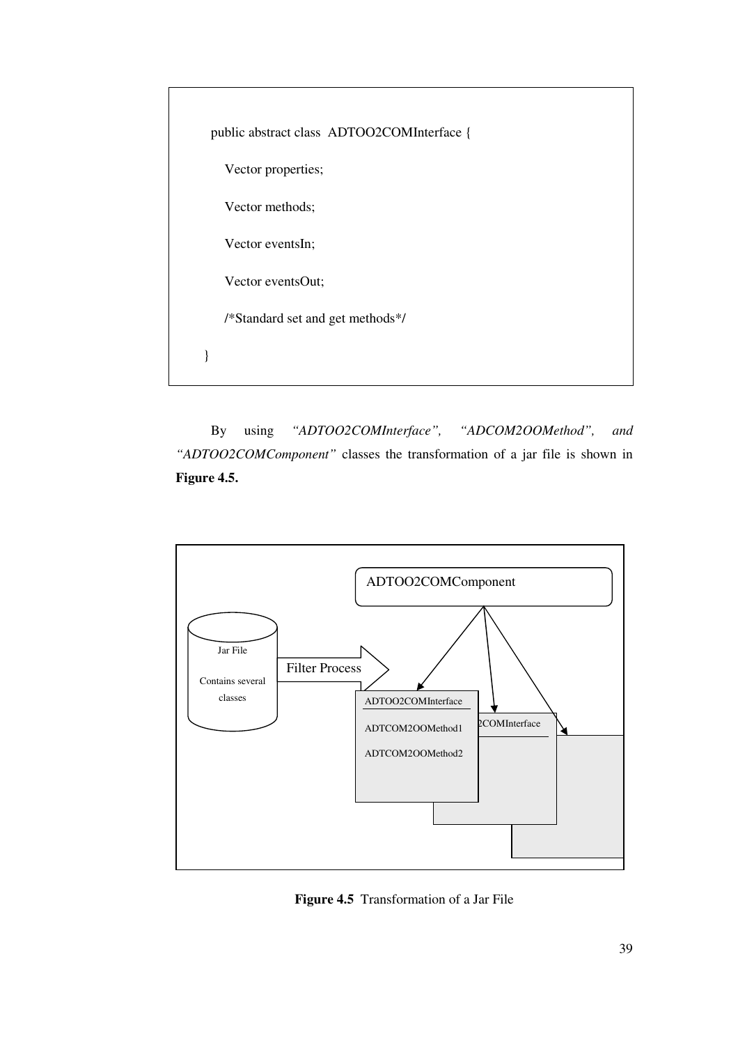```
public abstract class  ADTOO2COMInterface {

    Vector properties;

    Vector methods;

    Vector eventsIn;

    Vector eventsOut;

    /*Standard set and get methods*/

}
```

By using *"ADTOO2COMInterface", "ADCOM2OOMethod", and "ADTOO2COMComponent"* classes the transformation of a jar file is shown in **Figure 4.5.**

**Figure 4.5** Transformation of a Jar File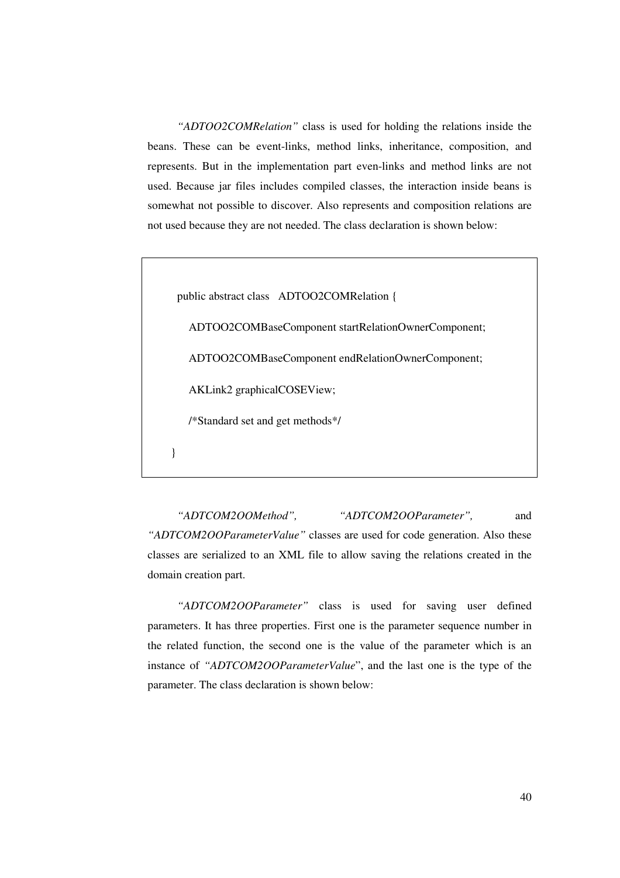*"ADTOO2COMRelation"* class is used for holding the relations inside the beans. These can be event-links, method links, inheritance, composition, and represents. But in the implementation part even-links and method links are not used. Because jar files includes compiled classes, the interaction inside beans is somewhat not possible to discover. Also represents and composition relations are not used because they are not needed. The class declaration is shown below:

```
public abstract class   ADTOO2COMRelation {

    ADTOO2COMBaseComponent startRelationOwnerComponent;

    ADTOO2COMBaseComponent endRelationOwnerComponent;

    AKLink2 graphicalCOSEView;

    /*Standard set and get methods*/

}
```

*"ADTCOM2OOMethod"*, *"ADTCOM2OOParameter"*, and *"ADTCOM2OOParameterValue"* classes are used for code generation. Also these classes are serialized to an XML file to allow saving the relations created in the domain creation part.

*"ADTCOM2OOParameter"* class is used for saving user defined parameters. It has three properties. First one is the parameter sequence number in the related function, the second one is the value of the parameter which is an instance of *"ADTCOM2OOParameterValue*", and the last one is the type of the parameter. The class declaration is shown below: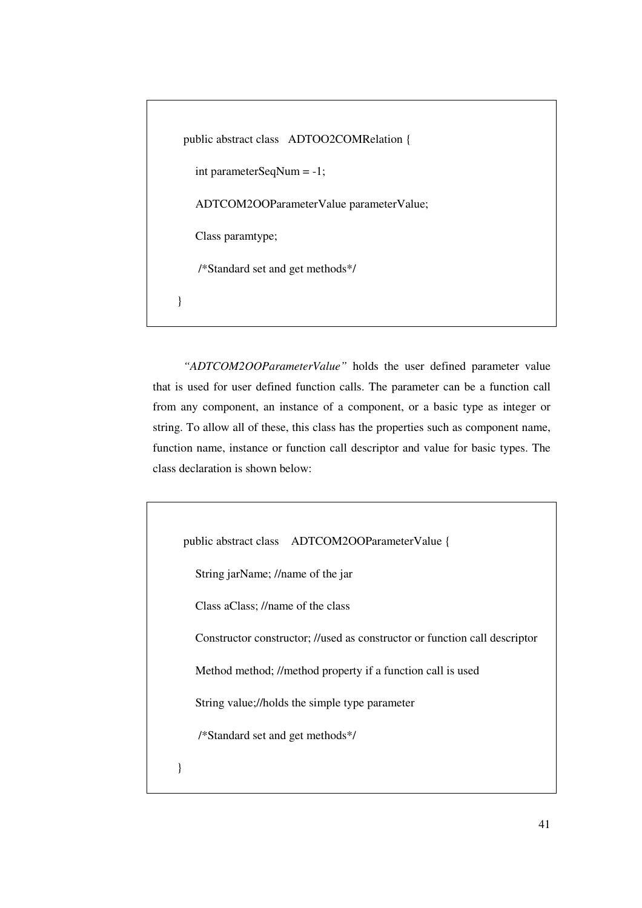```
public abstract class   ADTOO2COMRelation {

    int parameterSeqNum = -1;

    ADTCOM2OOParameterValue parameterValue;

    Class paramtype;

     /*Standard set and get methods*/

}
```

*"ADTCOM2OOParameterValue"* holds the user defined parameter value that is used for user defined function calls. The parameter can be a function call from any component, an instance of a component, or a basic type as integer or string. To allow all of these, this class has the properties such as component name, function name, instance or function call descriptor and value for basic types. The class declaration is shown below:

```
public abstract class    ADTCOM2OOParameterValue {

    String jarName; //name of the jar

    Class aClass; //name of the class

    Constructor constructor; //used as constructor or function call descriptor

    Method method; //method property if a function call is used

    String value;//holds the simple type parameter

     /*Standard set and get methods*/

}
```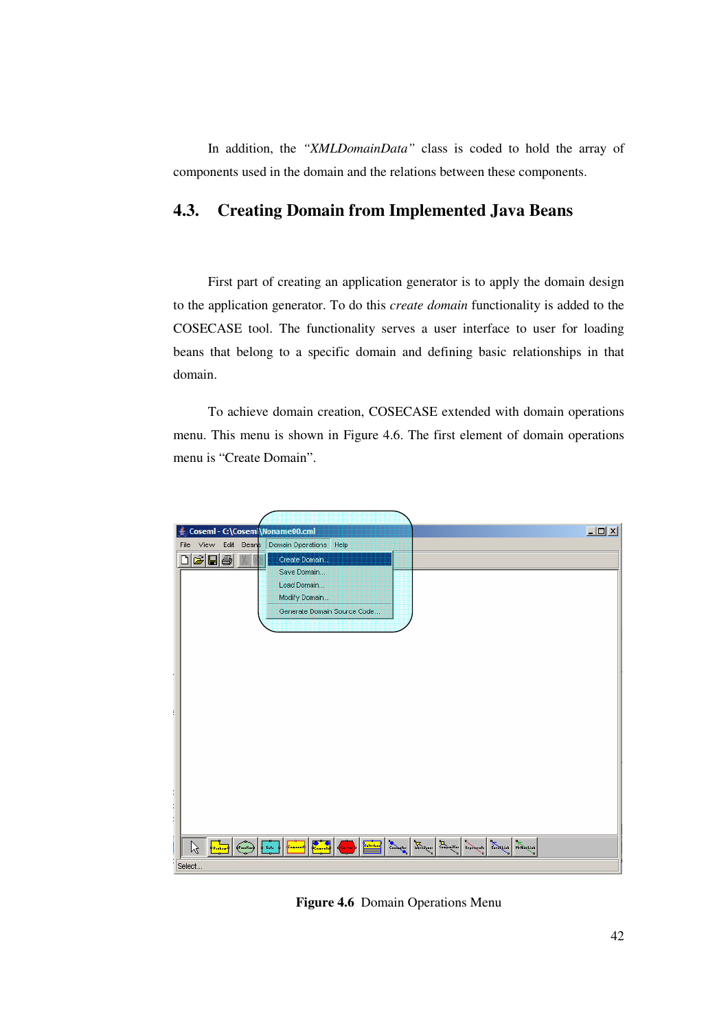In addition, the *"XMLDomainData"* class is coded to hold the array of components used in the domain and the relations between these components.

## 4.3. Creating Domain from Implemented Java Beans

First part of creating an application generator is to apply the domain design to the application generator. To do this *create domain* functionality is added to the COSECASE tool. The functionality serves a user interface to user for loading beans that belong to a specific domain and defining basic relationships in that domain.

To achieve domain creation, COSECASE extended with domain operations menu. This menu is shown in Figure 4.6. The first element of domain operations menu is "Create Domain".

**Figure 4.6** Domain Operations Menu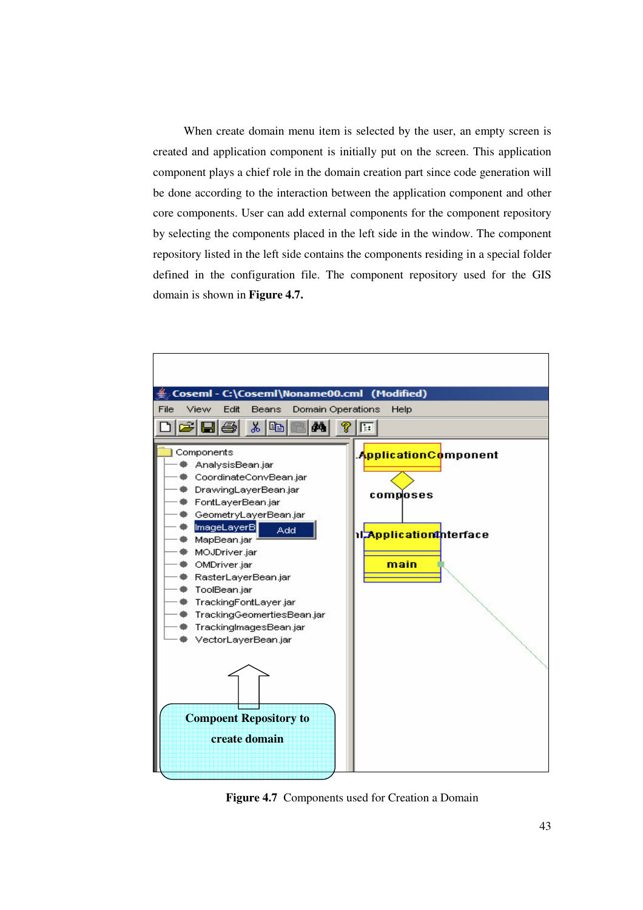When create domain menu item is selected by the user, an empty screen is created and application component is initially put on the screen. This application component plays a chief role in the domain creation part since code generation will be done according to the interaction between the application component and other core components. User can add external components for the component repository by selecting the components placed in the left side in the window. The component repository listed in the left side contains the components residing in a special folder defined in the configuration file. The component repository used for the GIS domain is shown in **Figure 4.7.**

**Figure 4.7** Components used for Creation a Domain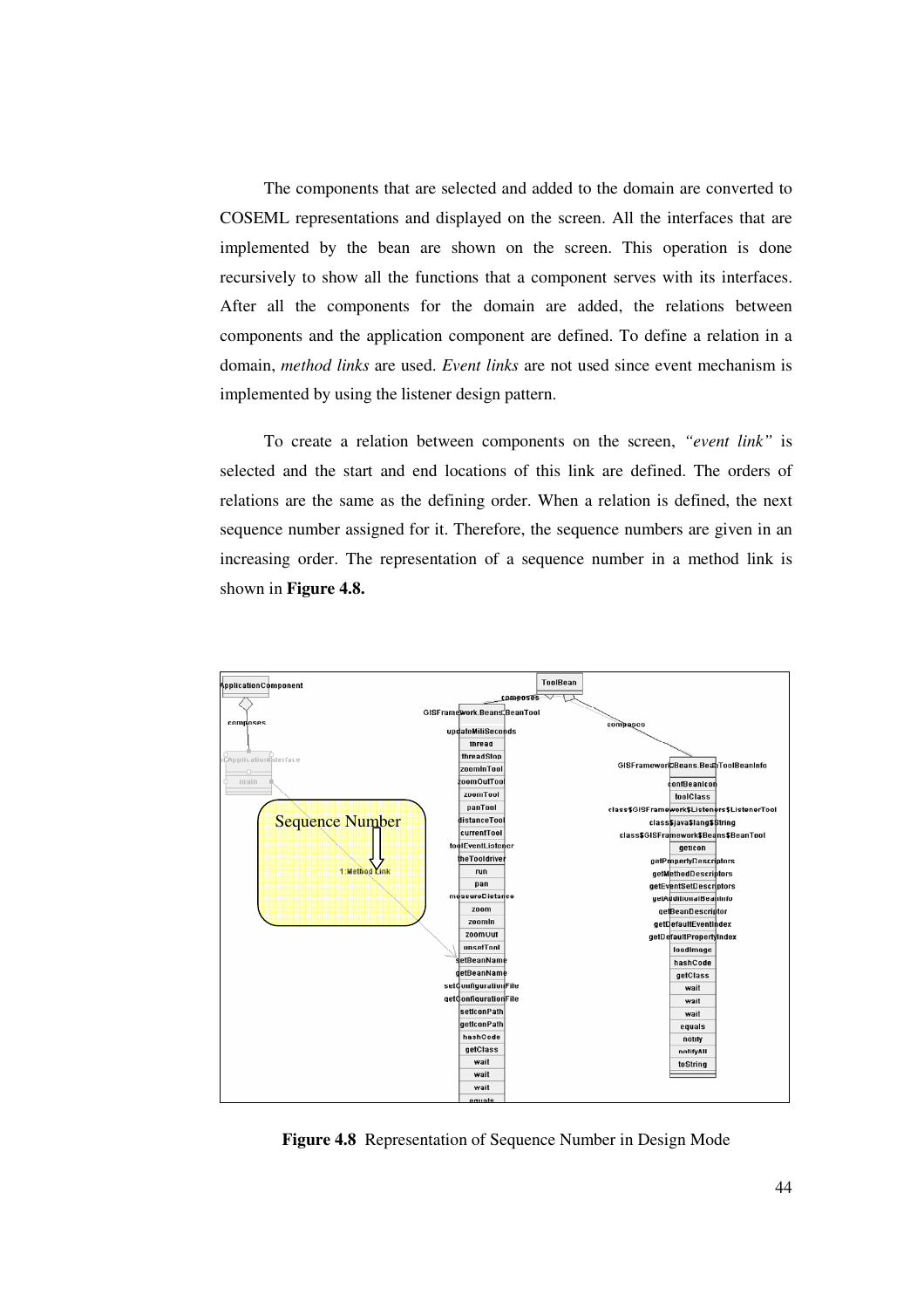The components that are selected and added to the domain are converted to COSEML representations and displayed on the screen. All the interfaces that are implemented by the bean are shown on the screen. This operation is done recursively to show all the functions that a component serves with its interfaces. After all the components for the domain are added, the relations between components and the application component are defined. To define a relation in a domain, *method links* are used. *Event links* are not used since event mechanism is implemented by using the listener design pattern.

To create a relation between components on the screen, *"event link"* is selected and the start and end locations of this link are defined. The orders of relations are the same as the defining order. When a relation is defined, the next sequence number assigned for it. Therefore, the sequence numbers are given in an increasing order. The representation of a sequence number in a method link is shown in **Figure 4.8.**

**Figure 4.8** Representation of Sequence Number in Design Mode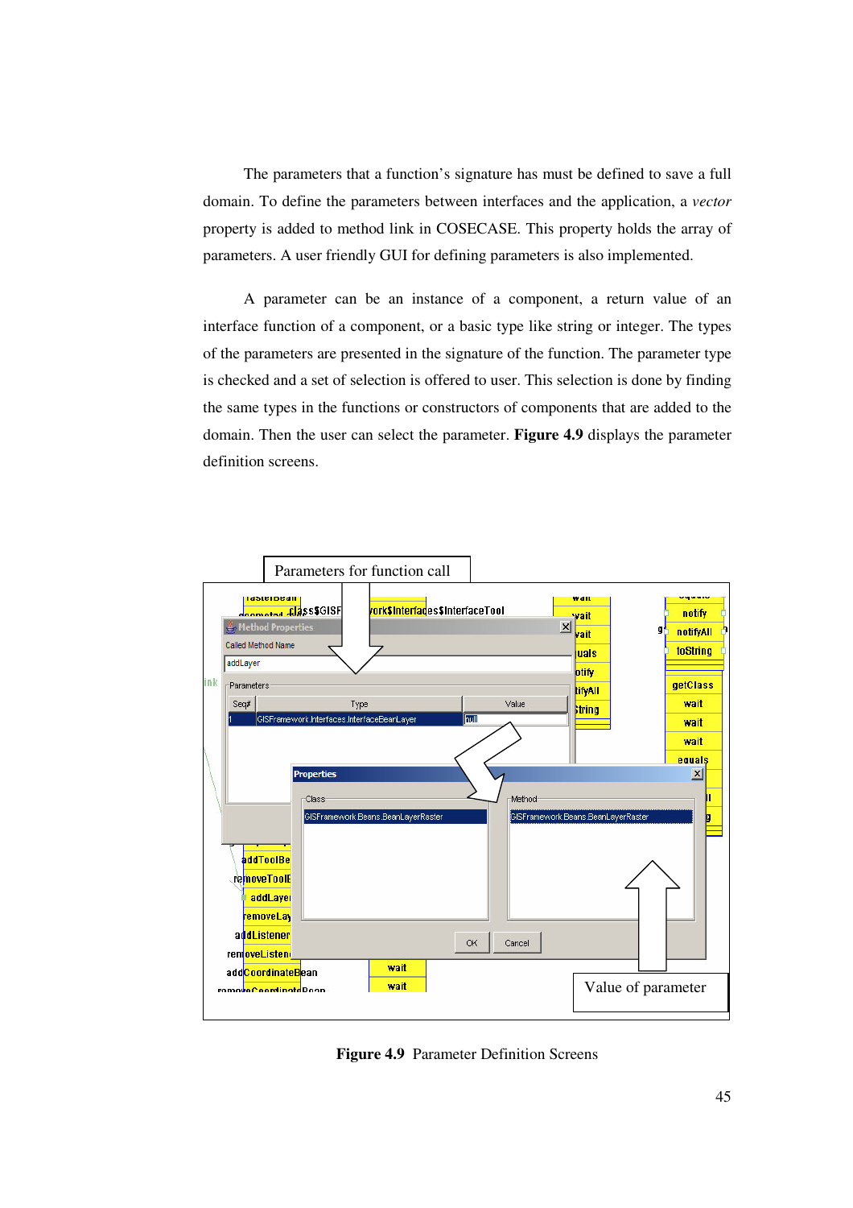The parameters that a function's signature has must be defined to save a full domain. To define the parameters between interfaces and the application, a *vector* property is added to method link in COSECASE. This property holds the array of parameters. A user friendly GUI for defining parameters is also implemented.

A parameter can be an instance of a component, a return value of an interface function of a component, or a basic type like string or integer. The types of the parameters are presented in the signature of the function. The parameter type is checked and a set of selection is offered to user. This selection is done by finding the same types in the functions or constructors of components that are added to the domain. Then the user can select the parameter. **Figure 4.9** displays the parameter definition screens.

**Figure 4.9** Parameter Definition Screens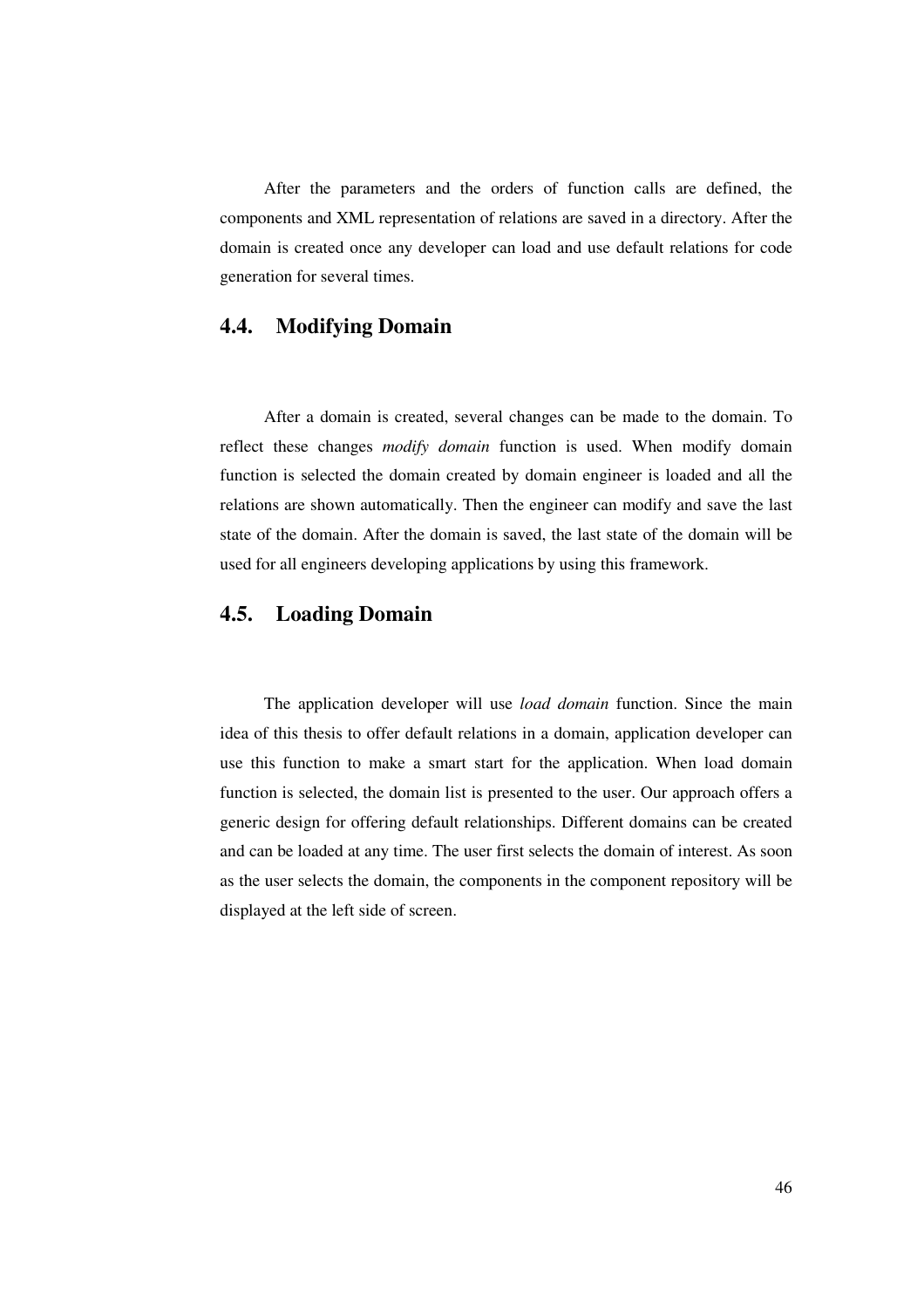After the parameters and the orders of function calls are defined, the components and XML representation of relations are saved in a directory. After the domain is created once any developer can load and use default relations for code generation for several times.

## 4.4. Modifying Domain

After a domain is created, several changes can be made to the domain. To reflect these changes *modify domain* function is used. When modify domain function is selected the domain created by domain engineer is loaded and all the relations are shown automatically. Then the engineer can modify and save the last state of the domain. After the domain is saved, the last state of the domain will be used for all engineers developing applications by using this framework.

## 4.5. Loading Domain

The application developer will use *load domain* function. Since the main idea of this thesis to offer default relations in a domain, application developer can use this function to make a smart start for the application. When load domain function is selected, the domain list is presented to the user. Our approach offers a generic design for offering default relationships. Different domains can be created and can be loaded at any time. The user first selects the domain of interest. As soon as the user selects the domain, the components in the component repository will be displayed at the left side of screen.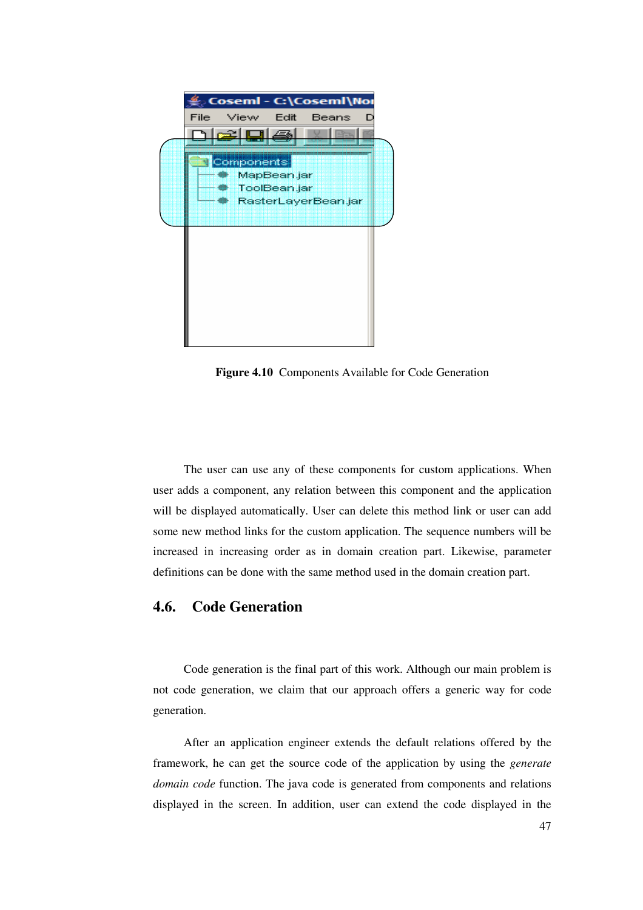**Figure 4.10** Components Available for Code Generation

The user can use any of these components for custom applications. When user adds a component, any relation between this component and the application will be displayed automatically. User can delete this method link or user can add some new method links for the custom application. The sequence numbers will be increased in increasing order as in domain creation part. Likewise, parameter definitions can be done with the same method used in the domain creation part.

## 4.6. Code Generation

Code generation is the final part of this work. Although our main problem is not code generation, we claim that our approach offers a generic way for code generation.

After an application engineer extends the default relations offered by the framework, he can get the source code of the application by using the *generate domain code* function. The java code is generated from components and relations displayed in the screen. In addition, user can extend the code displayed in the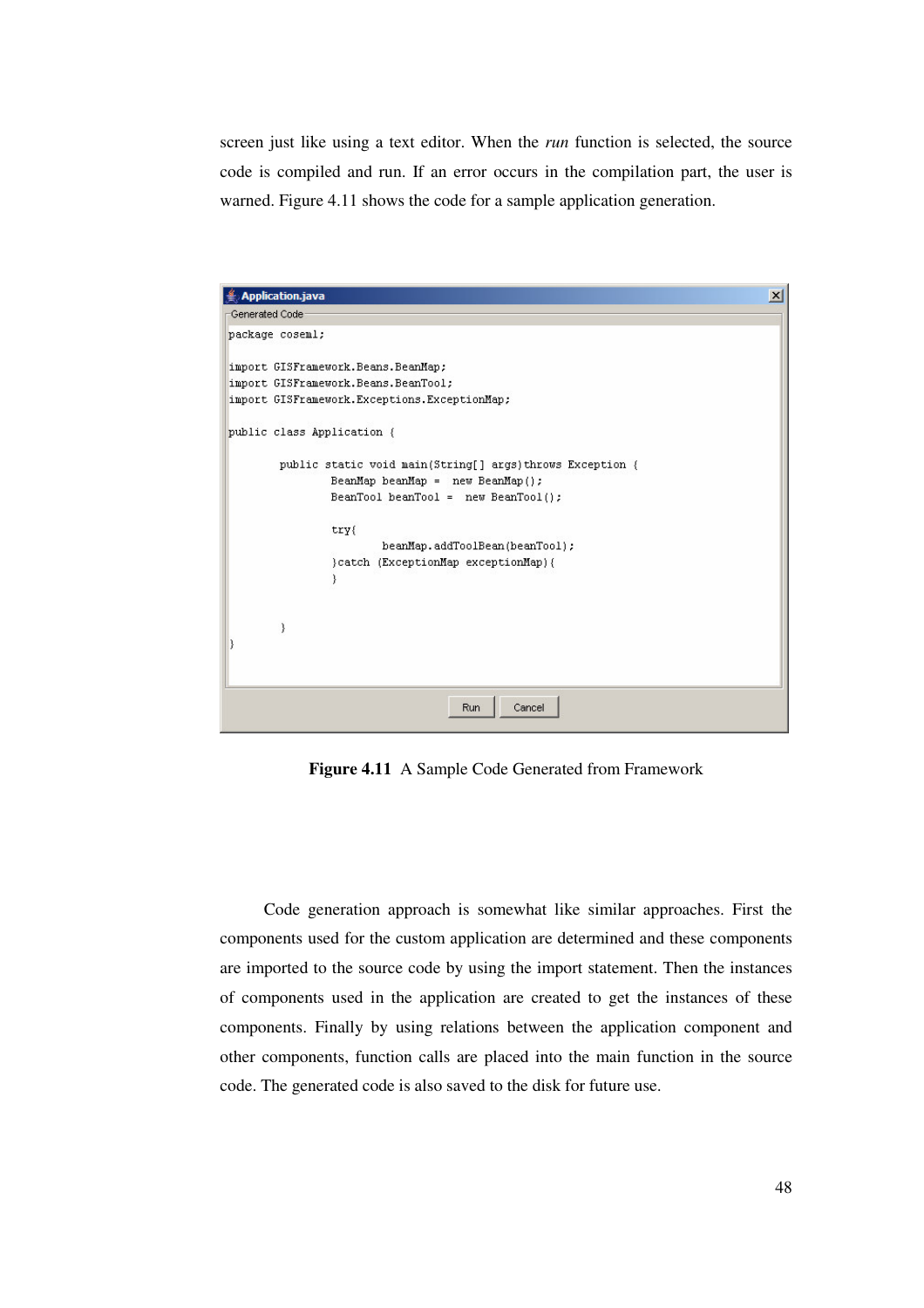screen just like using a text editor. When the *run* function is selected, the source code is compiled and run. If an error occurs in the compilation part, the user is warned. Figure 4.11 shows the code for a sample application generation.

```
package coseml;

import GISFramework.Beans.BeanMap;
import GISFramework.Beans.BeanTool;
import GISFramework.Exceptions.ExceptionMap;

public class Application {

        public static void main(String[] args)throws Exception {
                BeanMap beanMap =  new BeanMap();
                BeanTool beanTool =  new BeanTool();

                try{
                        beanMap.addToolBean(beanTool);
                }catch (ExceptionMap exceptionMap){
                }


        }
}
```

**Figure 4.11** A Sample Code Generated from Framework

Code generation approach is somewhat like similar approaches. First the components used for the custom application are determined and these components are imported to the source code by using the import statement. Then the instances of components used in the application are created to get the instances of these components. Finally by using relations between the application component and other components, function calls are placed into the main function in the source code. The generated code is also saved to the disk for future use.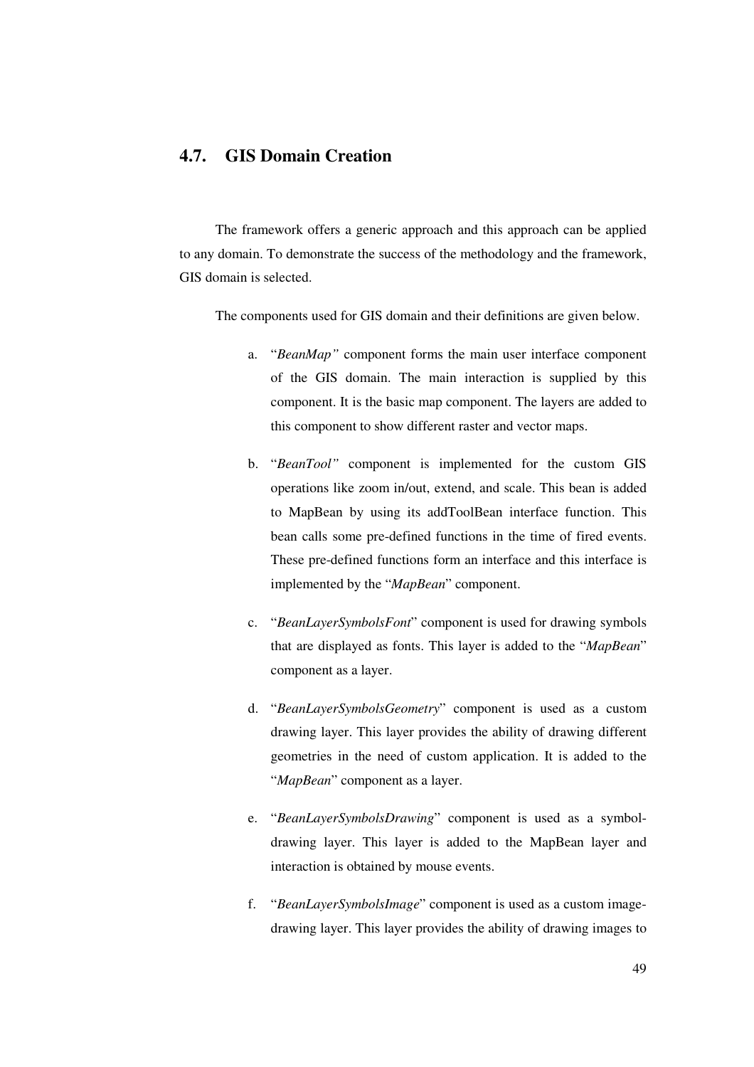## 4.7. GIS Domain Creation

The framework offers a generic approach and this approach can be applied to any domain. To demonstrate the success of the methodology and the framework, GIS domain is selected.

The components used for GIS domain and their definitions are given below.

a. "*BeanMap"* component forms the main user interface component of the GIS domain. The main interaction is supplied by this component. It is the basic map component. The layers are added to this component to show different raster and vector maps.

b. "*BeanTool"* component is implemented for the custom GIS operations like zoom in/out, extend, and scale. This bean is added to MapBean by using its addToolBean interface function. This bean calls some pre-defined functions in the time of fired events. These pre-defined functions form an interface and this interface is implemented by the "*MapBean*" component.

c. "*BeanLayerSymbolsFont*" component is used for drawing symbols that are displayed as fonts. This layer is added to the "*MapBean*" component as a layer.

d. "*BeanLayerSymbolsGeometry*" component is used as a custom drawing layer. This layer provides the ability of drawing different geometries in the need of custom application. It is added to the "*MapBean*" component as a layer.

e. "*BeanLayerSymbolsDrawing*" component is used as a symbol-drawing layer. This layer is added to the MapBean layer and interaction is obtained by mouse events.

f. "*BeanLayerSymbolsImage*" component is used as a custom image-drawing layer. This layer provides the ability of drawing images to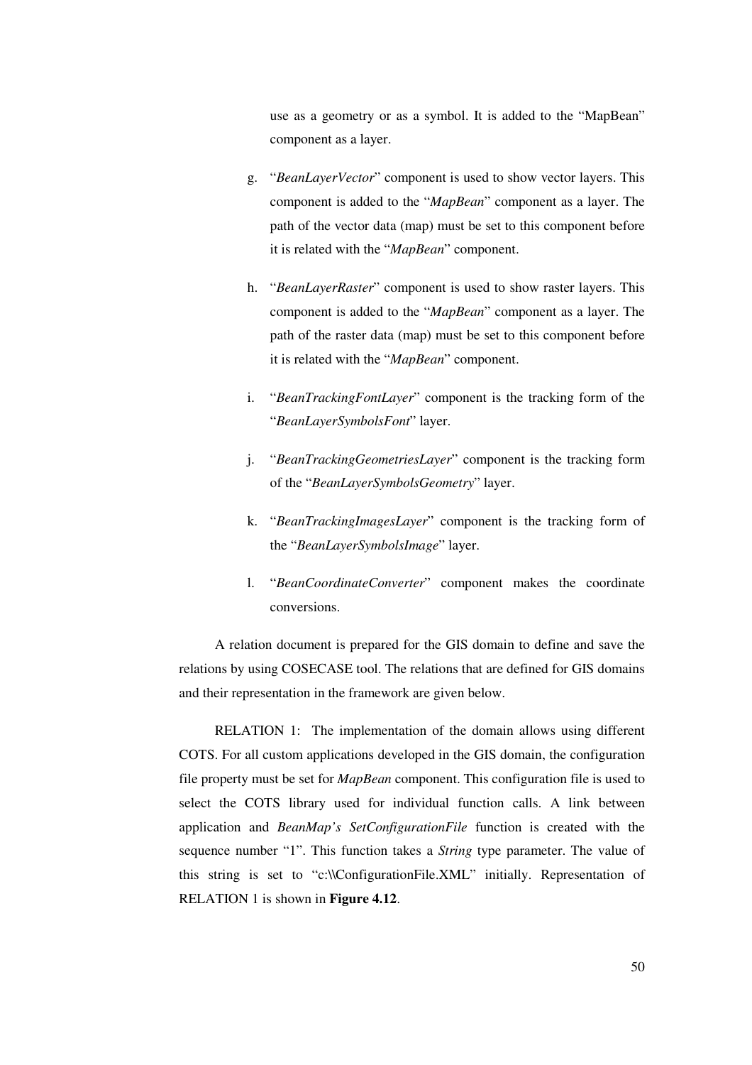use as a geometry or as a symbol. It is added to the "MapBean" component as a layer.

g. "*BeanLayerVector*" component is used to show vector layers. This component is added to the "*MapBean*" component as a layer. The path of the vector data (map) must be set to this component before it is related with the "*MapBean*" component.

h. "*BeanLayerRaster*" component is used to show raster layers. This component is added to the "*MapBean*" component as a layer. The path of the raster data (map) must be set to this component before it is related with the "*MapBean*" component.

i. "*BeanTrackingFontLayer*" component is the tracking form of the "*BeanLayerSymbolsFont*" layer.

j. "*BeanTrackingGeometriesLayer*" component is the tracking form of the "*BeanLayerSymbolsGeometry*" layer.

k. "*BeanTrackingImagesLayer*" component is the tracking form of the "*BeanLayerSymbolsImage*" layer.

l. "*BeanCoordinateConverter*" component makes the coordinate conversions.

A relation document is prepared for the GIS domain to define and save the relations by using COSECASE tool. The relations that are defined for GIS domains and their representation in the framework are given below.

RELATION 1: The implementation of the domain allows using different COTS. For all custom applications developed in the GIS domain, the configuration file property must be set for *MapBean* component. This configuration file is used to select the COTS library used for individual function calls. A link between application and *BeanMap's SetConfigurationFile* function is created with the sequence number "1". This function takes a *String* type parameter. The value of this string is set to "c:\\ConfigurationFile.XML" initially. Representation of RELATION 1 is shown in **Figure 4.12**.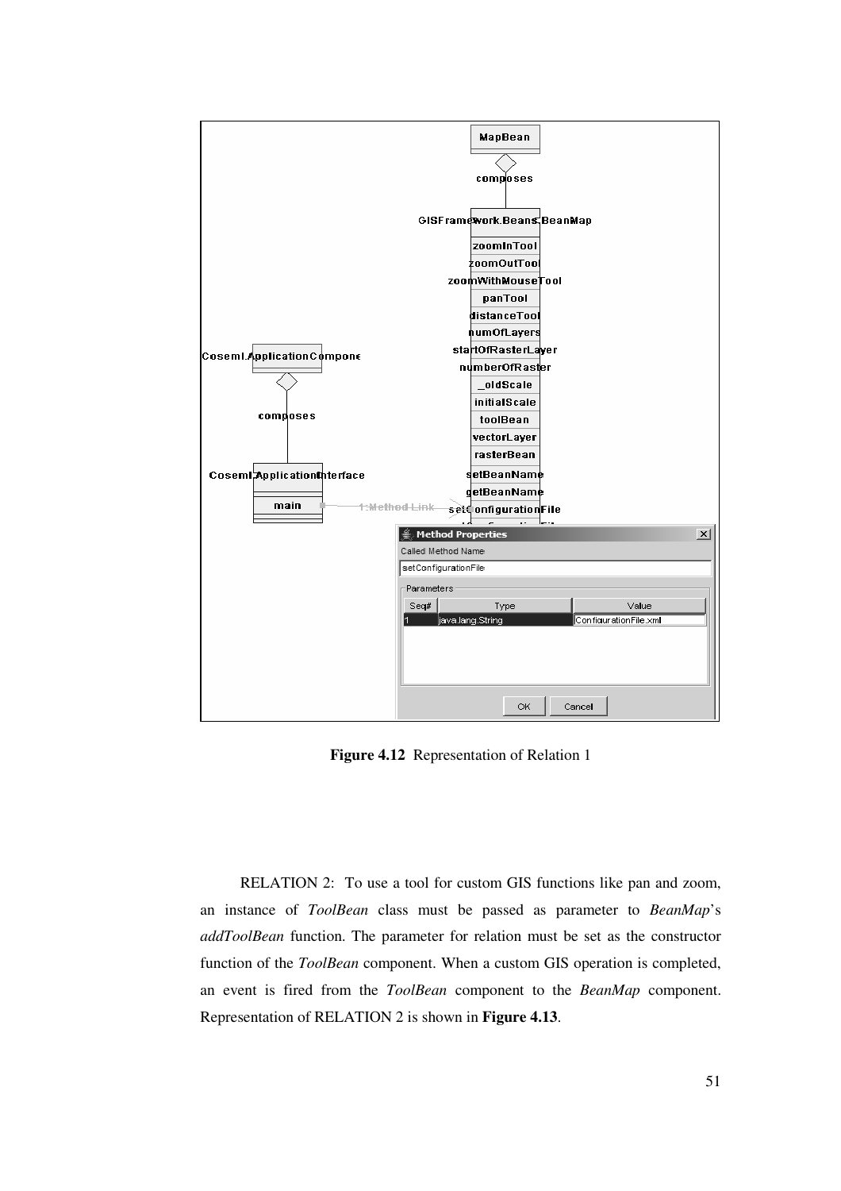**Figure 4.12** Representation of Relation 1

RELATION 2: To use a tool for custom GIS functions like pan and zoom, an instance of *ToolBean* class must be passed as parameter to *BeanMap*'s *addToolBean* function. The parameter for relation must be set as the constructor function of the *ToolBean* component. When a custom GIS operation is completed, an event is fired from the *ToolBean* component to the *BeanMap* component. Representation of RELATION 2 is shown in **Figure 4.13**.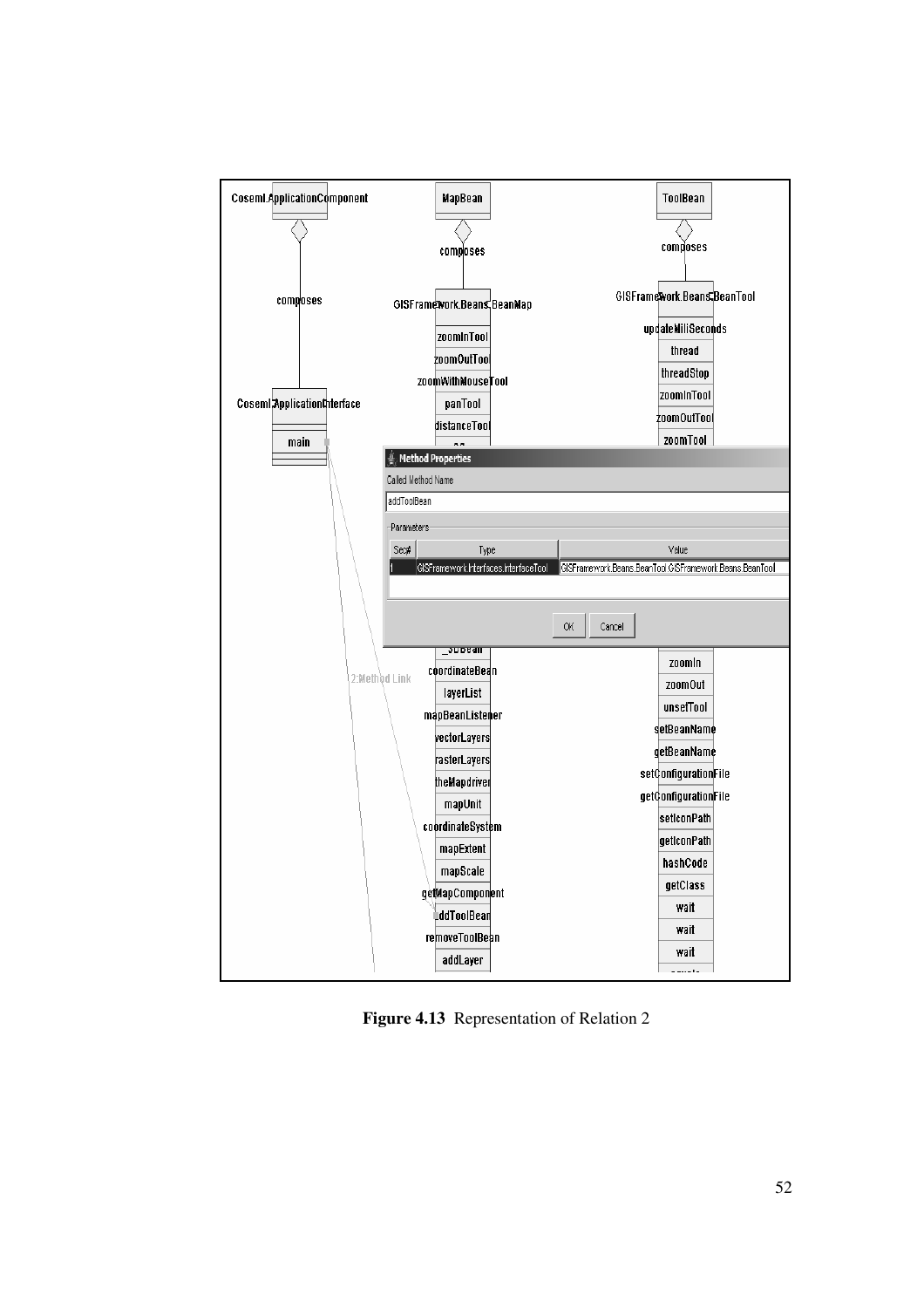**Figure 4.13** Representation of Relation 2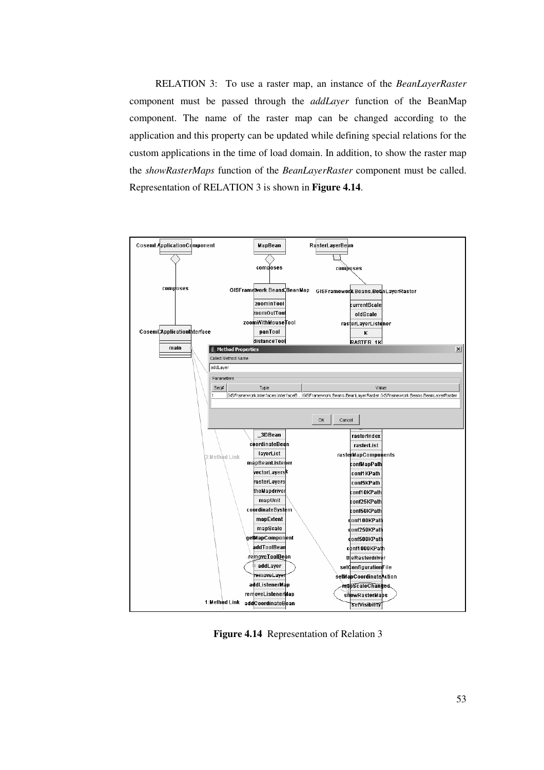RELATION 3: To use a raster map, an instance of the *BeanLayerRaster* component must be passed through the *addLayer* function of the BeanMap component. The name of the raster map can be changed according to the application and this property can be updated while defining special relations for the custom applications in the time of load domain. In addition, to show the raster map the *showRasterMaps* function of the *BeanLayerRaster* component must be called. Representation of RELATION 3 is shown in **Figure 4.14**.

**Figure 4.14** Representation of Relation 3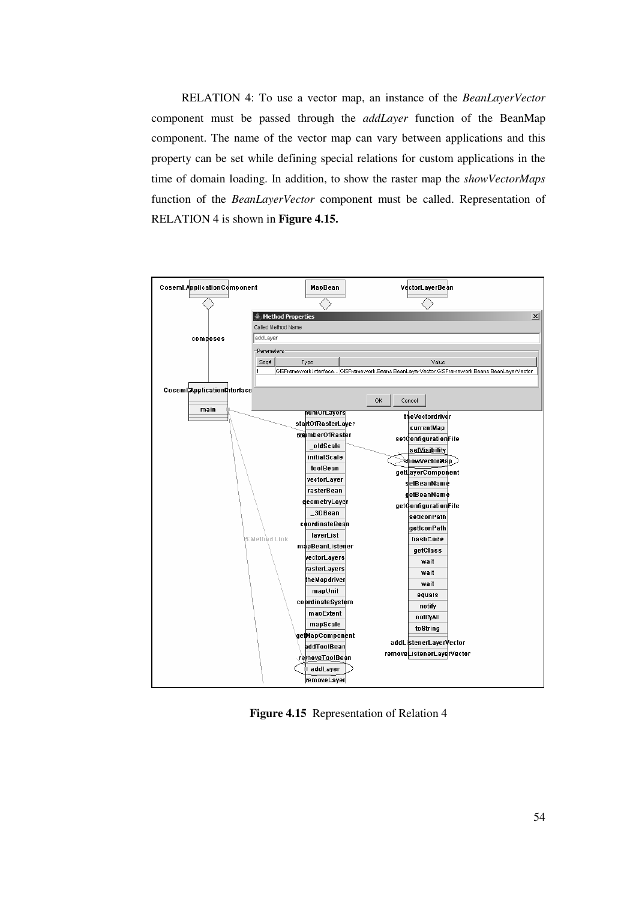RELATION 4: To use a vector map, an instance of the *BeanLayerVector* component must be passed through the *addLayer* function of the BeanMap component. The name of the vector map can vary between applications and this property can be set while defining special relations for custom applications in the time of domain loading. In addition, to show the raster map the *showVectorMaps* function of the *BeanLayerVector* component must be called. Representation of RELATION 4 is shown in **Figure 4.15.**

**Figure 4.15** Representation of Relation 4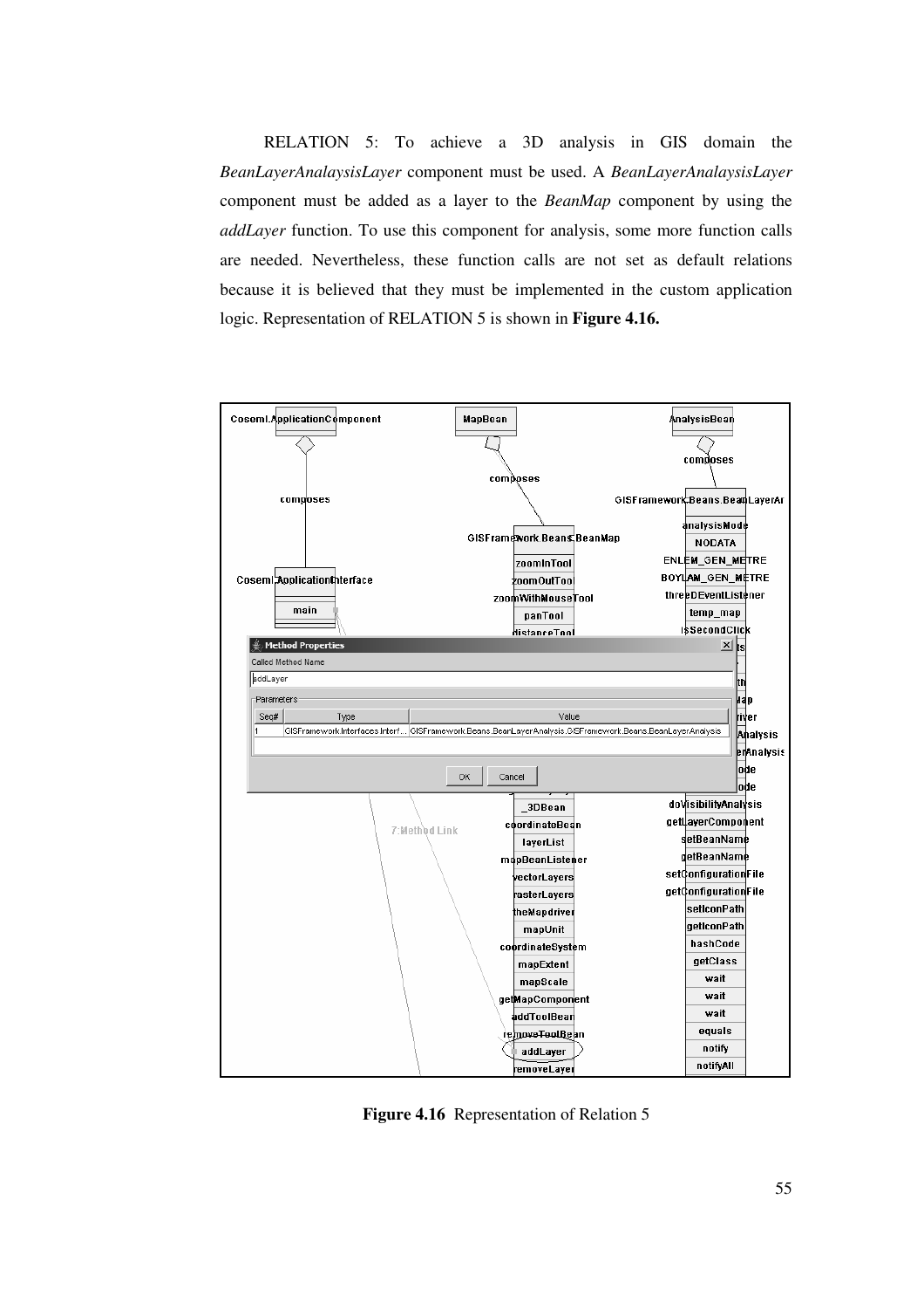RELATION 5: To achieve a 3D analysis in GIS domain the *BeanLayerAnalaysisLayer* component must be used. A *BeanLayerAnalaysisLayer* component must be added as a layer to the *BeanMap* component by using the *addLayer* function. To use this component for analysis, some more function calls are needed. Nevertheless, these function calls are not set as default relations because it is believed that they must be implemented in the custom application logic. Representation of RELATION 5 is shown in **Figure 4.16.**

**Figure 4.16** Representation of Relation 5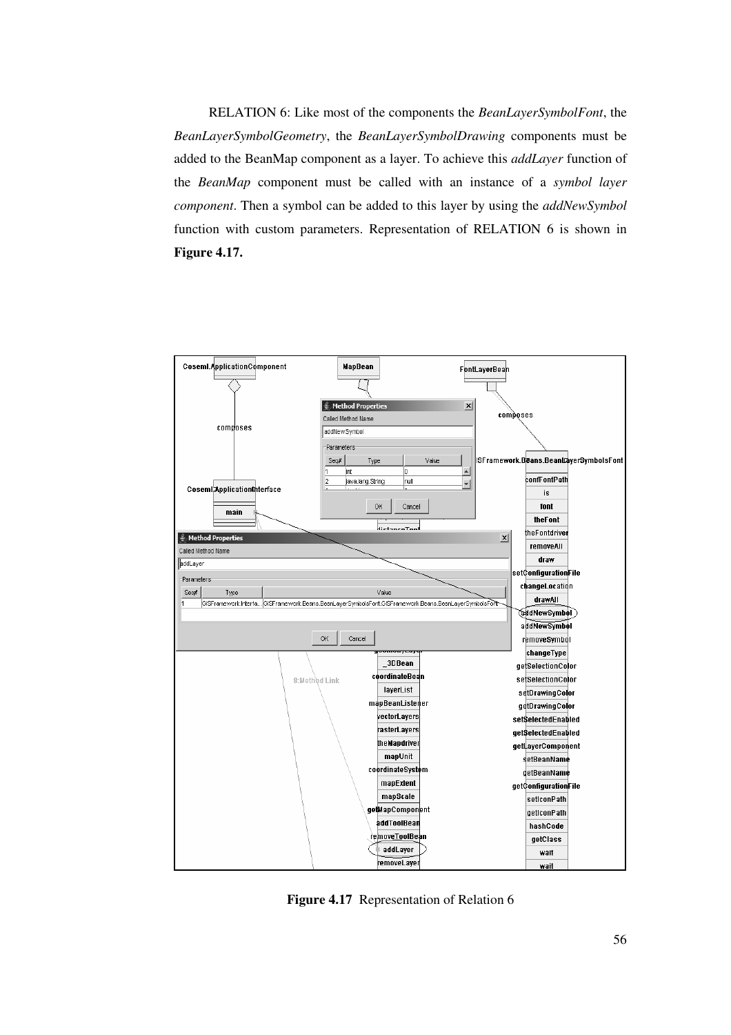RELATION 6: Like most of the components the *BeanLayerSymbolFont*, the *BeanLayerSymbolGeometry*, the *BeanLayerSymbolDrawing* components must be added to the BeanMap component as a layer. To achieve this *addLayer* function of the *BeanMap* component must be called with an instance of a *symbol layer component*. Then a symbol can be added to this layer by using the *addNewSymbol* function with custom parameters. Representation of RELATION 6 is shown in **Figure 4.17.**

**Figure 4.17** Representation of Relation 6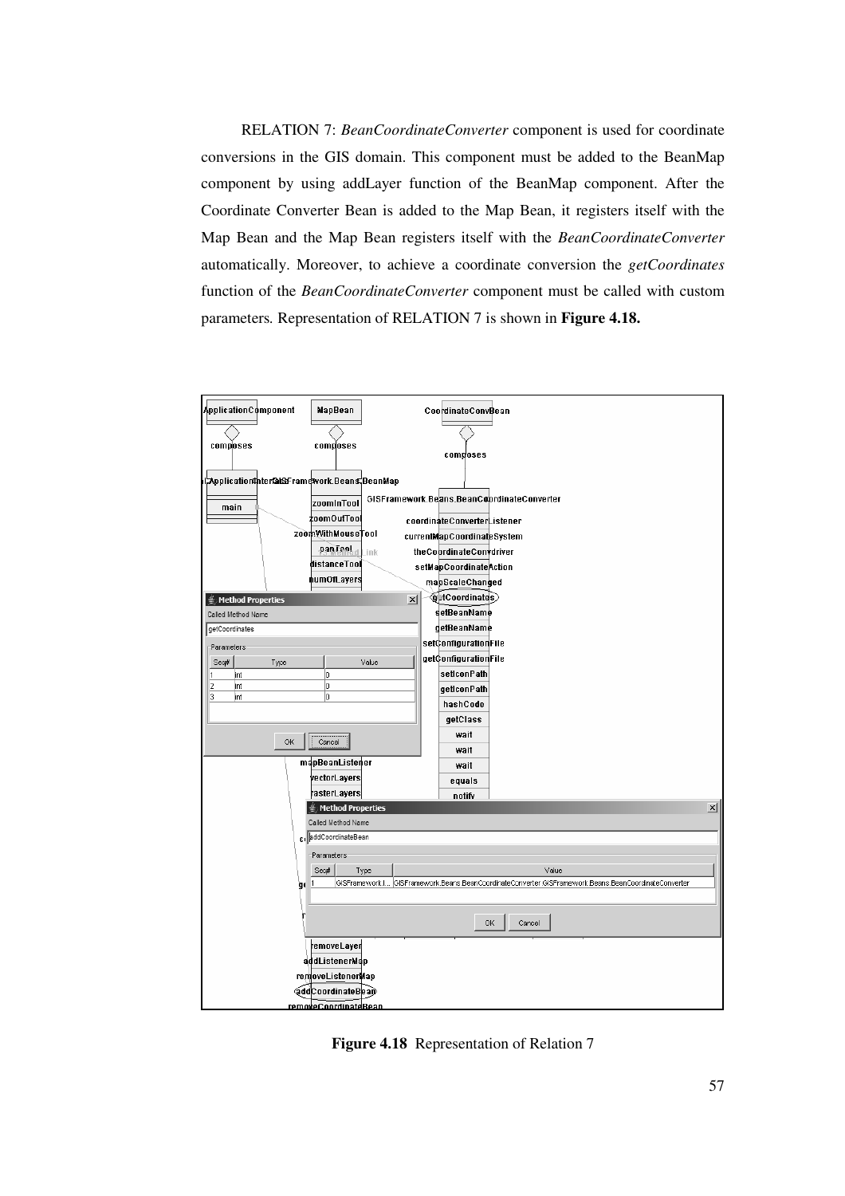RELATION 7: *BeanCoordinateConverter* component is used for coordinate conversions in the GIS domain. This component must be added to the BeanMap component by using addLayer function of the BeanMap component. After the Coordinate Converter Bean is added to the Map Bean, it registers itself with the Map Bean and the Map Bean registers itself with the *BeanCoordinateConverter* automatically. Moreover, to achieve a coordinate conversion the *getCoordinates* function of the *BeanCoordinateConverter* component must be called with custom parameters. Representation of RELATION 7 is shown in **Figure 4.18.**

**Figure 4.18** Representation of Relation 7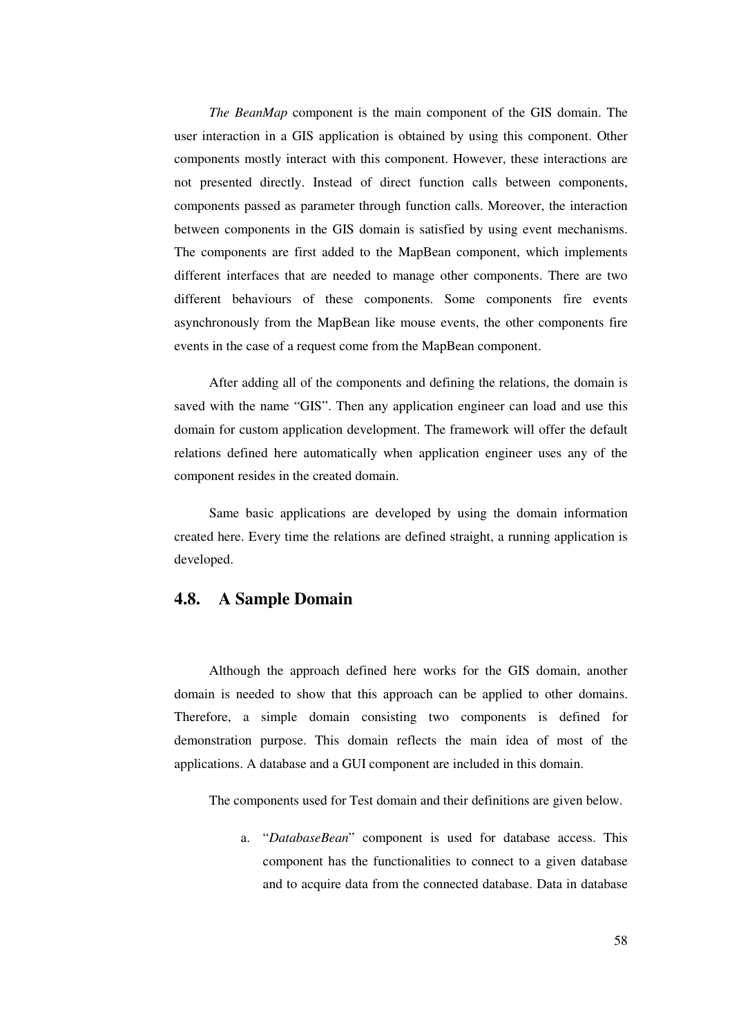*The BeanMap* component is the main component of the GIS domain. The user interaction in a GIS application is obtained by using this component. Other components mostly interact with this component. However, these interactions are not presented directly. Instead of direct function calls between components, components passed as parameter through function calls. Moreover, the interaction between components in the GIS domain is satisfied by using event mechanisms. The components are first added to the MapBean component, which implements different interfaces that are needed to manage other components. There are two different behaviours of these components. Some components fire events asynchronously from the MapBean like mouse events, the other components fire events in the case of a request come from the MapBean component.

After adding all of the components and defining the relations, the domain is saved with the name "GIS". Then any application engineer can load and use this domain for custom application development. The framework will offer the default relations defined here automatically when application engineer uses any of the component resides in the created domain.

Same basic applications are developed by using the domain information created here. Every time the relations are defined straight, a running application is developed.

## 4.8. A Sample Domain

Although the approach defined here works for the GIS domain, another domain is needed to show that this approach can be applied to other domains. Therefore, a simple domain consisting two components is defined for demonstration purpose. This domain reflects the main idea of most of the applications. A database and a GUI component are included in this domain.

The components used for Test domain and their definitions are given below.

a. "*DatabaseBean*" component is used for database access. This component has the functionalities to connect to a given database and to acquire data from the connected database. Data in database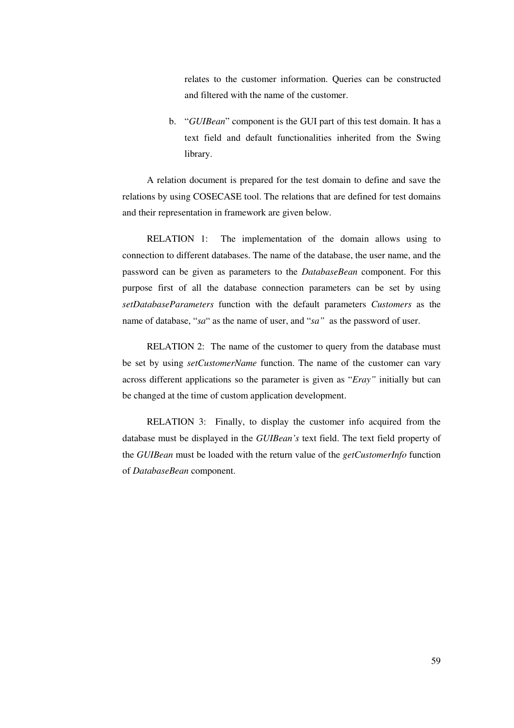relates to the customer information. Queries can be constructed and filtered with the name of the customer.

b. "*GUIBean*" component is the GUI part of this test domain. It has a text field and default functionalities inherited from the Swing library.

A relation document is prepared for the test domain to define and save the relations by using COSECASE tool. The relations that are defined for test domains and their representation in framework are given below.

RELATION 1: The implementation of the domain allows using to connection to different databases. The name of the database, the user name, and the password can be given as parameters to the *DatabaseBean* component. For this purpose first of all the database connection parameters can be set by using *setDatabaseParameters* function with the default parameters *Customers* as the name of database, "*sa*" as the name of user, and "*sa"* as the password of user.

RELATION 2: The name of the customer to query from the database must be set by using *setCustomerName* function. The name of the customer can vary across different applications so the parameter is given as "*Eray"* initially but can be changed at the time of custom application development.

RELATION 3: Finally, to display the customer info acquired from the database must be displayed in the *GUIBean's* text field. The text field property of the *GUIBean* must be loaded with the return value of the *getCustomerInfo* function of *DatabaseBean* component.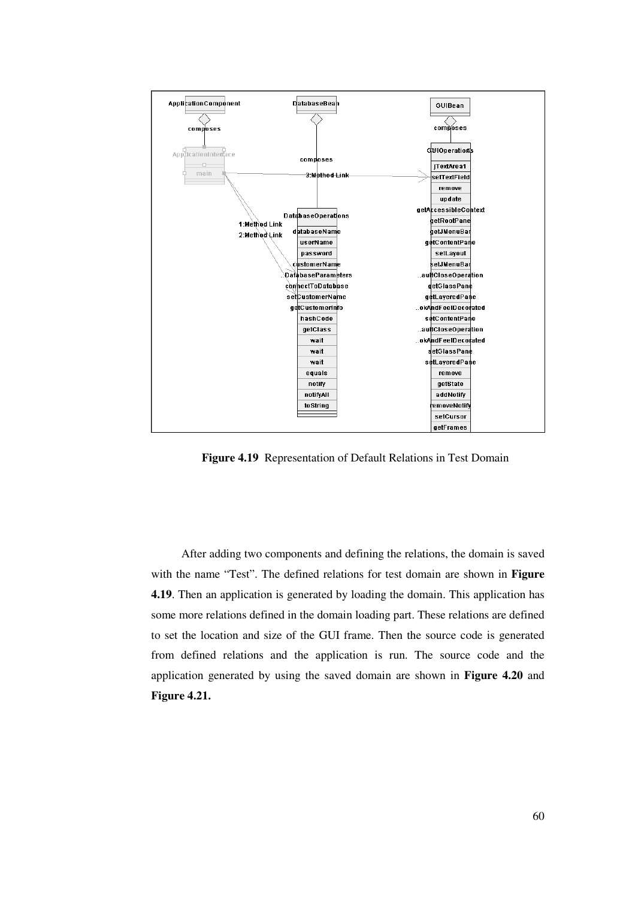**Figure 4.19** Representation of Default Relations in Test Domain

After adding two components and defining the relations, the domain is saved with the name "Test". The defined relations for test domain are shown in **Figure 4.19**. Then an application is generated by loading the domain. This application has some more relations defined in the domain loading part. These relations are defined to set the location and size of the GUI frame. Then the source code is generated from defined relations and the application is run. The source code and the application generated by using the saved domain are shown in **Figure 4.20** and **Figure 4.21.**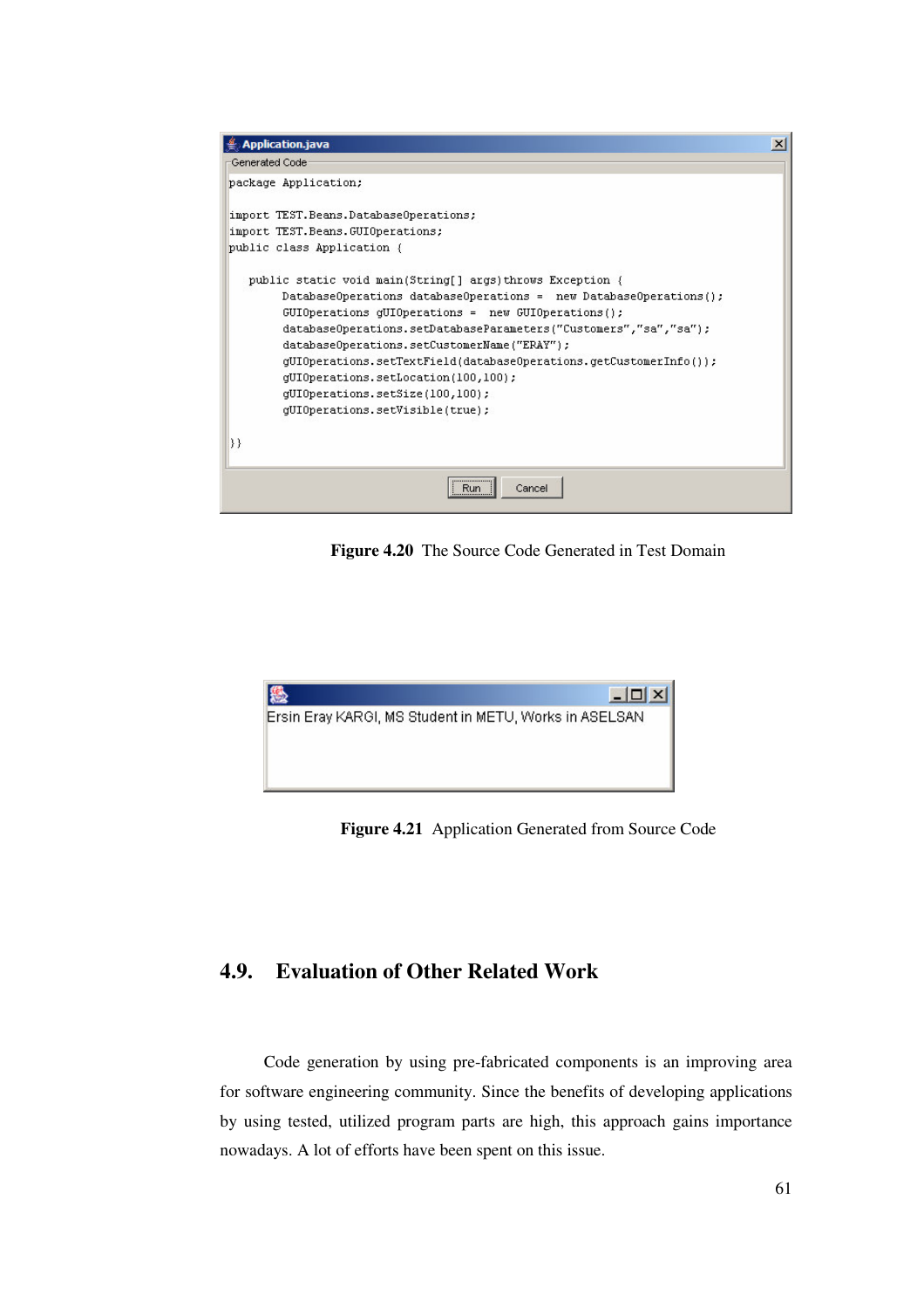Application.java

Generated Code

```
package Application;

import TEST.Beans.DatabaseOperations;
import TEST.Beans.GUIOperations;
public class Application {

   public static void main(String[] args)throws Exception {
        DatabaseOperations databaseOperations =  new DatabaseOperations();
        GUIOperations gUIOperations =  new GUIOperations();
        databaseOperations.setDatabaseParameters("Customers","sa","sa");
        databaseOperations.setCustomerName("ERAY");
        gUIOperations.setTextField(databaseOperations.getCustomerInfo());
        gUIOperations.setLocation(100,100);
        gUIOperations.setSize(100,100);
        gUIOperations.setVisible(true);

}}
```

Run Cancel

**Figure 4.20** The Source Code Generated in Test Domain

Ersin Eray KARGI, MS Student in METU, Works in ASELSAN

**Figure 4.21** Application Generated from Source Code

## 4.9. Evaluation of Other Related Work

Code generation by using pre-fabricated components is an improving area for software engineering community. Since the benefits of developing applications by using tested, utilized program parts are high, this approach gains importance nowadays. A lot of efforts have been spent on this issue.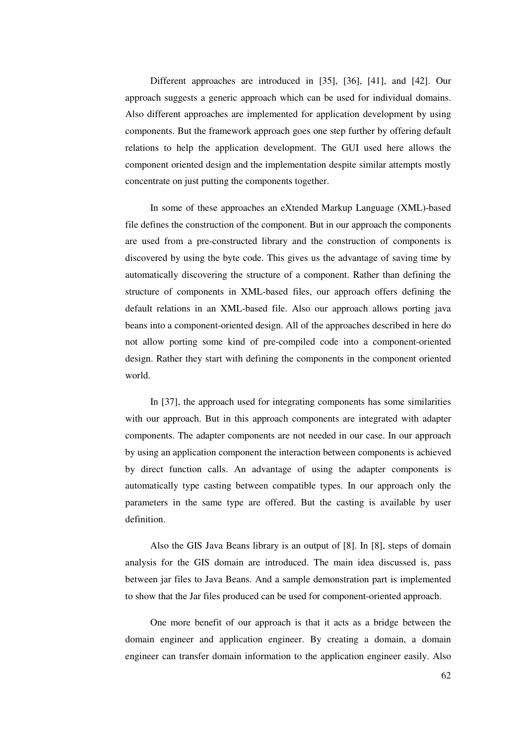Different approaches are introduced in [35], [36], [41], and [42]. Our approach suggests a generic approach which can be used for individual domains. Also different approaches are implemented for application development by using components. But the framework approach goes one step further by offering default relations to help the application development. The GUI used here allows the component oriented design and the implementation despite similar attempts mostly concentrate on just putting the components together.

In some of these approaches an eXtended Markup Language (XML)-based file defines the construction of the component. But in our approach the components are used from a pre-constructed library and the construction of components is discovered by using the byte code. This gives us the advantage of saving time by automatically discovering the structure of a component. Rather than defining the structure of components in XML-based files, our approach offers defining the default relations in an XML-based file. Also our approach allows porting java beans into a component-oriented design. All of the approaches described in here do not allow porting some kind of pre-compiled code into a component-oriented design. Rather they start with defining the components in the component oriented world.

In [37], the approach used for integrating components has some similarities with our approach. But in this approach components are integrated with adapter components. The adapter components are not needed in our case. In our approach by using an application component the interaction between components is achieved by direct function calls. An advantage of using the adapter components is automatically type casting between compatible types. In our approach only the parameters in the same type are offered. But the casting is available by user definition.

Also the GIS Java Beans library is an output of [8]. In [8], steps of domain analysis for the GIS domain are introduced. The main idea discussed is, pass between jar files to Java Beans. And a sample demonstration part is implemented to show that the Jar files produced can be used for component-oriented approach.

One more benefit of our approach is that it acts as a bridge between the domain engineer and application engineer. By creating a domain, a domain engineer can transfer domain information to the application engineer easily. Also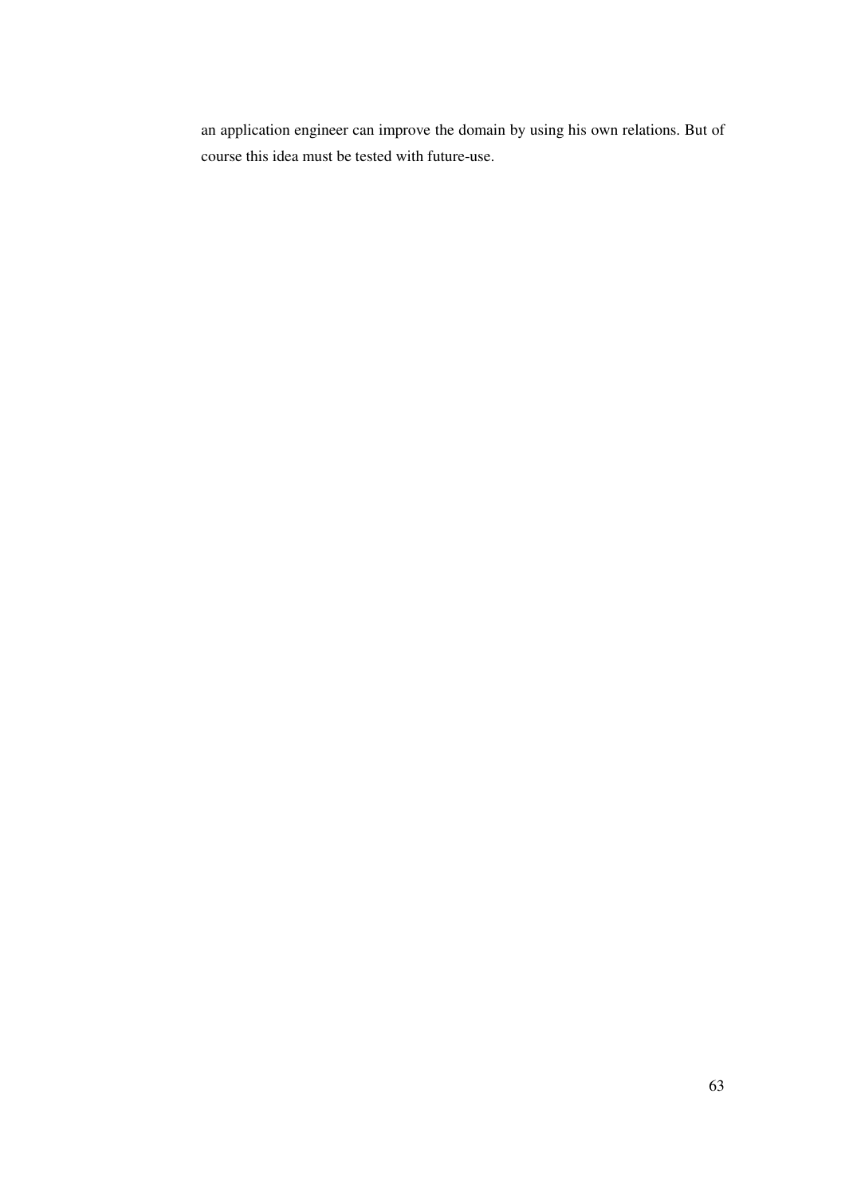an application engineer can improve the domain by using his own relations. But of course this idea must be tested with future-use.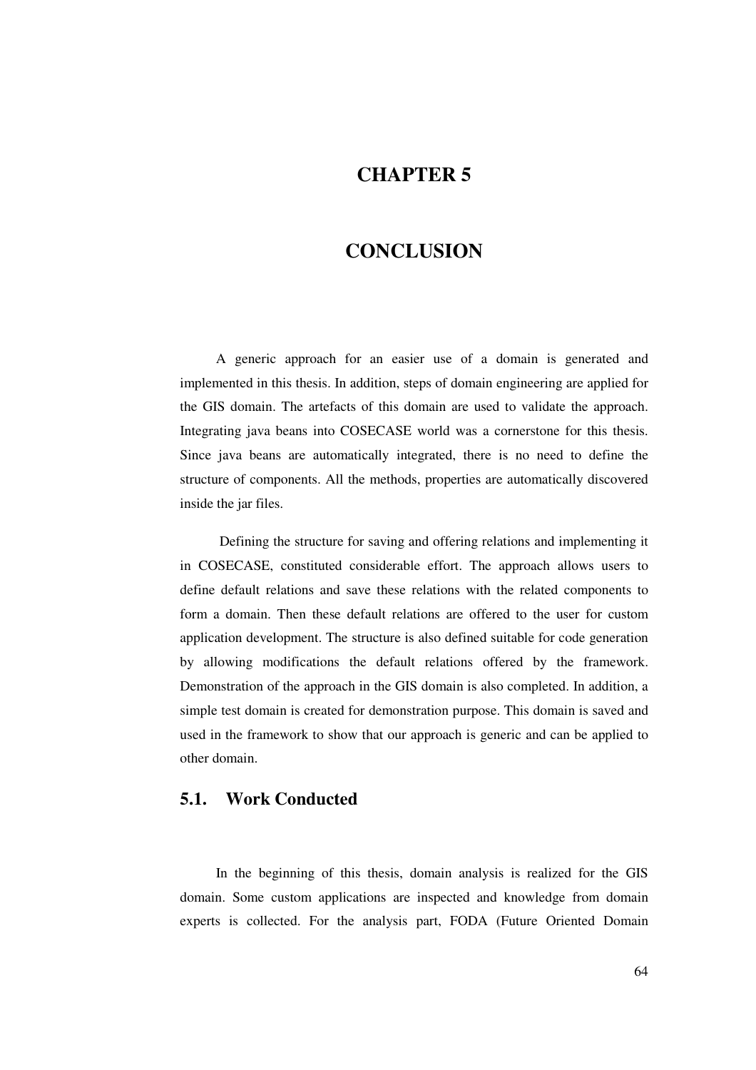# CHAPTER 5

# CONCLUSION

A generic approach for an easier use of a domain is generated and implemented in this thesis. In addition, steps of domain engineering are applied for the GIS domain. The artefacts of this domain are used to validate the approach. Integrating java beans into COSECASE world was a cornerstone for this thesis. Since java beans are automatically integrated, there is no need to define the structure of components. All the methods, properties are automatically discovered inside the jar files.

Defining the structure for saving and offering relations and implementing it in COSECASE, constituted considerable effort. The approach allows users to define default relations and save these relations with the related components to form a domain. Then these default relations are offered to the user for custom application development. The structure is also defined suitable for code generation by allowing modifications the default relations offered by the framework. Demonstration of the approach in the GIS domain is also completed. In addition, a simple test domain is created for demonstration purpose. This domain is saved and used in the framework to show that our approach is generic and can be applied to other domain.

## 5.1. Work Conducted

In the beginning of this thesis, domain analysis is realized for the GIS domain. Some custom applications are inspected and knowledge from domain experts is collected. For the analysis part, FODA (Future Oriented Domain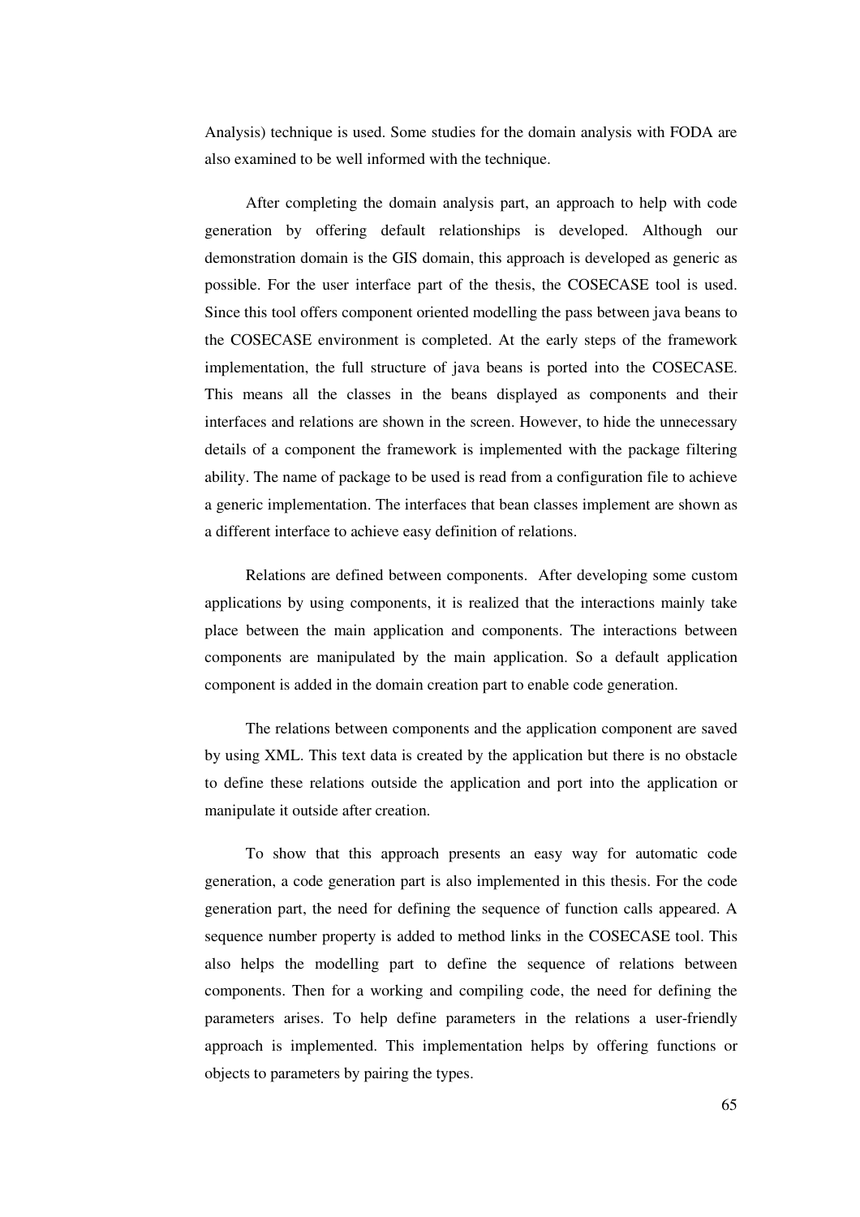Analysis) technique is used. Some studies for the domain analysis with FODA are also examined to be well informed with the technique.

After completing the domain analysis part, an approach to help with code generation by offering default relationships is developed. Although our demonstration domain is the GIS domain, this approach is developed as generic as possible. For the user interface part of the thesis, the COSECASE tool is used. Since this tool offers component oriented modelling the pass between java beans to the COSECASE environment is completed. At the early steps of the framework implementation, the full structure of java beans is ported into the COSECASE. This means all the classes in the beans displayed as components and their interfaces and relations are shown in the screen. However, to hide the unnecessary details of a component the framework is implemented with the package filtering ability. The name of package to be used is read from a configuration file to achieve a generic implementation. The interfaces that bean classes implement are shown as a different interface to achieve easy definition of relations.

Relations are defined between components. After developing some custom applications by using components, it is realized that the interactions mainly take place between the main application and components. The interactions between components are manipulated by the main application. So a default application component is added in the domain creation part to enable code generation.

The relations between components and the application component are saved by using XML. This text data is created by the application but there is no obstacle to define these relations outside the application and port into the application or manipulate it outside after creation.

To show that this approach presents an easy way for automatic code generation, a code generation part is also implemented in this thesis. For the code generation part, the need for defining the sequence of function calls appeared. A sequence number property is added to method links in the COSECASE tool. This also helps the modelling part to define the sequence of relations between components. Then for a working and compiling code, the need for defining the parameters arises. To help define parameters in the relations a user-friendly approach is implemented. This implementation helps by offering functions or objects to parameters by pairing the types.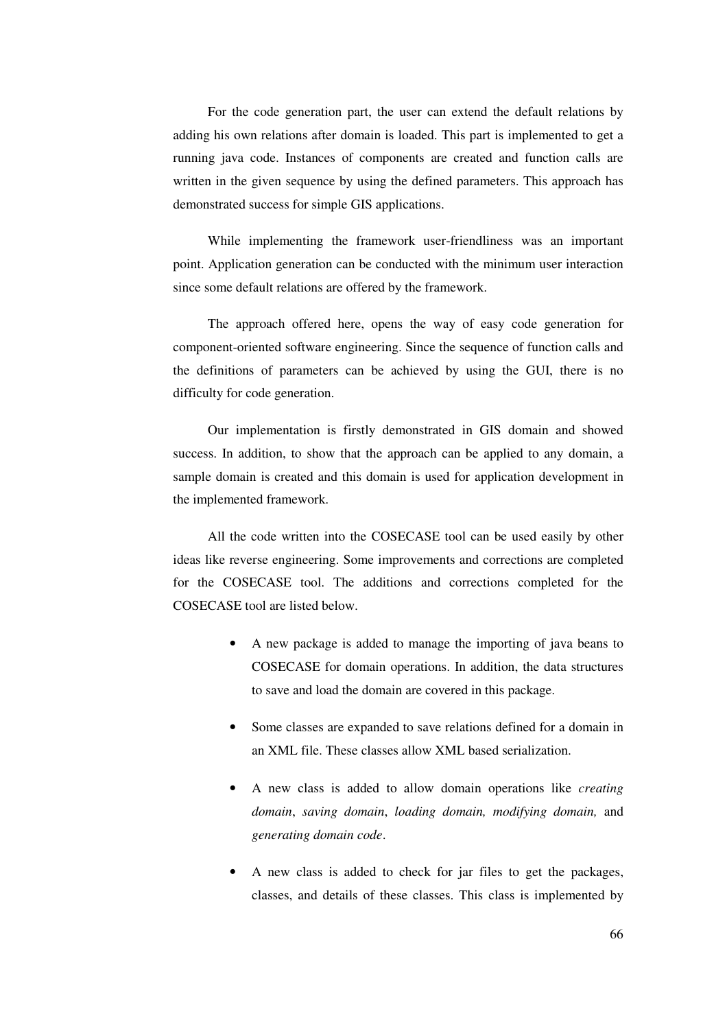For the code generation part, the user can extend the default relations by adding his own relations after domain is loaded. This part is implemented to get a running java code. Instances of components are created and function calls are written in the given sequence by using the defined parameters. This approach has demonstrated success for simple GIS applications.

While implementing the framework user-friendliness was an important point. Application generation can be conducted with the minimum user interaction since some default relations are offered by the framework.

The approach offered here, opens the way of easy code generation for component-oriented software engineering. Since the sequence of function calls and the definitions of parameters can be achieved by using the GUI, there is no difficulty for code generation.

Our implementation is firstly demonstrated in GIS domain and showed success. In addition, to show that the approach can be applied to any domain, a sample domain is created and this domain is used for application development in the implemented framework.

All the code written into the COSECASE tool can be used easily by other ideas like reverse engineering. Some improvements and corrections are completed for the COSECASE tool. The additions and corrections completed for the COSECASE tool are listed below.

- A new package is added to manage the importing of java beans to COSECASE for domain operations. In addition, the data structures to save and load the domain are covered in this package.
- Some classes are expanded to save relations defined for a domain in an XML file. These classes allow XML based serialization.
- A new class is added to allow domain operations like *creating domain*, *saving domain*, *loading domain, modifying domain,* and *generating domain code*.
- A new class is added to check for jar files to get the packages, classes, and details of these classes. This class is implemented by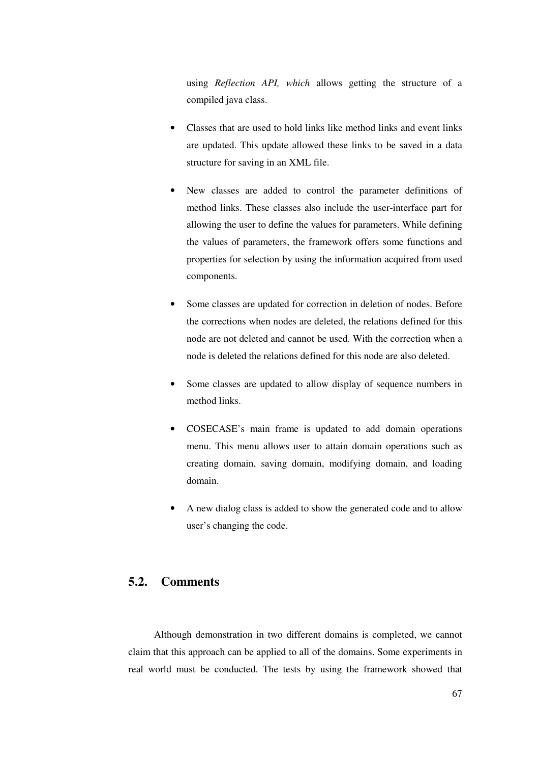using *Reflection API, which* allows getting the structure of a compiled java class.

- Classes that are used to hold links like method links and event links are updated. This update allowed these links to be saved in a data structure for saving in an XML file.

- New classes are added to control the parameter definitions of method links. These classes also include the user-interface part for allowing the user to define the values for parameters. While defining the values of parameters, the framework offers some functions and properties for selection by using the information acquired from used components.

- Some classes are updated for correction in deletion of nodes. Before the corrections when nodes are deleted, the relations defined for this node are not deleted and cannot be used. With the correction when a node is deleted the relations defined for this node are also deleted.

- Some classes are updated to allow display of sequence numbers in method links.

- COSECASE's main frame is updated to add domain operations menu. This menu allows user to attain domain operations such as creating domain, saving domain, modifying domain, and loading domain.

- A new dialog class is added to show the generated code and to allow user's changing the code.

## 5.2. Comments

Although demonstration in two different domains is completed, we cannot claim that this approach can be applied to all of the domains. Some experiments in real world must be conducted. The tests by using the framework showed that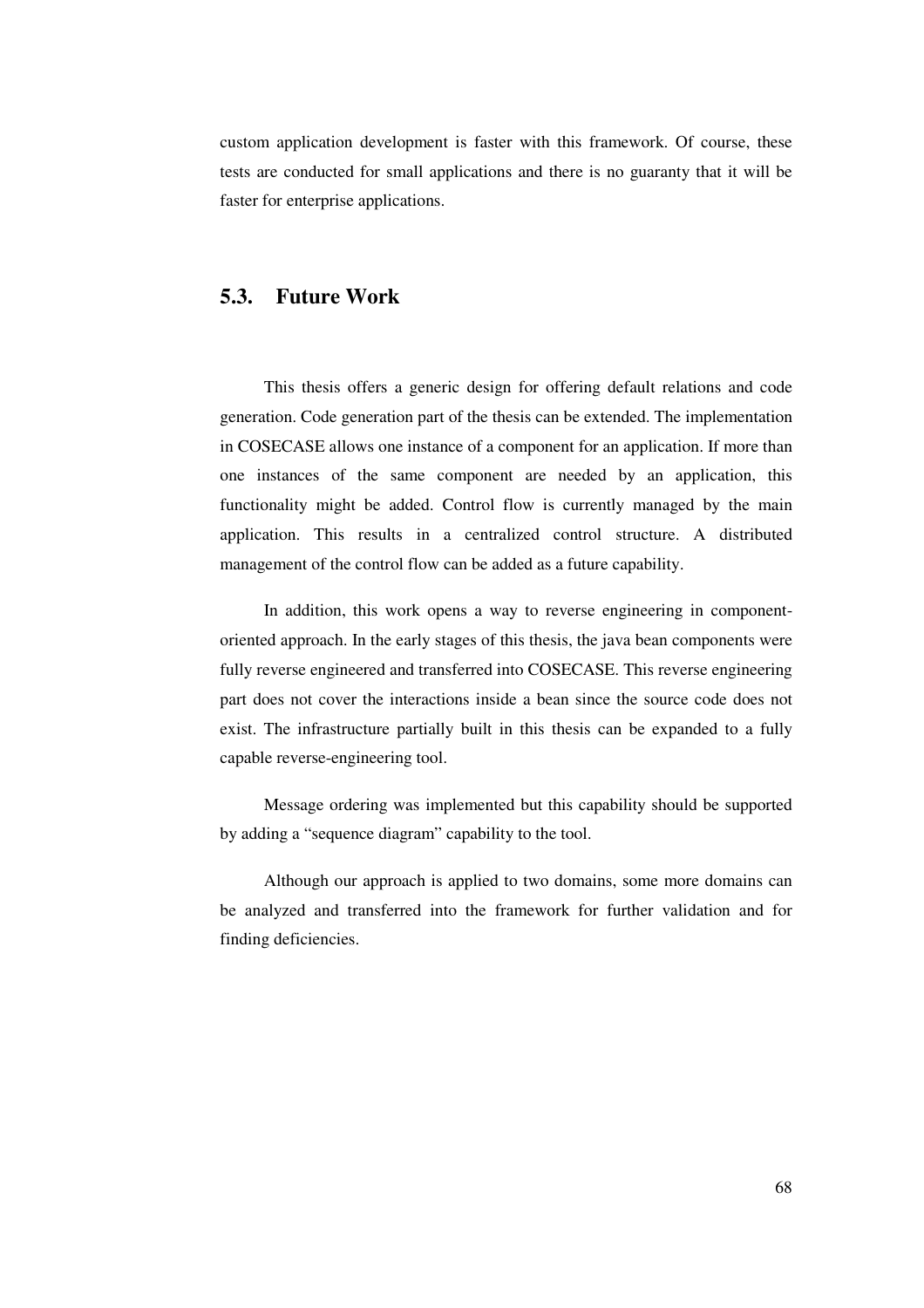custom application development is faster with this framework. Of course, these tests are conducted for small applications and there is no guaranty that it will be faster for enterprise applications.

## 5.3. Future Work

This thesis offers a generic design for offering default relations and code generation. Code generation part of the thesis can be extended. The implementation in COSECASE allows one instance of a component for an application. If more than one instances of the same component are needed by an application, this functionality might be added. Control flow is currently managed by the main application. This results in a centralized control structure. A distributed management of the control flow can be added as a future capability.

In addition, this work opens a way to reverse engineering in component-oriented approach. In the early stages of this thesis, the java bean components were fully reverse engineered and transferred into COSECASE. This reverse engineering part does not cover the interactions inside a bean since the source code does not exist. The infrastructure partially built in this thesis can be expanded to a fully capable reverse-engineering tool.

Message ordering was implemented but this capability should be supported by adding a "sequence diagram" capability to the tool.

Although our approach is applied to two domains, some more domains can be analyzed and transferred into the framework for further validation and for finding deficiencies.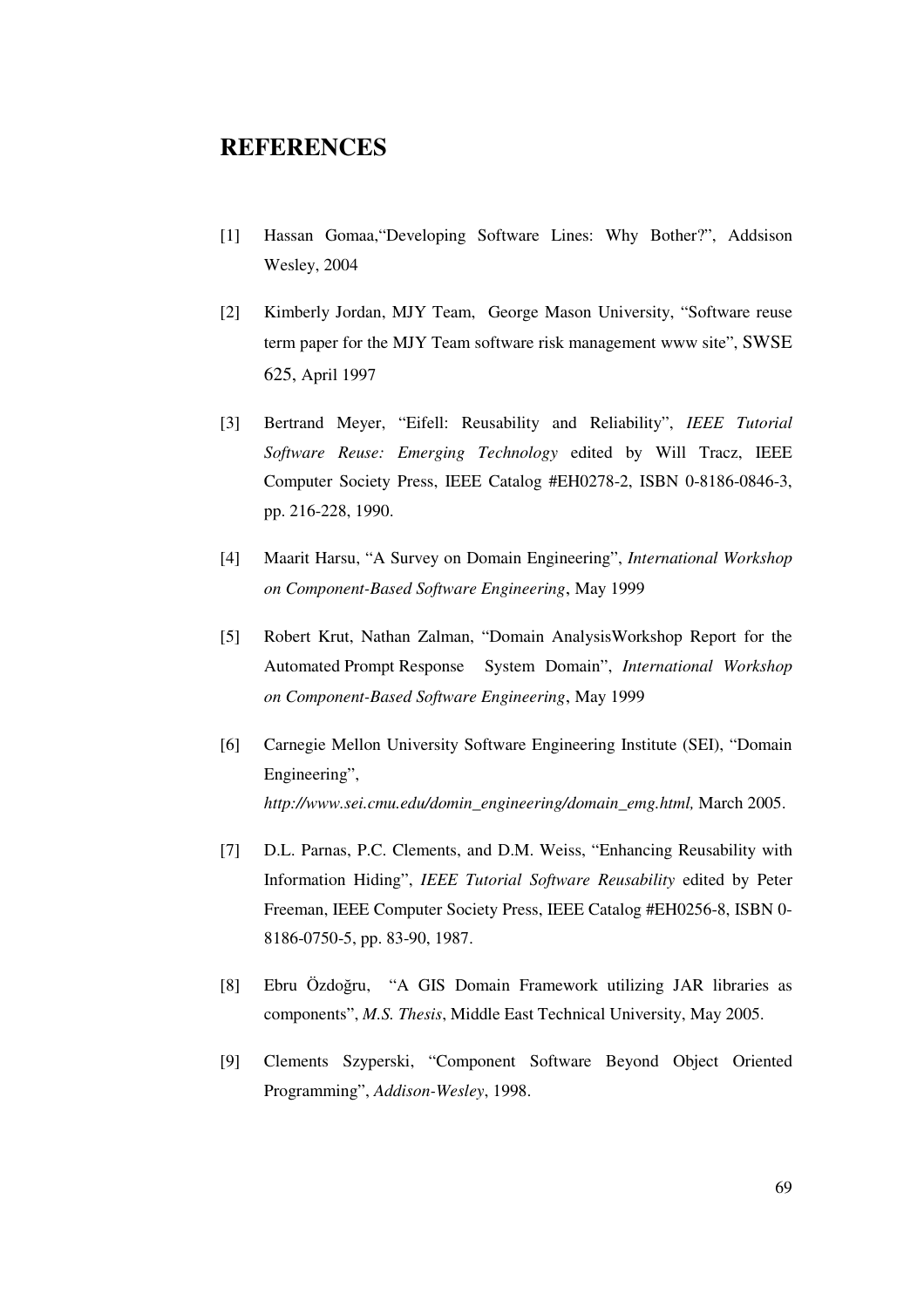# REFERENCES

[1] Hassan Gomaa,"Developing Software Lines: Why Bother?", Addsison Wesley, 2004

[2] Kimberly Jordan, MJY Team, George Mason University, "Software reuse term paper for the MJY Team software risk management www site", SWSE 625, April 1997

[3] Bertrand Meyer, "Eifell: Reusability and Reliability", *IEEE Tutorial Software Reuse: Emerging Technology* edited by Will Tracz, IEEE Computer Society Press, IEEE Catalog #EH0278-2, ISBN 0-8186-0846-3, pp. 216-228, 1990.

[4] Maarit Harsu, "A Survey on Domain Engineering", *International Workshop on Component-Based Software Engineering*, May 1999

[5] Robert Krut, Nathan Zalman, "Domain AnalysisWorkshop Report for the Automated Prompt Response System Domain", *International Workshop on Component-Based Software Engineering*, May 1999

[6] Carnegie Mellon University Software Engineering Institute (SEI), "Domain Engineering", *http://www.sei.cmu.edu/domin_engineering/domain_emg.html,* March 2005.

[7] D.L. Parnas, P.C. Clements, and D.M. Weiss, "Enhancing Reusability with Information Hiding", *IEEE Tutorial Software Reusability* edited by Peter Freeman, IEEE Computer Society Press, IEEE Catalog #EH0256-8, ISBN 0-8186-0750-5, pp. 83-90, 1987.

[8] Ebru Özdoğru, "A GIS Domain Framework utilizing JAR libraries as components", *M.S. Thesis*, Middle East Technical University, May 2005.

[9] Clements Szyperski, "Component Software Beyond Object Oriented Programming", *Addison-Wesley*, 1998.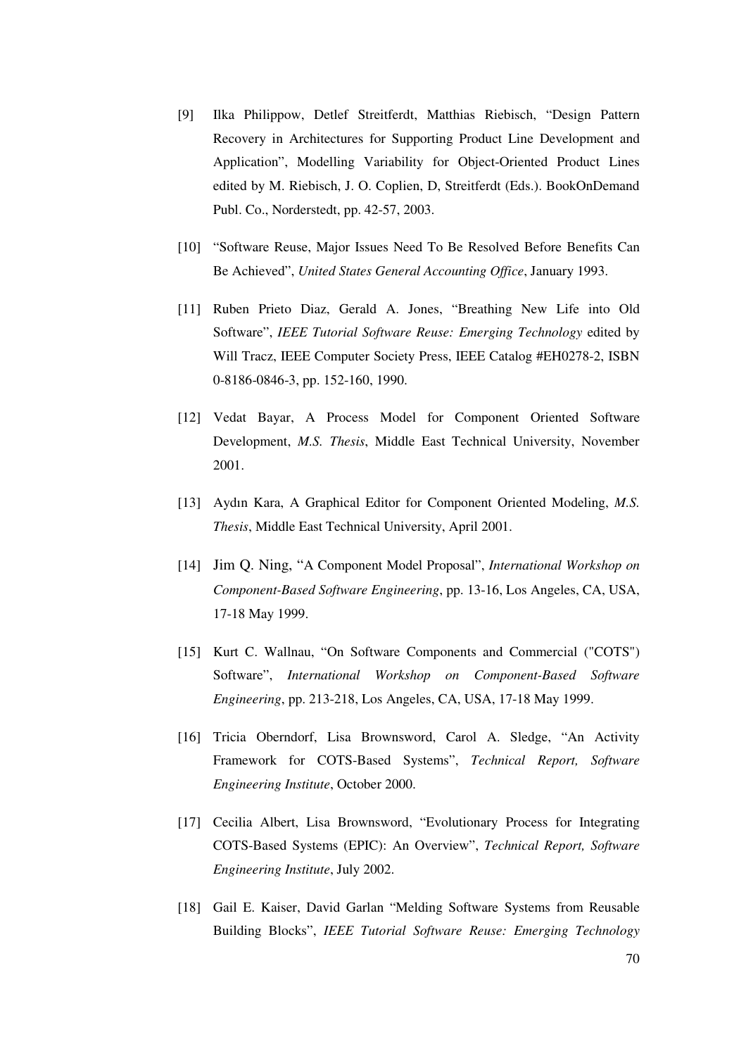[9] Ilka Philippow, Detlef Streitferdt, Matthias Riebisch, “Design Pattern Recovery in Architectures for Supporting Product Line Development and Application”, Modelling Variability for Object-Oriented Product Lines edited by M. Riebisch, J. O. Coplien, D, Streitferdt (Eds.). BookOnDemand Publ. Co., Norderstedt, pp. 42-57, 2003.

[10] “Software Reuse, Major Issues Need To Be Resolved Before Benefits Can Be Achieved”, *United States General Accounting Office*, January 1993.

[11] Ruben Prieto Diaz, Gerald A. Jones, “Breathing New Life into Old Software”, *IEEE Tutorial Software Reuse: Emerging Technology* edited by Will Tracz, IEEE Computer Society Press, IEEE Catalog #EH0278-2, ISBN 0-8186-0846-3, pp. 152-160, 1990.

[12] Vedat Bayar, A Process Model for Component Oriented Software Development, *M.S. Thesis*, Middle East Technical University, November 2001.

[13] Aydın Kara, A Graphical Editor for Component Oriented Modeling, *M.S. Thesis*, Middle East Technical University, April 2001.

[14] Jim Q. Ning, “A Component Model Proposal”, *International Workshop on Component-Based Software Engineering*, pp. 13-16, Los Angeles, CA, USA, 17-18 May 1999.

[15] Kurt C. Wallnau, “On Software Components and Commercial ("COTS") Software”, *International Workshop on Component-Based Software Engineering*, pp. 213-218, Los Angeles, CA, USA, 17-18 May 1999.

[16] Tricia Oberndorf, Lisa Brownsword, Carol A. Sledge, “An Activity Framework for COTS-Based Systems”, *Technical Report, Software Engineering Institute*, October 2000.

[17] Cecilia Albert, Lisa Brownsword, “Evolutionary Process for Integrating COTS-Based Systems (EPIC): An Overview”, *Technical Report, Software Engineering Institute*, July 2002.

[18] Gail E. Kaiser, David Garlan “Melding Software Systems from Reusable Building Blocks”, *IEEE Tutorial Software Reuse: Emerging Technology*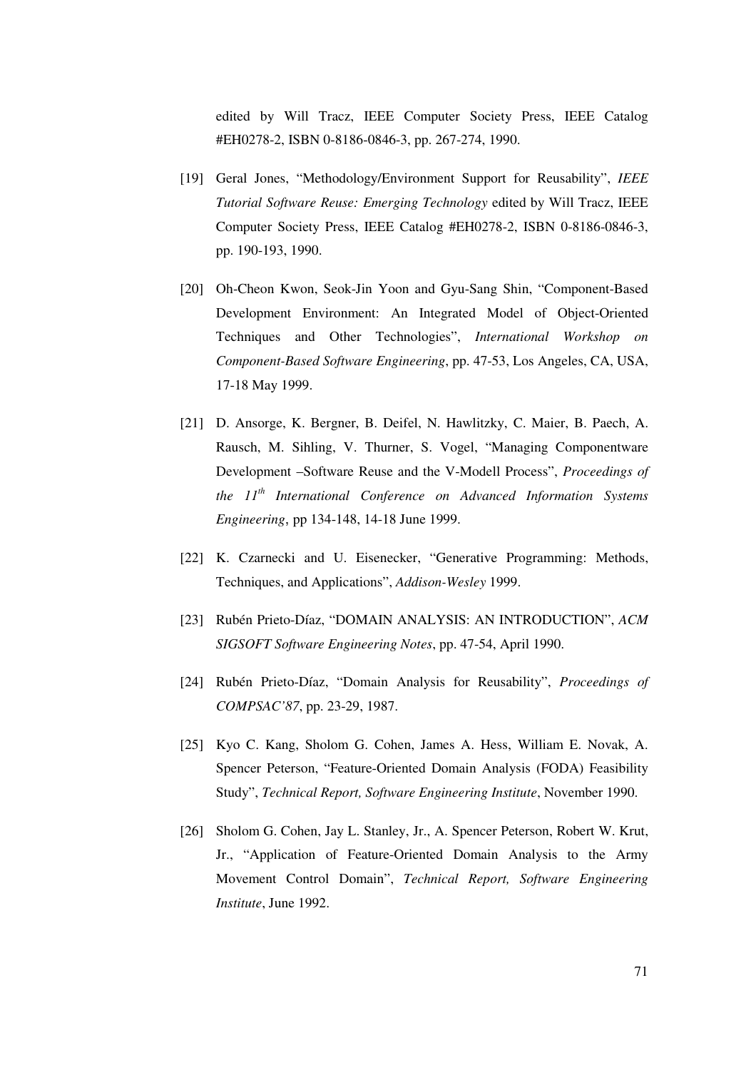edited by Will Tracz, IEEE Computer Society Press, IEEE Catalog #EH0278-2, ISBN 0-8186-0846-3, pp. 267-274, 1990.

[19] Geral Jones, "Methodology/Environment Support for Reusability", *IEEE Tutorial Software Reuse: Emerging Technology* edited by Will Tracz, IEEE Computer Society Press, IEEE Catalog #EH0278-2, ISBN 0-8186-0846-3, pp. 190-193, 1990.

[20] Oh-Cheon Kwon, Seok-Jin Yoon and Gyu-Sang Shin, "Component-Based Development Environment: An Integrated Model of Object-Oriented Techniques and Other Technologies", *International Workshop on Component-Based Software Engineering*, pp. 47-53, Los Angeles, CA, USA, 17-18 May 1999.

[21] D. Ansorge, K. Bergner, B. Deifel, N. Hawlitzky, C. Maier, B. Paech, A. Rausch, M. Sihling, V. Thurner, S. Vogel, "Managing Componentware Development –Software Reuse and the V-Modell Process", *Proceedings of the 11th International Conference on Advanced Information Systems Engineering*, pp 134-148, 14-18 June 1999.

[22] K. Czarnecki and U. Eisenecker, "Generative Programming: Methods, Techniques, and Applications", *Addison-Wesley* 1999.

[23] Rubén Prieto-Díaz, "DOMAIN ANALYSIS: AN INTRODUCTION", *ACM SIGSOFT Software Engineering Notes*, pp. 47-54, April 1990.

[24] Rubén Prieto-Díaz, "Domain Analysis for Reusability", *Proceedings of COMPSAC'87*, pp. 23-29, 1987.

[25] Kyo C. Kang, Sholom G. Cohen, James A. Hess, William E. Novak, A. Spencer Peterson, "Feature-Oriented Domain Analysis (FODA) Feasibility Study", *Technical Report, Software Engineering Institute*, November 1990.

[26] Sholom G. Cohen, Jay L. Stanley, Jr., A. Spencer Peterson, Robert W. Krut, Jr., "Application of Feature-Oriented Domain Analysis to the Army Movement Control Domain", *Technical Report, Software Engineering Institute*, June 1992.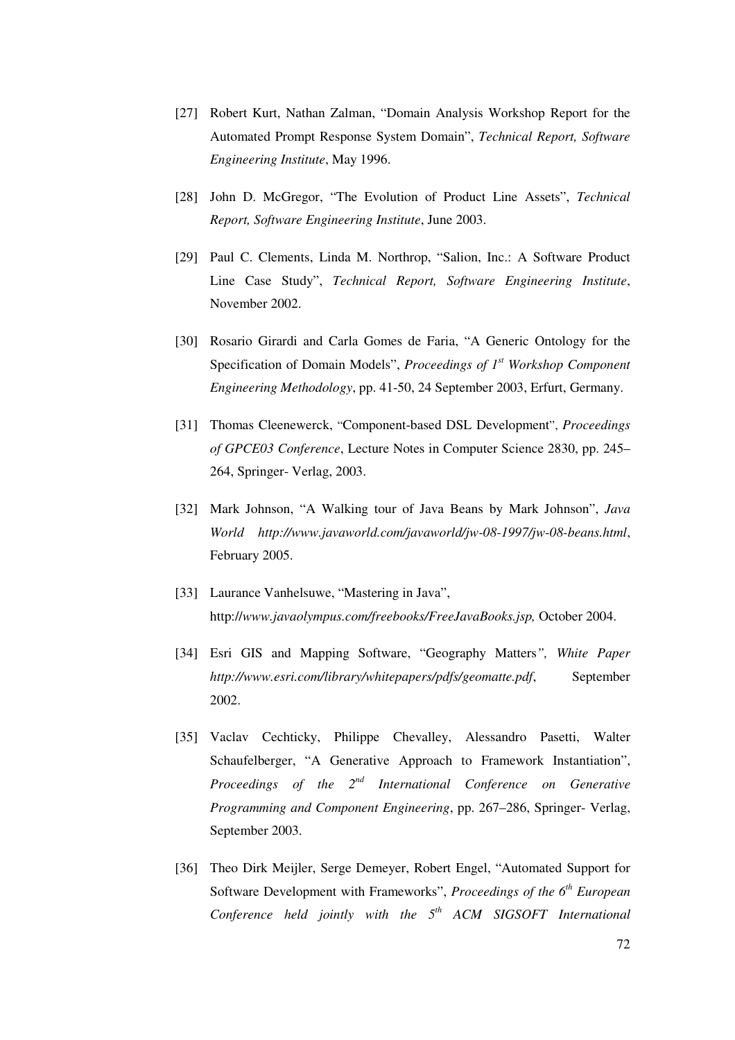[27] Robert Kurt, Nathan Zalman, "Domain Analysis Workshop Report for the Automated Prompt Response System Domain", *Technical Report, Software Engineering Institute*, May 1996.

[28] John D. McGregor, "The Evolution of Product Line Assets", *Technical Report, Software Engineering Institute*, June 2003.

[29] Paul C. Clements, Linda M. Northrop, "Salion, Inc.: A Software Product Line Case Study", *Technical Report, Software Engineering Institute*, November 2002.

[30] Rosario Girardi and Carla Gomes de Faria, "A Generic Ontology for the Specification of Domain Models", *Proceedings of 1st Workshop Component Engineering Methodology*, pp. 41-50, 24 September 2003, Erfurt, Germany.

[31] Thomas Cleenewerck, "Component-based DSL Development", *Proceedings of GPCE03 Conference*, Lecture Notes in Computer Science 2830, pp. 245–264, Springer- Verlag, 2003.

[32] Mark Johnson, "A Walking tour of Java Beans by Mark Johnson", *Java World http://www.javaworld.com/javaworld/jw-08-1997/jw-08-beans.html*, February 2005.

[33] Laurance Vanhelsuwe, "Mastering in Java", http:/*/www.javaolympus.com/freebooks/FreeJavaBooks.jsp,* October 2004.

[34] Esri GIS and Mapping Software, "Geography Matters*", White Paper http://www.esri.com/library/whitepapers/pdfs/geomatte.pdf*, September 2002.

[35] Vaclav Cechticky, Philippe Chevalley, Alessandro Pasetti, Walter Schaufelberger, "A Generative Approach to Framework Instantiation", *Proceedings of the 2nd International Conference on Generative Programming and Component Engineering*, pp. 267–286, Springer- Verlag, September 2003.

[36] Theo Dirk Meijler, Serge Demeyer, Robert Engel, "Automated Support for Software Development with Frameworks", *Proceedings of the 6th European Conference held jointly with the 5th ACM SIGSOFT International*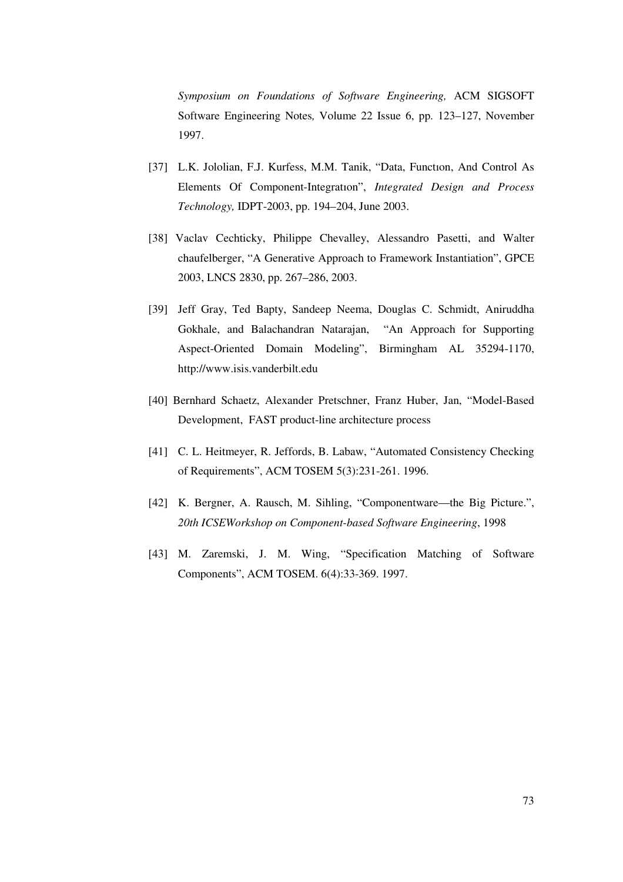*Symposium on Foundations of Software Engineering,* ACM SIGSOFT Software Engineering Notes*,* Volume 22 Issue 6, pp. 123–127, November 1997.

[37] L.K. Jololian, F.J. Kurfess, M.M. Tanik, "Data, Functıon, And Control As Elements Of Component-Integratıon", *Integrated Design and Process Technology,* IDPT-2003, pp. 194–204, June 2003.

[38] Vaclav Cechticky, Philippe Chevalley, Alessandro Pasetti, and Walter chaufelberger, "A Generative Approach to Framework Instantiation", GPCE 2003, LNCS 2830, pp. 267–286, 2003.

[39] Jeff Gray, Ted Bapty, Sandeep Neema, Douglas C. Schmidt, Aniruddha Gokhale, and Balachandran Natarajan, "An Approach for Supporting Aspect-Oriented Domain Modeling", Birmingham AL 35294-1170, http://www.isis.vanderbilt.edu

[40] Bernhard Schaetz, Alexander Pretschner, Franz Huber, Jan, "Model-Based Development, FAST product-line architecture process

[41] C. L. Heitmeyer, R. Jeffords, B. Labaw, "Automated Consistency Checking of Requirements", ACM TOSEM 5(3):231-261. 1996.

[42] K. Bergner, A. Rausch, M. Sihling, "Componentware—the Big Picture.", *20th ICSEWorkshop on Component-based Software Engineering*, 1998

[43] M. Zaremski, J. M. Wing, "Specification Matching of Software Components", ACM TOSEM. 6(4):33-369. 1997.